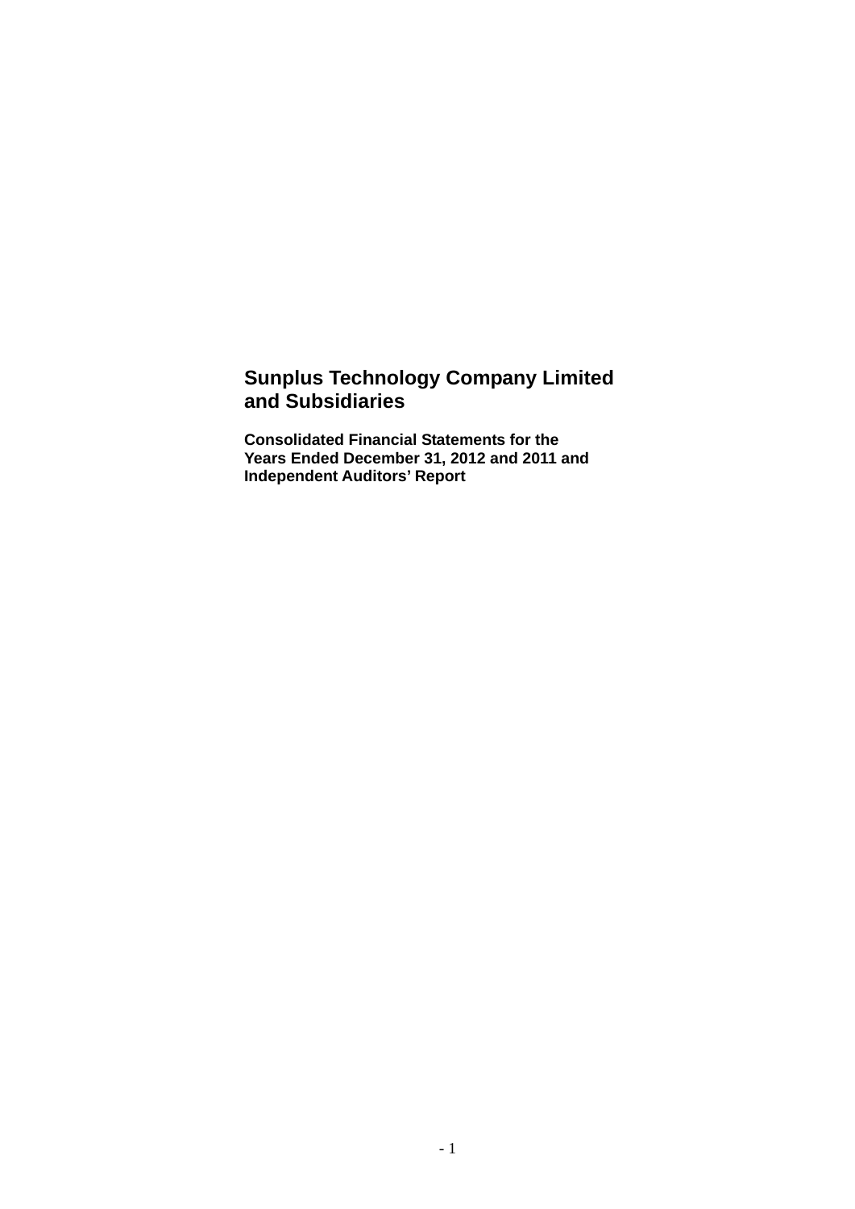# Sunplus Technology Company Limited and Subsidiaries

**Consolidated Financial Statements for the Years Ended December 31, 2012 and 2011 and Independent Auditors' Report**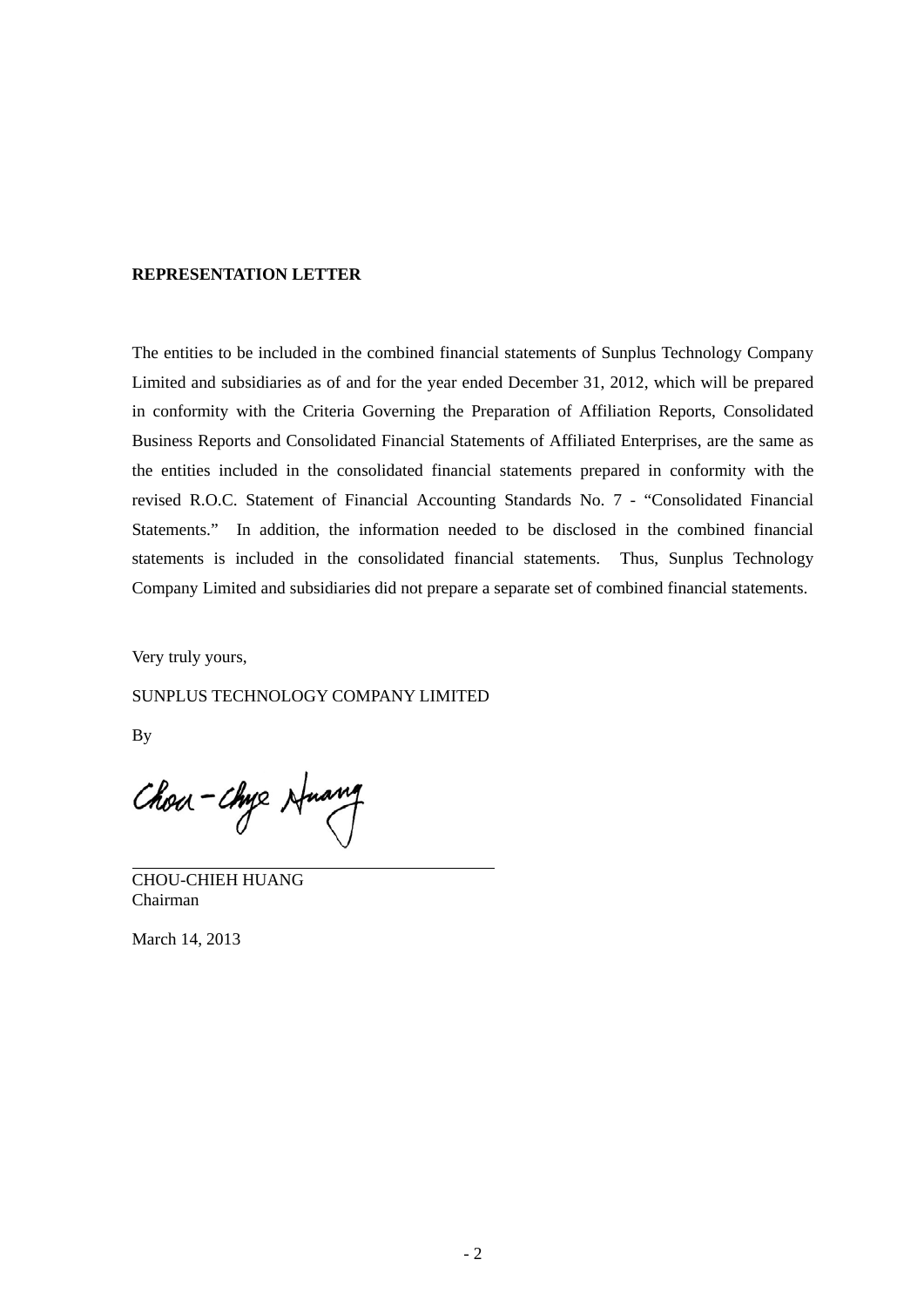**REPRESENTATION LETTER**

The entities to be included in the combined financial statements of Sunplus Technology Company Limited and subsidiaries as of and for the year ended December 31, 2012, which will be prepared in conformity with the Criteria Governing the Preparation of Affiliation Reports, Consolidated Business Reports and Consolidated Financial Statements of Affiliated Enterprises, are the same as the entities included in the consolidated financial statements prepared in conformity with the revised R.O.C. Statement of Financial Accounting Standards No. 7 - "Consolidated Financial Statements." In addition, the information needed to be disclosed in the combined financial statements is included in the consolidated financial statements. Thus, Sunplus Technology Company Limited and subsidiaries did not prepare a separate set of combined financial statements.

Very truly yours,

SUNPLUS TECHNOLOGY COMPANY LIMITED

By

CHOU-CHIEH HUANG
Chairman

March 14, 2013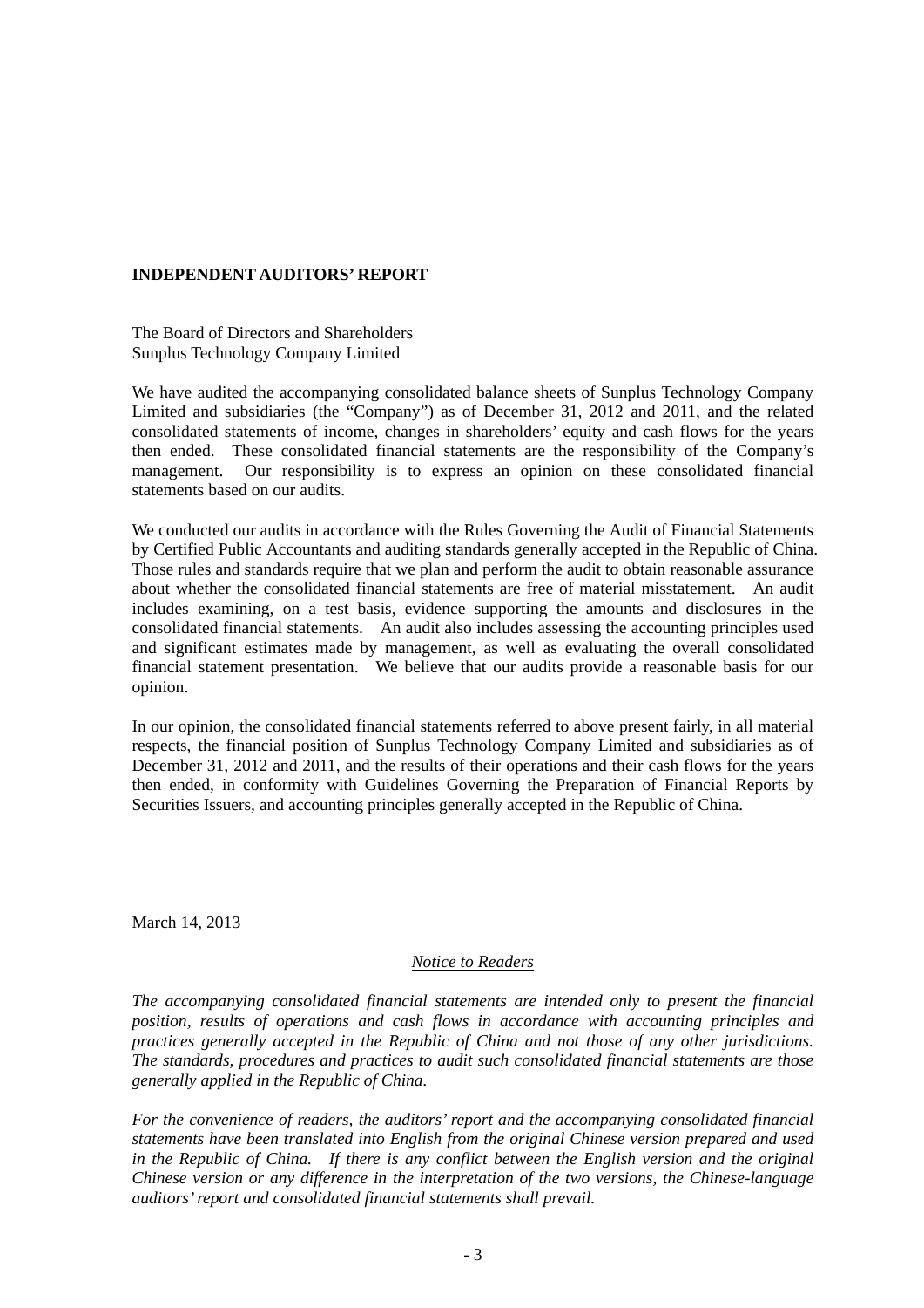**INDEPENDENT AUDITORS' REPORT**

The Board of Directors and Shareholders
Sunplus Technology Company Limited

We have audited the accompanying consolidated balance sheets of Sunplus Technology Company Limited and subsidiaries (the "Company") as of December 31, 2012 and 2011, and the related consolidated statements of income, changes in shareholders' equity and cash flows for the years then ended. These consolidated financial statements are the responsibility of the Company's management. Our responsibility is to express an opinion on these consolidated financial statements based on our audits.

We conducted our audits in accordance with the Rules Governing the Audit of Financial Statements by Certified Public Accountants and auditing standards generally accepted in the Republic of China. Those rules and standards require that we plan and perform the audit to obtain reasonable assurance about whether the consolidated financial statements are free of material misstatement. An audit includes examining, on a test basis, evidence supporting the amounts and disclosures in the consolidated financial statements. An audit also includes assessing the accounting principles used and significant estimates made by management, as well as evaluating the overall consolidated financial statement presentation. We believe that our audits provide a reasonable basis for our opinion.

In our opinion, the consolidated financial statements referred to above present fairly, in all material respects, the financial position of Sunplus Technology Company Limited and subsidiaries as of December 31, 2012 and 2011, and the results of their operations and their cash flows for the years then ended, in conformity with Guidelines Governing the Preparation of Financial Reports by Securities Issuers, and accounting principles generally accepted in the Republic of China.

March 14, 2013

*Notice to Readers*

*The accompanying consolidated financial statements are intended only to present the financial position, results of operations and cash flows in accordance with accounting principles and practices generally accepted in the Republic of China and not those of any other jurisdictions. The standards, procedures and practices to audit such consolidated financial statements are those generally applied in the Republic of China.*

*For the convenience of readers, the auditors' report and the accompanying consolidated financial statements have been translated into English from the original Chinese version prepared and used in the Republic of China. If there is any conflict between the English version and the original Chinese version or any difference in the interpretation of the two versions, the Chinese-language auditors' report and consolidated financial statements shall prevail.*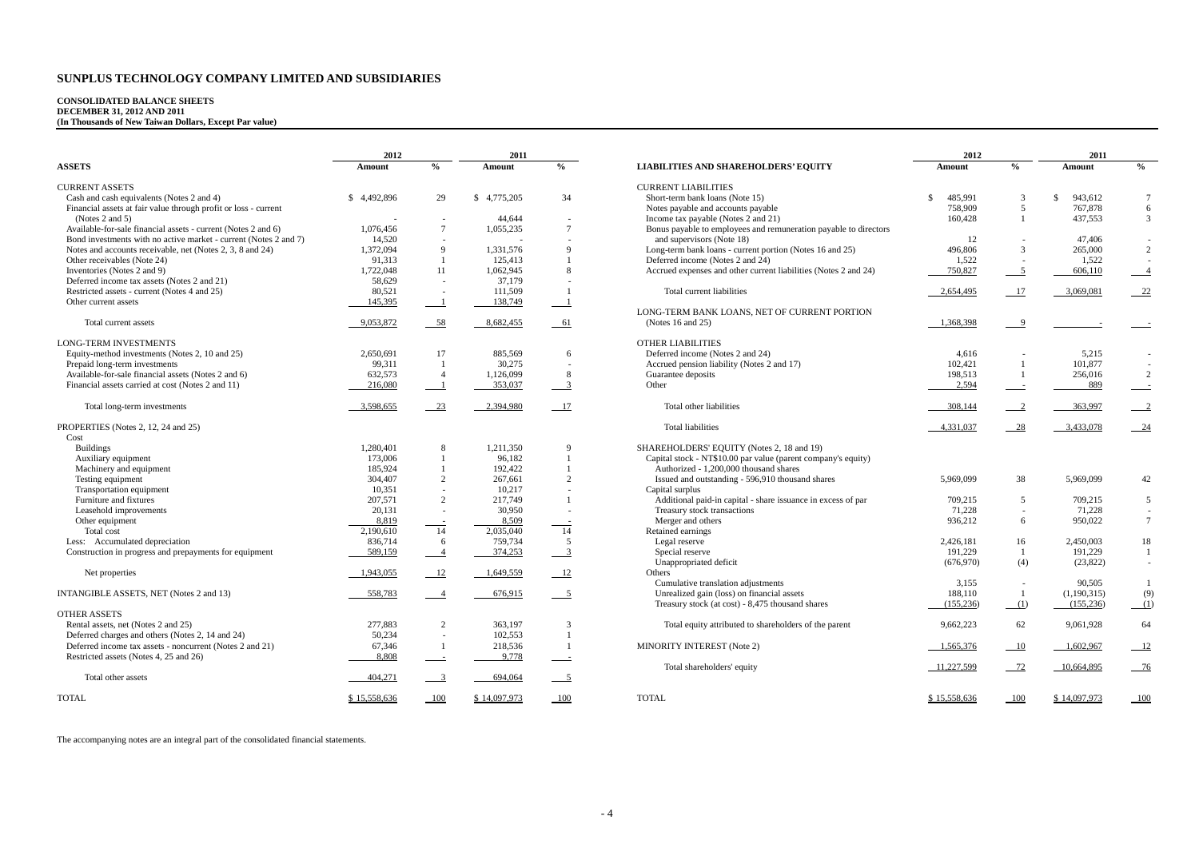# SUNPLUS TECHNOLOGY COMPANY LIMITED AND SUBSIDIARIES

**CONSOLIDATED BALANCE SHEETS**
**DECEMBER 31, 2012 AND 2011**
**(In Thousands of New Taiwan Dollars, Except Par value)**

| ASSETS | 2012 Amount | % | 2011 Amount | % |
|---|---|---|---|---|
| CURRENT ASSETS | | | | |
| Cash and cash equivalents (Notes 2 and 4) | $ 4,492,896 | 29 | $ 4,775,205 | 34 |
| Financial assets at fair value through profit or loss - current (Notes 2 and 5) | - | - | 44,644 | - |
| Available-for-sale financial assets - current (Notes 2 and 6) | 1,076,456 | 7 | 1,055,235 | 7 |
| Bond investments with no active market - current (Notes 2 and 7) | 14,520 | - | - | - |
| Notes and accounts receivable, net (Notes 2, 3, 8 and 24) | 1,372,094 | 9 | 1,331,576 | 9 |
| Other receivables (Note 24) | 91,313 | 1 | 125,413 | 1 |
| Inventories (Notes 2 and 9) | 1,722,048 | 11 | 1,062,945 | 8 |
| Deferred income tax assets (Notes 2 and 21) | 58,629 | - | 37,179 | - |
| Restricted assets - current (Notes 4 and 25) | 80,521 | - | 111,509 | 1 |
| Other current assets | 145,395 | 1 | 138,749 | 1 |
| Total current assets | 9,053,872 | 58 | 8,682,455 | 61 |
| LONG-TERM INVESTMENTS | | | | |
| Equity-method investments (Notes 2, 10 and 25) | 2,650,691 | 17 | 885,569 | 6 |
| Prepaid long-term investments | 99,311 | 1 | 30,275 | - |
| Available-for-sale financial assets (Notes 2 and 6) | 632,573 | 4 | 1,126,099 | 8 |
| Financial assets carried at cost (Notes 2 and 11) | 216,080 | 1 | 353,037 | 3 |
| Total long-term investments | 3,598,655 | 23 | 2,394,980 | 17 |
| PROPERTIES (Notes 2, 12, 24 and 25) | | | | |
| Cost | | | | |
| Buildings | 1,280,401 | 8 | 1,211,350 | 9 |
| Auxiliary equipment | 173,006 | 1 | 96,182 | 1 |
| Machinery and equipment | 185,924 | 1 | 192,422 | 1 |
| Testing equipment | 304,407 | 2 | 267,661 | 2 |
| Transportation equipment | 10,351 | - | 10,217 | - |
| Furniture and fixtures | 207,571 | 2 | 217,749 | 1 |
| Leasehold improvements | 20,131 | - | 30,950 | - |
| Other equipment | 8,819 | - | 8,509 | - |
| Total cost | 2,190,610 | 14 | 2,035,040 | 14 |
| Less: Accumulated depreciation | 836,714 | 6 | 759,734 | 5 |
| Construction in progress and prepayments for equipment | 589,159 | 4 | 374,253 | 3 |
| Net properties | 1,943,055 | 12 | 1,649,559 | 12 |
| INTANGIBLE ASSETS, NET (Notes 2 and 13) | 558,783 | 4 | 676,915 | 5 |
| OTHER ASSETS | | | | |
| Rental assets, net (Notes 2 and 25) | 277,883 | 2 | 363,197 | 3 |
| Deferred charges and others (Notes 2, 14 and 24) | 50,234 | - | 102,553 | 1 |
| Deferred income tax assets - noncurrent (Notes 2 and 21) | 67,346 | 1 | 218,536 | 1 |
| Restricted assets (Notes 4, 25 and 26) | 8,808 | - | 9,778 | - |
| Total other assets | 404,271 | 3 | 694,064 | 5 |
| TOTAL | $ 15,558,636 | 100 | $ 14,097,973 | 100 |

| LIABILITIES AND SHAREHOLDERS' EQUITY | 2012 Amount | % | 2011 Amount | % |
|---|---|---|---|---|
| CURRENT LIABILITIES | | | | |
| Short-term bank loans (Note 15) | $ 485,991 | 3 | $ 943,612 | 7 |
| Notes payable and accounts payable | 758,909 | 5 | 767,878 | 6 |
| Income tax payable (Notes 2 and 21) | 160,428 | 1 | 437,553 | 3 |
| Bonus payable to employees and remuneration payable to directors and supervisors (Note 18) | 12 | - | 47,406 | - |
| Long-term bank loans - current portion (Notes 16 and 25) | 496,806 | 3 | 265,000 | 2 |
| Deferred income (Notes 2 and 24) | 1,522 | - | 1,522 | - |
| Accrued expenses and other current liabilities (Notes 2 and 24) | 750,827 | 5 | 606,110 | 4 |
| Total current liabilities | 2,654,495 | 17 | 3,069,081 | 22 |
| LONG-TERM BANK LOANS, NET OF CURRENT PORTION (Notes 16 and 25) | 1,368,398 | 9 | - | - |
| OTHER LIABILITIES | | | | |
| Deferred income (Notes 2 and 24) | 4,616 | - | 5,215 | - |
| Accrued pension liability (Notes 2 and 17) | 102,421 | 1 | 101,877 | - |
| Guarantee deposits | 198,513 | 1 | 256,016 | 2 |
| Other | 2,594 | - | 889 | - |
| Total other liabilities | 308,144 | 2 | 363,997 | 2 |
| Total liabilities | 4,331,037 | 28 | 3,433,078 | 24 |
| SHAREHOLDERS' EQUITY (Notes 2, 18 and 19) | | | | |
| Capital stock - NT$10.00 par value (parent company's equity) | | | | |
| Authorized - 1,200,000 thousand shares | | | | |
| Issued and outstanding - 596,910 thousand shares | 5,969,099 | 38 | 5,969,099 | 42 |
| Capital surplus | | | | |
| Additional paid-in capital - share issuance in excess of par | 709,215 | 5 | 709,215 | 5 |
| Treasury stock transactions | 71,228 | - | 71,228 | - |
| Merger and others | 936,212 | 6 | 950,022 | 7 |
| Retained earnings | | | | |
| Legal reserve | 2,426,181 | 16 | 2,450,003 | 18 |
| Special reserve | 191,229 | 1 | 191,229 | 1 |
| Unappropriated deficit | (676,970) | (4) | (23,822) | - |
| Others | | | | |
| Cumulative translation adjustments | 3,155 | - | 90,505 | 1 |
| Unrealized gain (loss) on financial assets | 188,110 | 1 | (1,190,315) | (9) |
| Treasury stock (at cost) - 8,475 thousand shares | (155,236) | (1) | (155,236) | (1) |
| Total equity attributed to shareholders of the parent | 9,662,223 | 62 | 9,061,928 | 64 |
| MINORITY INTEREST (Note 2) | 1,565,376 | 10 | 1,602,967 | 12 |
| Total shareholders' equity | 11,227,599 | 72 | 10,664,895 | 76 |
| TOTAL | $ 15,558,636 | 100 | $ 14,097,973 | 100 |

The accompanying notes are an integral part of the consolidated financial statements.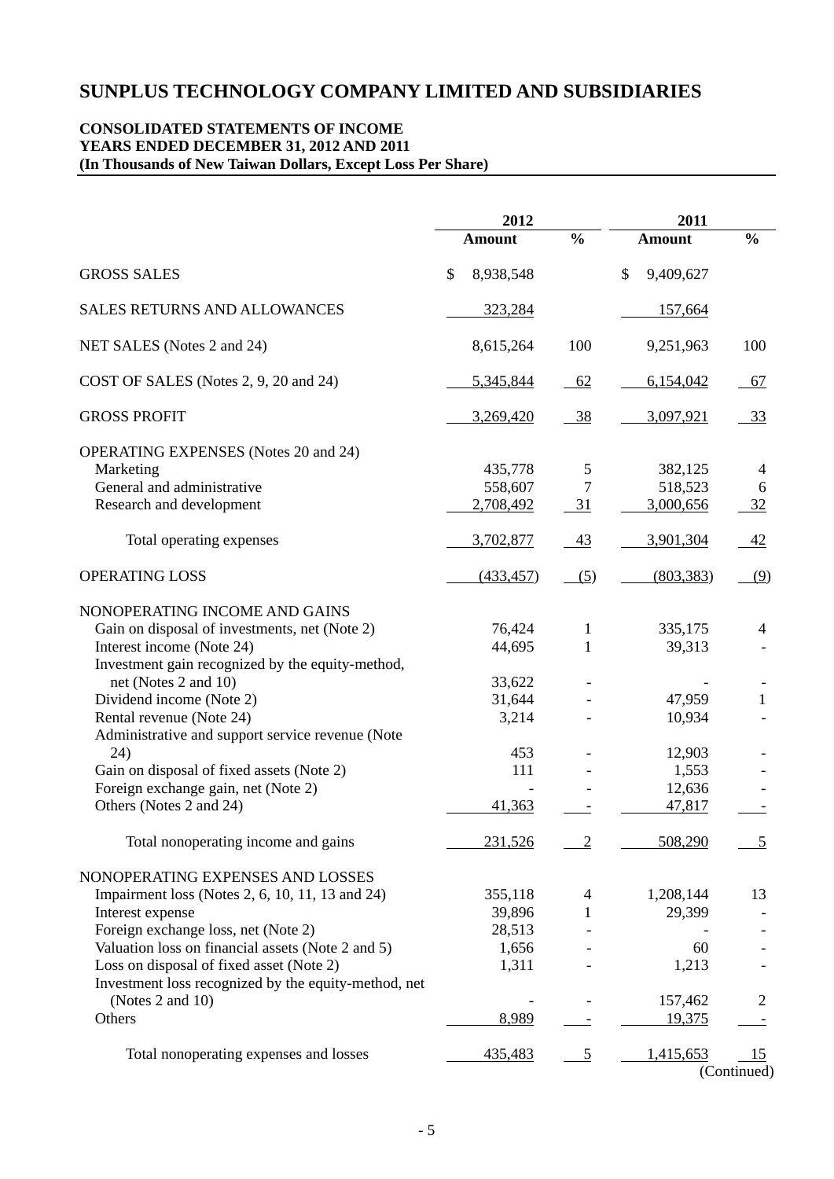# SUNPLUS TECHNOLOGY COMPANY LIMITED AND SUBSIDIARIES

**CONSOLIDATED STATEMENTS OF INCOME**
**YEARS ENDED DECEMBER 31, 2012 AND 2011**
**(In Thousands of New Taiwan Dollars, Except Loss Per Share)**

| | 2012 | | 2011 | |
|---|---|---|---|---|
| | **Amount** | **%** | **Amount** | **%** |
| GROSS SALES | $ 8,938,548 | | $ 9,409,627 | |
| SALES RETURNS AND ALLOWANCES | 323,284 | | 157,664 | |
| NET SALES (Notes 2 and 24) | 8,615,264 | 100 | 9,251,963 | 100 |
| COST OF SALES (Notes 2, 9, 20 and 24) | 5,345,844 | 62 | 6,154,042 | 67 |
| GROSS PROFIT | 3,269,420 | 38 | 3,097,921 | 33 |
| OPERATING EXPENSES (Notes 20 and 24) | | | | |
| Marketing | 435,778 | 5 | 382,125 | 4 |
| General and administrative | 558,607 | 7 | 518,523 | 6 |
| Research and development | 2,708,492 | 31 | 3,000,656 | 32 |
| Total operating expenses | 3,702,877 | 43 | 3,901,304 | 42 |
| OPERATING LOSS | (433,457) | (5) | (803,383) | (9) |
| NONOPERATING INCOME AND GAINS | | | | |
| Gain on disposal of investments, net (Note 2) | 76,424 | 1 | 335,175 | 4 |
| Interest income (Note 24) | 44,695 | 1 | 39,313 | - |
| Investment gain recognized by the equity-method, net (Notes 2 and 10) | 33,622 | - | - | - |
| Dividend income (Note 2) | 31,644 | - | 47,959 | 1 |
| Rental revenue (Note 24) | 3,214 | - | 10,934 | - |
| Administrative and support service revenue (Note 24) | 453 | - | 12,903 | - |
| Gain on disposal of fixed assets (Note 2) | 111 | - | 1,553 | - |
| Foreign exchange gain, net (Note 2) | - | - | 12,636 | - |
| Others (Notes 2 and 24) | 41,363 | - | 47,817 | - |
| Total nonoperating income and gains | 231,526 | 2 | 508,290 | 5 |
| NONOPERATING EXPENSES AND LOSSES | | | | |
| Impairment loss (Notes 2, 6, 10, 11, 13 and 24) | 355,118 | 4 | 1,208,144 | 13 |
| Interest expense | 39,896 | 1 | 29,399 | - |
| Foreign exchange loss, net (Note 2) | 28,513 | - | - | - |
| Valuation loss on financial assets (Note 2 and 5) | 1,656 | - | 60 | - |
| Loss on disposal of fixed asset (Note 2) | 1,311 | - | 1,213 | - |
| Investment loss recognized by the equity-method, net (Notes 2 and 10) | - | - | 157,462 | 2 |
| Others | 8,989 | - | 19,375 | - |
| Total nonoperating expenses and losses | 435,483 | 5 | 1,415,653 | 15 |

(Continued)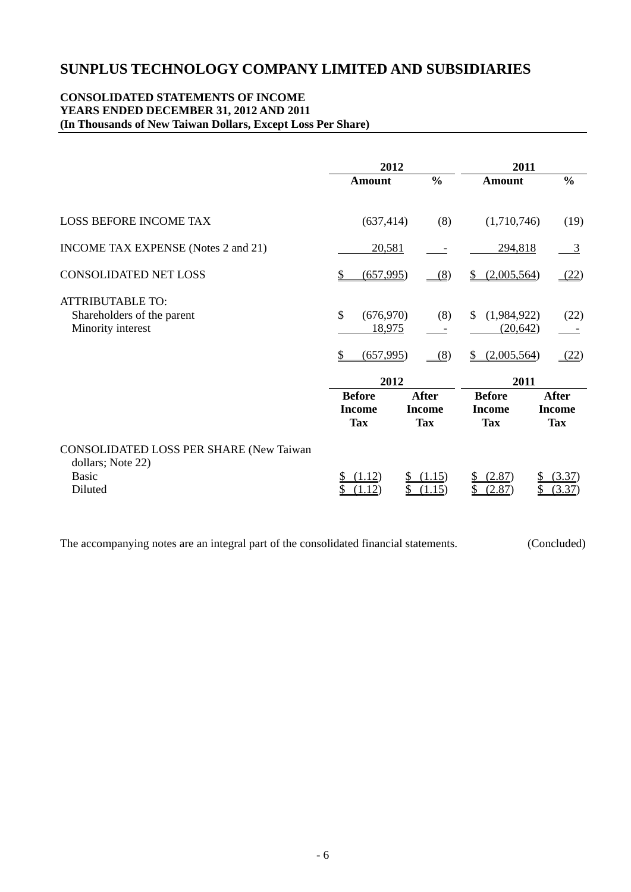# SUNPLUS TECHNOLOGY COMPANY LIMITED AND SUBSIDIARIES

**CONSOLIDATED STATEMENTS OF INCOME**
**YEARS ENDED DECEMBER 31, 2012 AND 2011**
**(In Thousands of New Taiwan Dollars, Except Loss Per Share)**

| | 2012 | | 2011 | |
|---|---|---|---|---|
| | **Amount** | **%** | **Amount** | **%** |
| LOSS BEFORE INCOME TAX | (637,414) | (8) | (1,710,746) | (19) |
| INCOME TAX EXPENSE (Notes 2 and 21) | 20,581 | - | 294,818 | 3 |
| CONSOLIDATED NET LOSS | $ (657,995) | (8) | $ (2,005,564) | (22) |
| ATTRIBUTABLE TO: | | | | |
| Shareholders of the parent | $ (676,970) | (8) | $ (1,984,922) | (22) |
| Minority interest | 18,975 | - | (20,642) | - |
| | $ (657,995) | (8) | $ (2,005,564) | (22) |

| | 2012 | | 2011 | |
|---|---|---|---|---|
| | **Before Income Tax** | **After Income Tax** | **Before Income Tax** | **After Income Tax** |
| CONSOLIDATED LOSS PER SHARE (New Taiwan dollars; Note 22) | | | | |
| Basic | $ (1.12) | $ (1.15) | $ (2.87) | $ (3.37) |
| Diluted | $ (1.12) | $ (1.15) | $ (2.87) | $ (3.37) |

The accompanying notes are an integral part of the consolidated financial statements. (Concluded)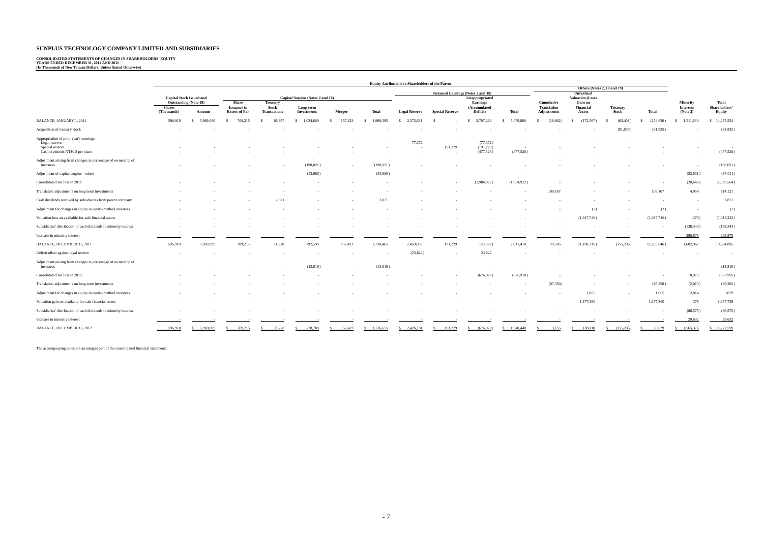# SUNPLUS TECHNOLOGY COMPANY LIMITED AND SUBSIDIARIES

**CONSOLIDATED STATEMENTS OF CHANGES IN SHAREHOLDERS' EQUITY**
**YEARS ENDED DECEMBER 31, 2012 AND 2011**
**(In Thousands of New Taiwan Dollars, Unless Stated Otherwise)**

| | Equity Attributable to Shareholders of the Parent | | | | | | | | | | | | | | | | | | |
|---|---|---|---|---|---|---|---|---|---|---|---|---|---|---|---|---|---|---|---|
| | Capital Stock Issued and Outstanding (Note 18) | | Capital Surplus (Notes 2 and 18) | | | | | Retained Earnings (Notes 2 and 18) | | | | Others (Notes 2, 18 and 19) | | | | | |
| | Shares (Thousands) | Amount | Share Issuance in Excess of Par | Treasury Stock Transactions | Long-term Investments | Merger | Total | Legal Reserve | Special Reserve | Unappropriated Earnings (Accumulated Deficit) | Total | Cumulative Translation Adjustments | Unrealized Valuation (Loss) Gain on Financial Assets | Treasury Stock | Total | Minority Interests (Note 2) | Total Shareholders' Equity |
| BALANCE, JANUARY 1, 2011 | 596,910 | $ 5,969,099 | $ 709,215 | $ 68,357 | $ 1,034,600 | $ 157,423 | $ 1,969,595 | $ 2,372,631 | $ - | $ 2,707,229 | $ 5,079,860 | $ (18,662) | $ (172,567) | $ (63,401) | $ (254,630) | $ 1,511,630 | $ 14,275,554 |
| Acquisition of treasury stock | - | - | - | - | - | - | - | - | - | - | - | - | - | (91,835) | (91,835) | - | (91,835) |
| Appropriation of prior year's earnings: | | | | | | | | | | | | | | | | | |
| Legal reserve | - | - | - | - | - | - | - | 77,372 | - | (77,372) | - | - | - | - | - | - | - |
| Special reserve | - | - | - | - | - | - | - | - | 191,229 | (191,229) | - | - | - | - | - | - | - |
| Cash dividends NT$0.8 per share | - | - | - | - | - | - | - | - | - | (477,528) | (477,528) | - | - | - | - | - | (477,528) |
| Adjustment arising from changes in percentage of ownership of investees | - | - | - | - | (198,021) | - | (198,021) | - | - | - | - | - | - | - | - | - | (198,021) |
| Adjustment of capital surplus - others | - | - | - | - | (43,980) | - | (43,980) | - | - | - | - | - | - | - | - | (53,031) | (97,011) |
| Consolidated net loss in 2011 | - | - | - | - | - | - | - | - | - | (1,984,922) | (1,984,922) | - | - | - | - | (20,642) | (2,005,564) |
| Translation adjustments on long-term investments | - | - | - | - | - | - | - | - | - | - | - | 109,167 | - | - | 109,167 | 4,954 | 114,121 |
| Cash dividends received by subsidiaries from parent company | - | - | - | 2,871 | - | - | 2,871 | - | - | - | - | - | - | - | - | - | 2,871 |
| Adjustment for changes in equity in equity-method investees | - | - | - | - | - | - | - | - | - | - | - | - | (2) | - | (2) | - | (2) |
| Valuation loss on available-for-sale financial assets | - | - | - | - | - | - | - | - | - | - | - | - | (1,017,746) | - | (1,017,746) | (476) | (1,018,222) |
| Subsidiaries' distribution of cash dividends to minority interest | - | - | - | - | - | - | - | - | - | - | - | - | - | - | - | (138,343) | (138,343) |
| Increase in minority interest | - | - | - | - | - | - | - | - | - | - | - | - | - | - | - | 298,875 | 298,875 |
| BALANCE, DECEMBER 31, 2011 | 596,910 | 5,969,099 | 709,215 | 71,228 | 792,599 | 157,423 | 1,730,465 | 2,450,003 | 191,229 | (23,822) | 2,617,410 | 90,505 | (1,190,315) | (155,236) | (1,255,046) | 1,602,967 | 10,664,895 |
| Deficit offset against legal reserve | - | - | - | - | - | - | - | (23,822) | - | 23,822 | - | - | - | - | - | - | - |
| Adjustment arising from changes in percentage of ownership of investees | - | - | - | - | (13,810) | - | (13,810) | - | - | - | - | - | - | - | - | - | (13,810) |
| Consolidated net loss in 2012 | - | - | - | - | - | - | - | - | - | (676,970) | (676,970) | - | - | - | - | 18,975 | (657,995) |
| Translation adjustments on long-term investments | - | - | - | - | - | - | - | - | - | - | - | (87,350) | - | - | (87,350) | (2,015) | (89,365) |
| Adjustment for changes in equity in equity-method investees | - | - | - | - | - | - | - | - | - | - | - | - | 1,065 | - | 1,065 | 2,014 | 3,079 |
| Valuation gain on available-for-sale financial assets | - | - | - | - | - | - | - | - | - | - | - | - | 1,377,360 | - | 1,377,360 | 378 | 1,377,738 |
| Subsidiaries' distribution of cash dividends to minority interest | - | - | - | - | - | - | - | - | - | - | - | - | - | - | - | (86,575) | (86,575) |
| Increase in minority interest | - | - | - | - | - | - | - | - | - | - | - | - | - | - | - | 29,632 | 29,632 |
| BALANCE, DECEMBER 31, 2012 | 596,910 | $ 5,969,099 | $ 709,215 | $ 71,228 | $ 778,789 | $ 157,423 | $ 1,716,655 | $ 2,426,181 | $ 191,229 | $ (676,970) | $ 1,940,440 | $ 3,155 | $ 188,110 | $ (155,236) | $ 36,029 | $ 1,565,376 | $ 11,227,599 |

The accompanying notes are an integral part of the consolidated financial statements.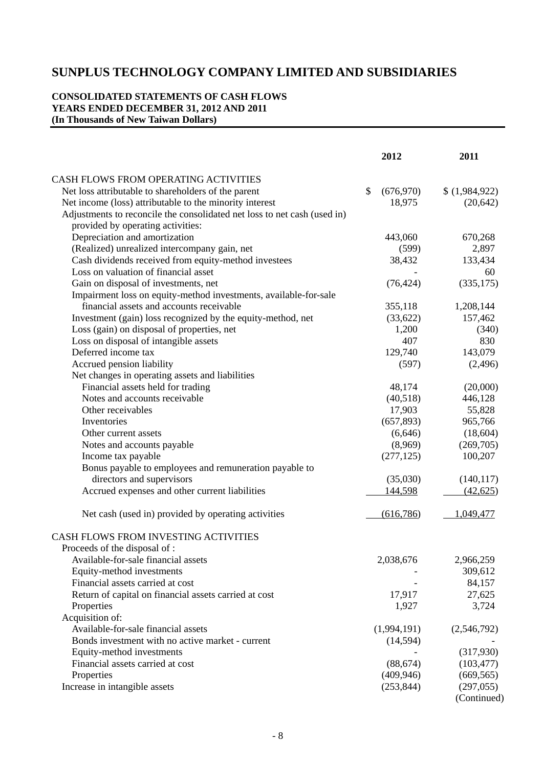# SUNPLUS TECHNOLOGY COMPANY LIMITED AND SUBSIDIARIES

**CONSOLIDATED STATEMENTS OF CASH FLOWS**
**YEARS ENDED DECEMBER 31, 2012 AND 2011**
**(In Thousands of New Taiwan Dollars)**

| | 2012 | 2011 |
|---|---|---|
| CASH FLOWS FROM OPERATING ACTIVITIES | | |
| Net loss attributable to shareholders of the parent | $ (676,970) | $ (1,984,922) |
| Net income (loss) attributable to the minority interest | 18,975 | (20,642) |
| Adjustments to reconcile the consolidated net loss to net cash (used in) provided by operating activities: | | |
| Depreciation and amortization | 443,060 | 670,268 |
| (Realized) unrealized intercompany gain, net | (599) | 2,897 |
| Cash dividends received from equity-method investees | 38,432 | 133,434 |
| Loss on valuation of financial asset | - | 60 |
| Gain on disposal of investments, net | (76,424) | (335,175) |
| Impairment loss on equity-method investments, available-for-sale financial assets and accounts receivable | 355,118 | 1,208,144 |
| Investment (gain) loss recognized by the equity-method, net | (33,622) | 157,462 |
| Loss (gain) on disposal of properties, net | 1,200 | (340) |
| Loss on disposal of intangible assets | 407 | 830 |
| Deferred income tax | 129,740 | 143,079 |
| Accrued pension liability | (597) | (2,496) |
| Net changes in operating assets and liabilities | | |
| Financial assets held for trading | 48,174 | (20,000) |
| Notes and accounts receivable | (40,518) | 446,128 |
| Other receivables | 17,903 | 55,828 |
| Inventories | (657,893) | 965,766 |
| Other current assets | (6,646) | (18,604) |
| Notes and accounts payable | (8,969) | (269,705) |
| Income tax payable | (277,125) | 100,207 |
| Bonus payable to employees and remuneration payable to directors and supervisors | (35,030) | (140,117) |
| Accrued expenses and other current liabilities | 144,598 | (42,625) |
| Net cash (used in) provided by operating activities | (616,786) | 1,049,477 |
| CASH FLOWS FROM INVESTING ACTIVITIES | | |
| Proceeds of the disposal of : | | |
| Available-for-sale financial assets | 2,038,676 | 2,966,259 |
| Equity-method investments | - | 309,612 |
| Financial assets carried at cost | - | 84,157 |
| Return of capital on financial assets carried at cost | 17,917 | 27,625 |
| Properties | 1,927 | 3,724 |
| Acquisition of: | | |
| Available-for-sale financial assets | (1,994,191) | (2,546,792) |
| Bonds investment with no active market - current | (14,594) | - |
| Equity-method investments | - | (317,930) |
| Financial assets carried at cost | (88,674) | (103,477) |
| Properties | (409,946) | (669,565) |
| Increase in intangible assets | (253,844) | (297,055) |

(Continued)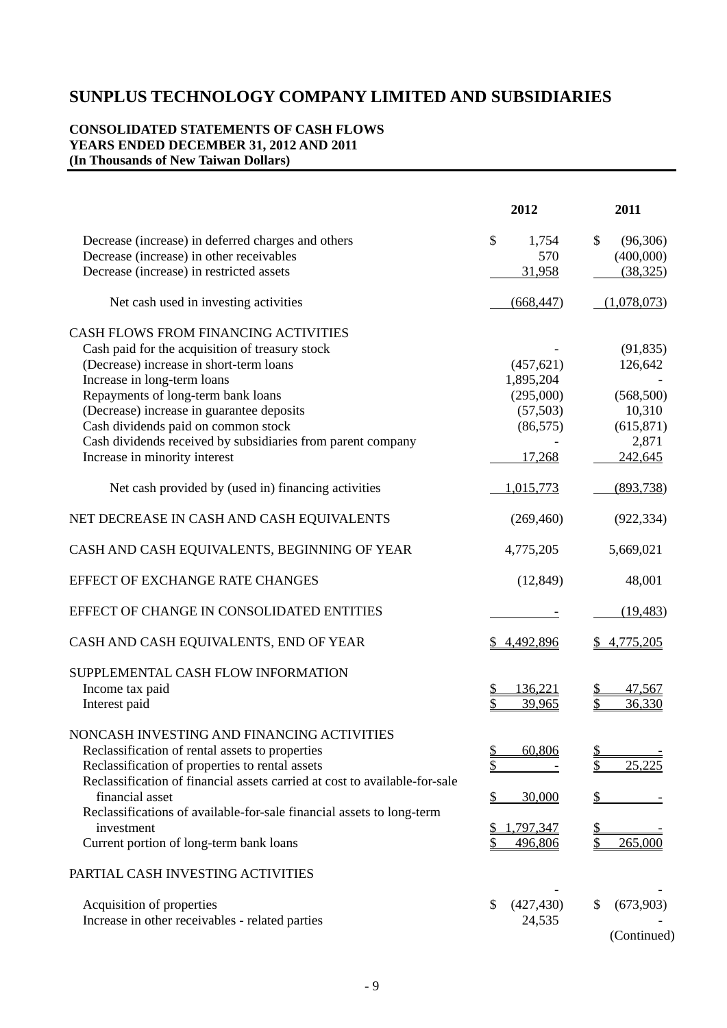# SUNPLUS TECHNOLOGY COMPANY LIMITED AND SUBSIDIARIES

**CONSOLIDATED STATEMENTS OF CASH FLOWS**
**YEARS ENDED DECEMBER 31, 2012 AND 2011**
**(In Thousands of New Taiwan Dollars)**

| | 2012 | 2011 |
|---|---|---|
| Decrease (increase) in deferred charges and others | $ 1,754 | $ (96,306) |
| Decrease (increase) in other receivables | 570 | (400,000) |
| Decrease (increase) in restricted assets | 31,958 | (38,325) |
| Net cash used in investing activities | (668,447) | (1,078,073) |
| CASH FLOWS FROM FINANCING ACTIVITIES | | |
| Cash paid for the acquisition of treasury stock | - | (91,835) |
| (Decrease) increase in short-term loans | (457,621) | 126,642 |
| Increase in long-term loans | 1,895,204 | - |
| Repayments of long-term bank loans | (295,000) | (568,500) |
| (Decrease) increase in guarantee deposits | (57,503) | 10,310 |
| Cash dividends paid on common stock | (86,575) | (615,871) |
| Cash dividends received by subsidiaries from parent company | - | 2,871 |
| Increase in minority interest | 17,268 | 242,645 |
| Net cash provided by (used in) financing activities | 1,015,773 | (893,738) |
| NET DECREASE IN CASH AND CASH EQUIVALENTS | (269,460) | (922,334) |
| CASH AND CASH EQUIVALENTS, BEGINNING OF YEAR | 4,775,205 | 5,669,021 |
| EFFECT OF EXCHANGE RATE CHANGES | (12,849) | 48,001 |
| EFFECT OF CHANGE IN CONSOLIDATED ENTITIES | - | (19,483) |
| CASH AND CASH EQUIVALENTS, END OF YEAR | $ 4,492,896 | $ 4,775,205 |
| SUPPLEMENTAL CASH FLOW INFORMATION | | |
| Income tax paid | $ 136,221 | $ 47,567 |
| Interest paid | $ 39,965 | $ 36,330 |
| NONCASH INVESTING AND FINANCING ACTIVITIES | | |
| Reclassification of rental assets to properties | $ 60,806 | $ - |
| Reclassification of properties to rental assets | $ - | $ 25,225 |
| Reclassification of financial assets carried at cost to available-for-sale financial asset | $ 30,000 | $ - |
| Reclassifications of available-for-sale financial assets to long-term investment | $ 1,797,347 | $ - |
| Current portion of long-term bank loans | $ 496,806 | $ 265,000 |
| PARTIAL CASH INVESTING ACTIVITIES | | |
| | - | - |
| Acquisition of properties | $ (427,430) | $ (673,903) |
| Increase in other receivables - related parties | 24,535 | - |

(Continued)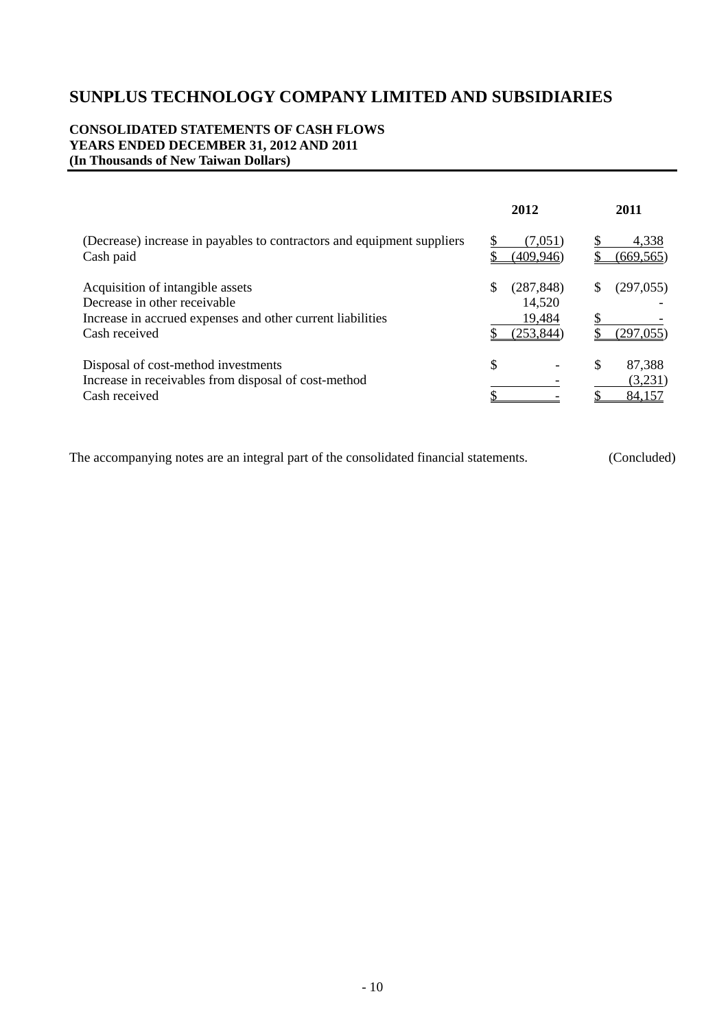# SUNPLUS TECHNOLOGY COMPANY LIMITED AND SUBSIDIARIES

**CONSOLIDATED STATEMENTS OF CASH FLOWS**
**YEARS ENDED DECEMBER 31, 2012 AND 2011**
**(In Thousands of New Taiwan Dollars)**

| | 2012 | 2011 |
|---|---|---|
| (Decrease) increase in payables to contractors and equipment suppliers | $ (7,051) | $ 4,338 |
| Cash paid | $ (409,946) | $ (669,565) |
| | | |
| Acquisition of intangible assets | $ (287,848) | $ (297,055) |
| Decrease in other receivable | 14,520 | - |
| Increase in accrued expenses and other current liabilities | 19,484 | $ - |
| Cash received | $ (253,844) | $ (297,055) |
| | | |
| Disposal of cost-method investments | $ - | $ 87,388 |
| Increase in receivables from disposal of cost-method | - | (3,231) |
| Cash received | $ - | $ 84,157 |

The accompanying notes are an integral part of the consolidated financial statements. (Concluded)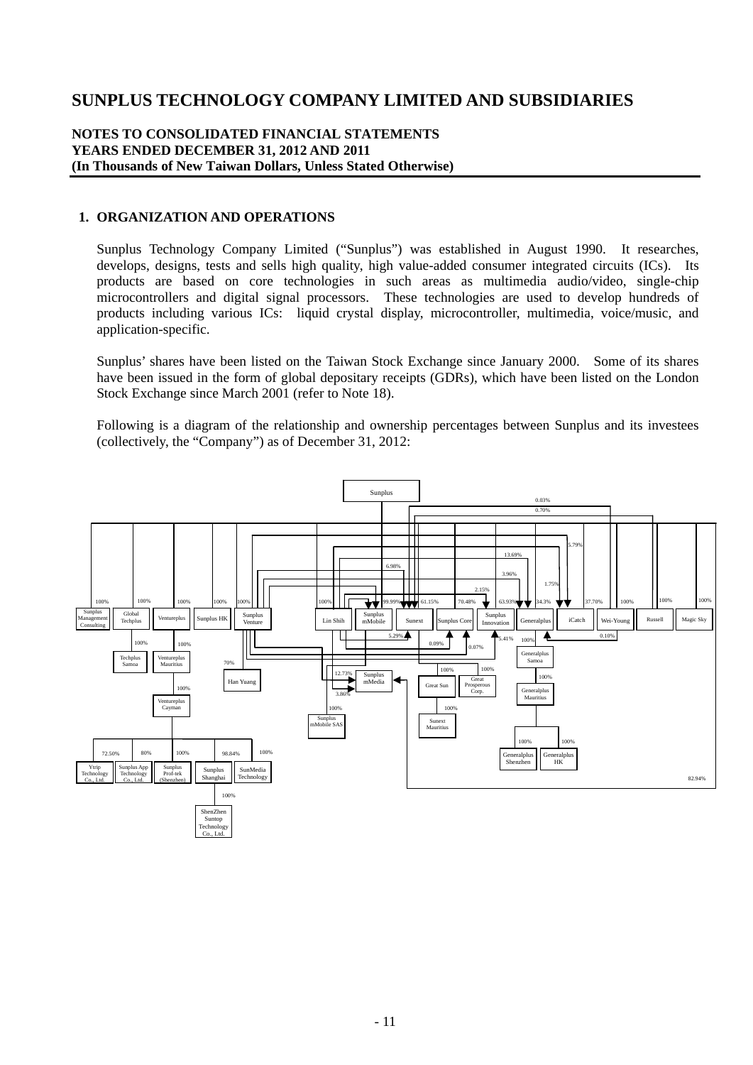# SUNPLUS TECHNOLOGY COMPANY LIMITED AND SUBSIDIARIES

**NOTES TO CONSOLIDATED FINANCIAL STATEMENTS**
**YEARS ENDED DECEMBER 31, 2012 AND 2011**
**(In Thousands of New Taiwan Dollars, Unless Stated Otherwise)**

## 1. ORGANIZATION AND OPERATIONS

Sunplus Technology Company Limited ("Sunplus") was established in August 1990. It researches, develops, designs, tests and sells high quality, high value-added consumer integrated circuits (ICs). Its products are based on core technologies in such areas as multimedia audio/video, single-chip microcontrollers and digital signal processors. These technologies are used to develop hundreds of products including various ICs: liquid crystal display, microcontroller, multimedia, voice/music, and application-specific.

Sunplus' shares have been listed on the Taiwan Stock Exchange since January 2000. Some of its shares have been issued in the form of global depositary receipts (GDRs), which have been listed on the London Stock Exchange since March 2001 (refer to Note 18).

Following is a diagram of the relationship and ownership percentages between Sunplus and its investees (collectively, the "Company") as of December 31, 2012:

Sunplus

0.03%
0.70%
5.79%
13.69%
6.98%
3.96%
1.75%
2.15%

100% Sunplus Management Consulting
100% Global Techplus
100% Ventureplus
100% Sunplus HK
100% Sunplus Venture
100% Lin Shih
99.99% Sunplus mMobile
61.15% Sunext
70.48% Sunplus Core
63.93% Sunplus Innovation
34.3% Generalplus
37.70% iCatch
100% Wei-Young
100% Russell
100% Magic Sky

5.29%
0.09%
0.07%
5.41%
0.10%

100% Techplus Samoa
100% Ventureplus Mauritius
70% Han Yuang
12.73% Sunplus mMedia
3.86%
100% Generalplus Samoa
100% Great Sun
100% Great Prosperous Corp.
100% Generalplus Mauritius
100% Ventureplus Cayman
100% Sunplus mMobile SAS
100% Sunext Mauritius
100% Generalplus Shenzhen
100% Generalplus HK

72.50% Ytrip Technology Co., Ltd.
80% Sunplus App Technology Co., Ltd.
100% Sunplus Prof-tek (Shenzhen)
98.84% Sunplus Shanghai
100% SunMedia Technology
100% ShenZhen Suntop Technology Co., Ltd.

82.94%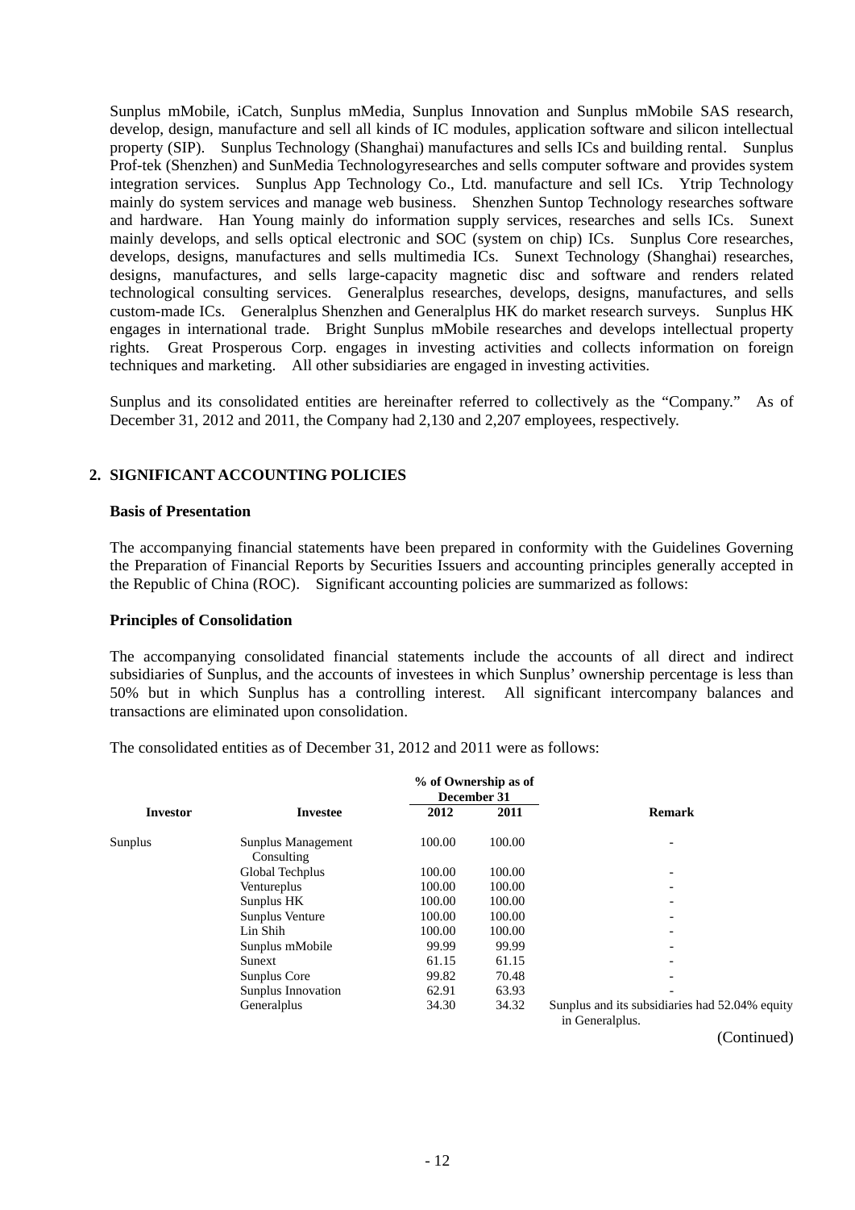Sunplus mMobile, iCatch, Sunplus mMedia, Sunplus Innovation and Sunplus mMobile SAS research, develop, design, manufacture and sell all kinds of IC modules, application software and silicon intellectual property (SIP). Sunplus Technology (Shanghai) manufactures and sells ICs and building rental. Sunplus Prof-tek (Shenzhen) and SunMedia Technologyresearches and sells computer software and provides system integration services. Sunplus App Technology Co., Ltd. manufacture and sell ICs. Ytrip Technology mainly do system services and manage web business. Shenzhen Suntop Technology researches software and hardware. Han Young mainly do information supply services, researches and sells ICs. Sunext mainly develops, and sells optical electronic and SOC (system on chip) ICs. Sunplus Core researches, develops, designs, manufactures and sells multimedia ICs. Sunext Technology (Shanghai) researches, designs, manufactures, and sells large-capacity magnetic disc and software and renders related technological consulting services. Generalplus researches, develops, designs, manufactures, and sells custom-made ICs. Generalplus Shenzhen and Generalplus HK do market research surveys. Sunplus HK engages in international trade. Bright Sunplus mMobile researches and develops intellectual property rights. Great Prosperous Corp. engages in investing activities and collects information on foreign techniques and marketing. All other subsidiaries are engaged in investing activities.

Sunplus and its consolidated entities are hereinafter referred to collectively as the "Company." As of December 31, 2012 and 2011, the Company had 2,130 and 2,207 employees, respectively.

## 2. SIGNIFICANT ACCOUNTING POLICIES

### Basis of Presentation

The accompanying financial statements have been prepared in conformity with the Guidelines Governing the Preparation of Financial Reports by Securities Issuers and accounting principles generally accepted in the Republic of China (ROC). Significant accounting policies are summarized as follows:

### Principles of Consolidation

The accompanying consolidated financial statements include the accounts of all direct and indirect subsidiaries of Sunplus, and the accounts of investees in which Sunplus' ownership percentage is less than 50% but in which Sunplus has a controlling interest. All significant intercompany balances and transactions are eliminated upon consolidation.

The consolidated entities as of December 31, 2012 and 2011 were as follows:

| Investor | Investee | % of Ownership as of December 31 | | Remark |
|---|---|---|---|---|
| | | 2012 | 2011 | |
| Sunplus | Sunplus Management Consulting | 100.00 | 100.00 | - |
| | Global Techplus | 100.00 | 100.00 | - |
| | Ventureplus | 100.00 | 100.00 | - |
| | Sunplus HK | 100.00 | 100.00 | - |
| | Sunplus Venture | 100.00 | 100.00 | - |
| | Lin Shih | 100.00 | 100.00 | - |
| | Sunplus mMobile | 99.99 | 99.99 | - |
| | Sunext | 61.15 | 61.15 | - |
| | Sunplus Core | 99.82 | 70.48 | - |
| | Sunplus Innovation | 62.91 | 63.93 | - |
| | Generalplus | 34.30 | 34.32 | Sunplus and its subsidiaries had 52.04% equity in Generalplus. |

(Continued)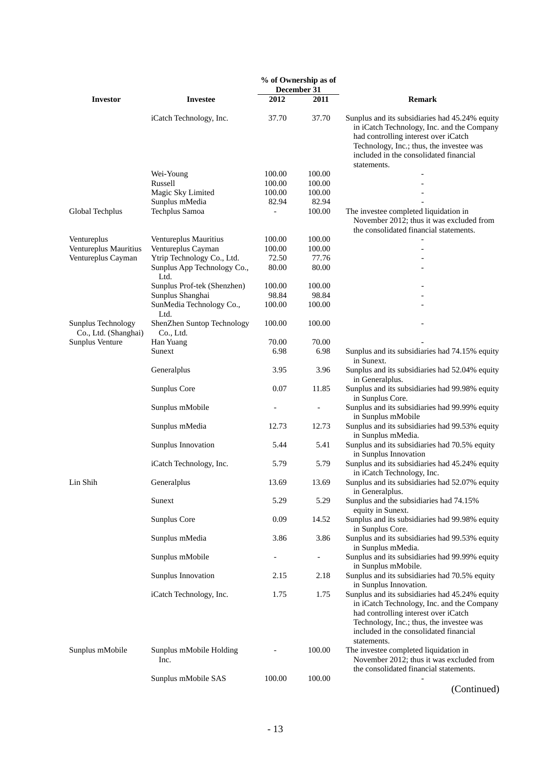| Investor | Investee | % of Ownership as of December 31 | | Remark |
|---|---|---|---|---|
| | | 2012 | 2011 | |
| | iCatch Technology, Inc. | 37.70 | 37.70 | Sunplus and its subsidiaries had 45.24% equity in iCatch Technology, Inc. and the Company had controlling interest over iCatch Technology, Inc.; thus, the investee was included in the consolidated financial statements. |
| | Wei-Young | 100.00 | 100.00 | - |
| | Russell | 100.00 | 100.00 | - |
| | Magic Sky Limited | 100.00 | 100.00 | - |
| | Sunplus mMedia | 82.94 | 82.94 | - |
| Global Techplus | Techplus Samoa | - | 100.00 | The investee completed liquidation in November 2012; thus it was excluded from the consolidated financial statements. |
| Ventureplus | Ventureplus Mauritius | 100.00 | 100.00 | - |
| Ventureplus Mauritius | Ventureplus Cayman | 100.00 | 100.00 | - |
| Ventureplus Cayman | Ytrip Technology Co., Ltd. | 72.50 | 77.76 | - |
| | Sunplus App Technology Co., Ltd. | 80.00 | 80.00 | - |
| | Sunplus Prof-tek (Shenzhen) | 100.00 | 100.00 | - |
| | Sunplus Shanghai | 98.84 | 98.84 | - |
| | SunMedia Technology Co., Ltd. | 100.00 | 100.00 | - |
| Sunplus Technology Co., Ltd. (Shanghai) | ShenZhen Suntop Technology Co., Ltd. | 100.00 | 100.00 | - |
| Sunplus Venture | Han Yuang | 70.00 | 70.00 | - |
| | Sunext | 6.98 | 6.98 | Sunplus and its subsidiaries had 74.15% equity in Sunext. |
| | Generalplus | 3.95 | 3.96 | Sunplus and its subsidiaries had 52.04% equity in Generalplus. |
| | Sunplus Core | 0.07 | 11.85 | Sunplus and its subsidiaries had 99.98% equity in Sunplus Core. |
| | Sunplus mMobile | - | - | Sunplus and its subsidiaries had 99.99% equity in Sunplus mMobile |
| | Sunplus mMedia | 12.73 | 12.73 | Sunplus and its subsidiaries had 99.53% equity in Sunplus mMedia. |
| | Sunplus Innovation | 5.44 | 5.41 | Sunplus and its subsidiaries had 70.5% equity in Sunplus Innovation |
| | iCatch Technology, Inc. | 5.79 | 5.79 | Sunplus and its subsidiaries had 45.24% equity in iCatch Technology, Inc. |
| Lin Shih | Generalplus | 13.69 | 13.69 | Sunplus and its subsidiaries had 52.07% equity in Generalplus. |
| | Sunext | 5.29 | 5.29 | Sunplus and the subsidiaries had 74.15% equity in Sunext. |
| | Sunplus Core | 0.09 | 14.52 | Sunplus and its subsidiaries had 99.98% equity in Sunplus Core. |
| | Sunplus mMedia | 3.86 | 3.86 | Sunplus and its subsidiaries had 99.53% equity in Sunplus mMedia. |
| | Sunplus mMobile | - | - | Sunplus and its subsidiaries had 99.99% equity in Sunplus mMobile. |
| | Sunplus Innovation | 2.15 | 2.18 | Sunplus and its subsidiaries had 70.5% equity in Sunplus Innovation. |
| | iCatch Technology, Inc. | 1.75 | 1.75 | Sunplus and its subsidiaries had 45.24% equity in iCatch Technology, Inc. and the Company had controlling interest over iCatch Technology, Inc.; thus, the investee was included in the consolidated financial statements. |
| Sunplus mMobile | Sunplus mMobile Holding Inc. | - | 100.00 | The investee completed liquidation in November 2012; thus it was excluded from the consolidated financial statements. |
| | Sunplus mMobile SAS | 100.00 | 100.00 | - |

(Continued)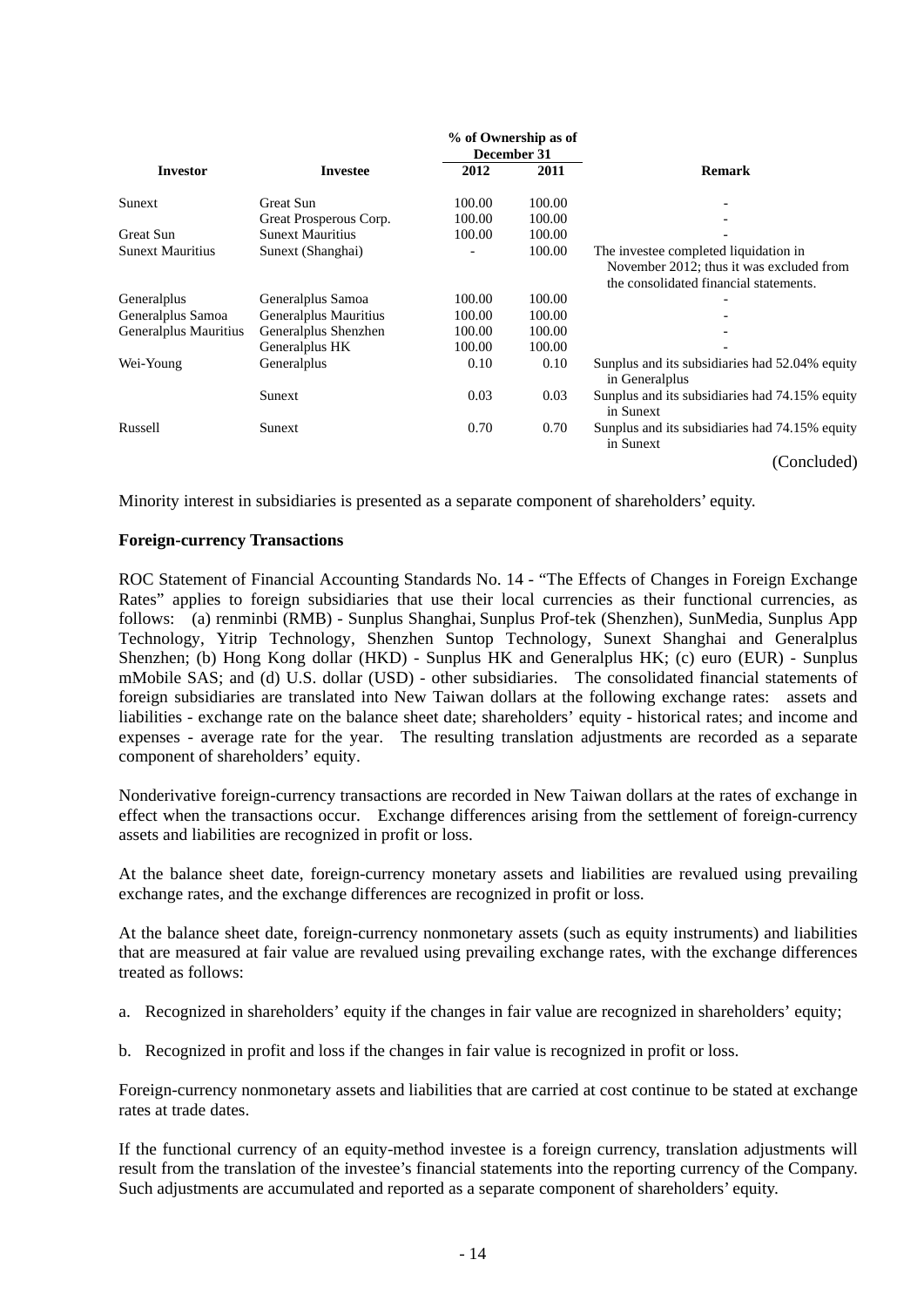| Investor | Investee | % of Ownership as of December 31 2012 | 2011 | Remark |
|---|---|---|---|---|
| Sunext | Great Sun | 100.00 | 100.00 | - |
| | Great Prosperous Corp. | 100.00 | 100.00 | - |
| Great Sun | Sunext Mauritius | 100.00 | 100.00 | - |
| Sunext Mauritius | Sunext (Shanghai) | - | 100.00 | The investee completed liquidation in November 2012; thus it was excluded from the consolidated financial statements. |
| Generalplus | Generalplus Samoa | 100.00 | 100.00 | - |
| Generalplus Samoa | Generalplus Mauritius | 100.00 | 100.00 | - |
| Generalplus Mauritius | Generalplus Shenzhen | 100.00 | 100.00 | - |
| | Generalplus HK | 100.00 | 100.00 | - |
| Wei-Young | Generalplus | 0.10 | 0.10 | Sunplus and its subsidiaries had 52.04% equity in Generalplus |
| | Sunext | 0.03 | 0.03 | Sunplus and its subsidiaries had 74.15% equity in Sunext |
| Russell | Sunext | 0.70 | 0.70 | Sunplus and its subsidiaries had 74.15% equity in Sunext |

(Concluded)

Minority interest in subsidiaries is presented as a separate component of shareholders' equity.

**Foreign-currency Transactions**

ROC Statement of Financial Accounting Standards No. 14 - "The Effects of Changes in Foreign Exchange Rates" applies to foreign subsidiaries that use their local currencies as their functional currencies, as follows: (a) renminbi (RMB) - Sunplus Shanghai, Sunplus Prof-tek (Shenzhen), SunMedia, Sunplus App Technology, Yitrip Technology, Shenzhen Suntop Technology, Sunext Shanghai and Generalplus Shenzhen; (b) Hong Kong dollar (HKD) - Sunplus HK and Generalplus HK; (c) euro (EUR) - Sunplus mMobile SAS; and (d) U.S. dollar (USD) - other subsidiaries. The consolidated financial statements of foreign subsidiaries are translated into New Taiwan dollars at the following exchange rates: assets and liabilities - exchange rate on the balance sheet date; shareholders' equity - historical rates; and income and expenses - average rate for the year. The resulting translation adjustments are recorded as a separate component of shareholders' equity.

Nonderivative foreign-currency transactions are recorded in New Taiwan dollars at the rates of exchange in effect when the transactions occur. Exchange differences arising from the settlement of foreign-currency assets and liabilities are recognized in profit or loss.

At the balance sheet date, foreign-currency monetary assets and liabilities are revalued using prevailing exchange rates, and the exchange differences are recognized in profit or loss.

At the balance sheet date, foreign-currency nonmonetary assets (such as equity instruments) and liabilities that are measured at fair value are revalued using prevailing exchange rates, with the exchange differences treated as follows:

a. Recognized in shareholders' equity if the changes in fair value are recognized in shareholders' equity;

b. Recognized in profit and loss if the changes in fair value is recognized in profit or loss.

Foreign-currency nonmonetary assets and liabilities that are carried at cost continue to be stated at exchange rates at trade dates.

If the functional currency of an equity-method investee is a foreign currency, translation adjustments will result from the translation of the investee's financial statements into the reporting currency of the Company. Such adjustments are accumulated and reported as a separate component of shareholders' equity.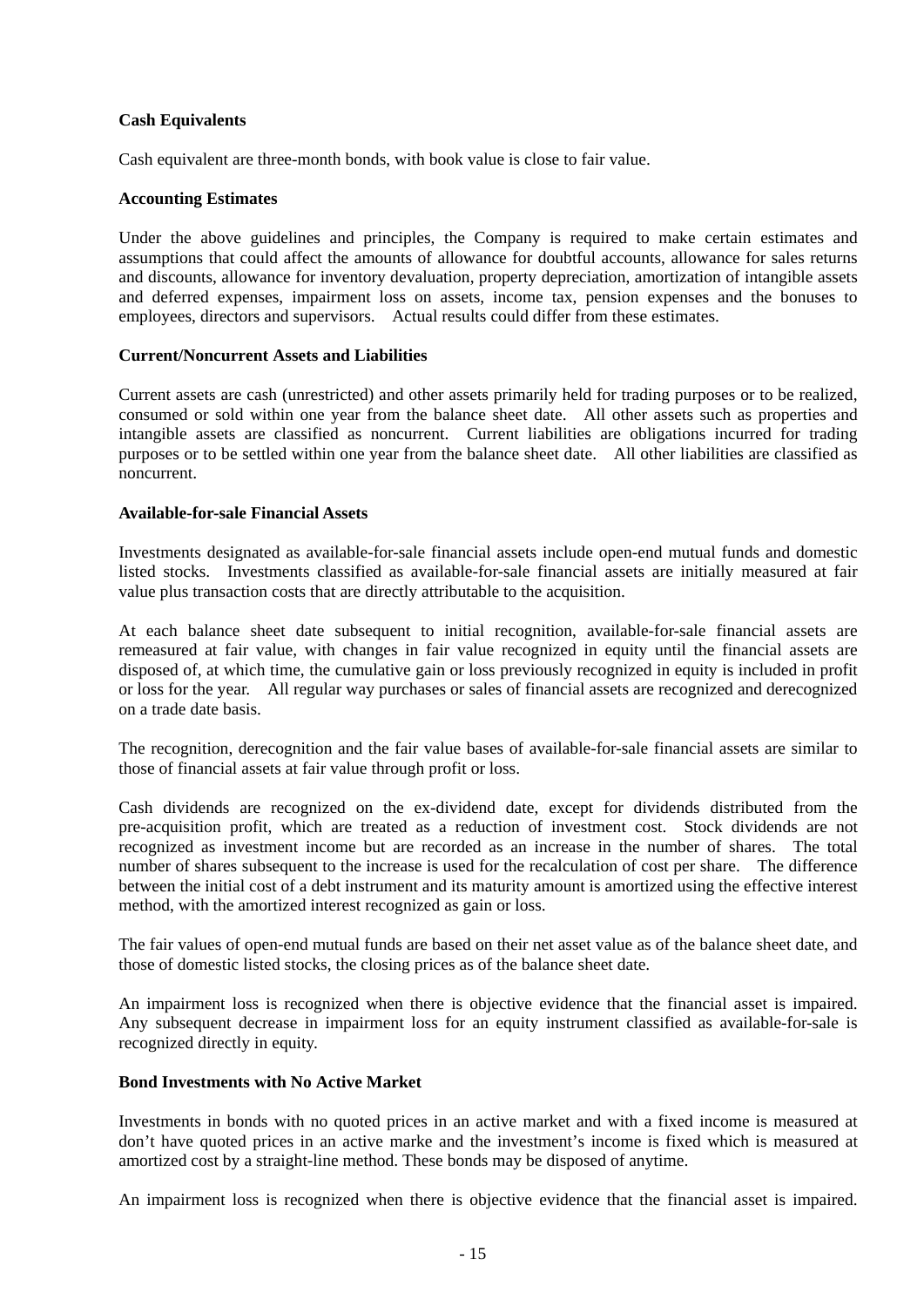**Cash Equivalents**

Cash equivalent are three-month bonds, with book value is close to fair value.

**Accounting Estimates**

Under the above guidelines and principles, the Company is required to make certain estimates and assumptions that could affect the amounts of allowance for doubtful accounts, allowance for sales returns and discounts, allowance for inventory devaluation, property depreciation, amortization of intangible assets and deferred expenses, impairment loss on assets, income tax, pension expenses and the bonuses to employees, directors and supervisors. Actual results could differ from these estimates.

**Current/Noncurrent Assets and Liabilities**

Current assets are cash (unrestricted) and other assets primarily held for trading purposes or to be realized, consumed or sold within one year from the balance sheet date. All other assets such as properties and intangible assets are classified as noncurrent. Current liabilities are obligations incurred for trading purposes or to be settled within one year from the balance sheet date. All other liabilities are classified as noncurrent.

**Available-for-sale Financial Assets**

Investments designated as available-for-sale financial assets include open-end mutual funds and domestic listed stocks. Investments classified as available-for-sale financial assets are initially measured at fair value plus transaction costs that are directly attributable to the acquisition.

At each balance sheet date subsequent to initial recognition, available-for-sale financial assets are remeasured at fair value, with changes in fair value recognized in equity until the financial assets are disposed of, at which time, the cumulative gain or loss previously recognized in equity is included in profit or loss for the year. All regular way purchases or sales of financial assets are recognized and derecognized on a trade date basis.

The recognition, derecognition and the fair value bases of available-for-sale financial assets are similar to those of financial assets at fair value through profit or loss.

Cash dividends are recognized on the ex-dividend date, except for dividends distributed from the pre-acquisition profit, which are treated as a reduction of investment cost. Stock dividends are not recognized as investment income but are recorded as an increase in the number of shares. The total number of shares subsequent to the increase is used for the recalculation of cost per share. The difference between the initial cost of a debt instrument and its maturity amount is amortized using the effective interest method, with the amortized interest recognized as gain or loss.

The fair values of open-end mutual funds are based on their net asset value as of the balance sheet date, and those of domestic listed stocks, the closing prices as of the balance sheet date.

An impairment loss is recognized when there is objective evidence that the financial asset is impaired. Any subsequent decrease in impairment loss for an equity instrument classified as available-for-sale is recognized directly in equity.

**Bond Investments with No Active Market**

Investments in bonds with no quoted prices in an active market and with a fixed income is measured at don't have quoted prices in an active marke and the investment's income is fixed which is measured at amortized cost by a straight-line method. These bonds may be disposed of anytime.

An impairment loss is recognized when there is objective evidence that the financial asset is impaired.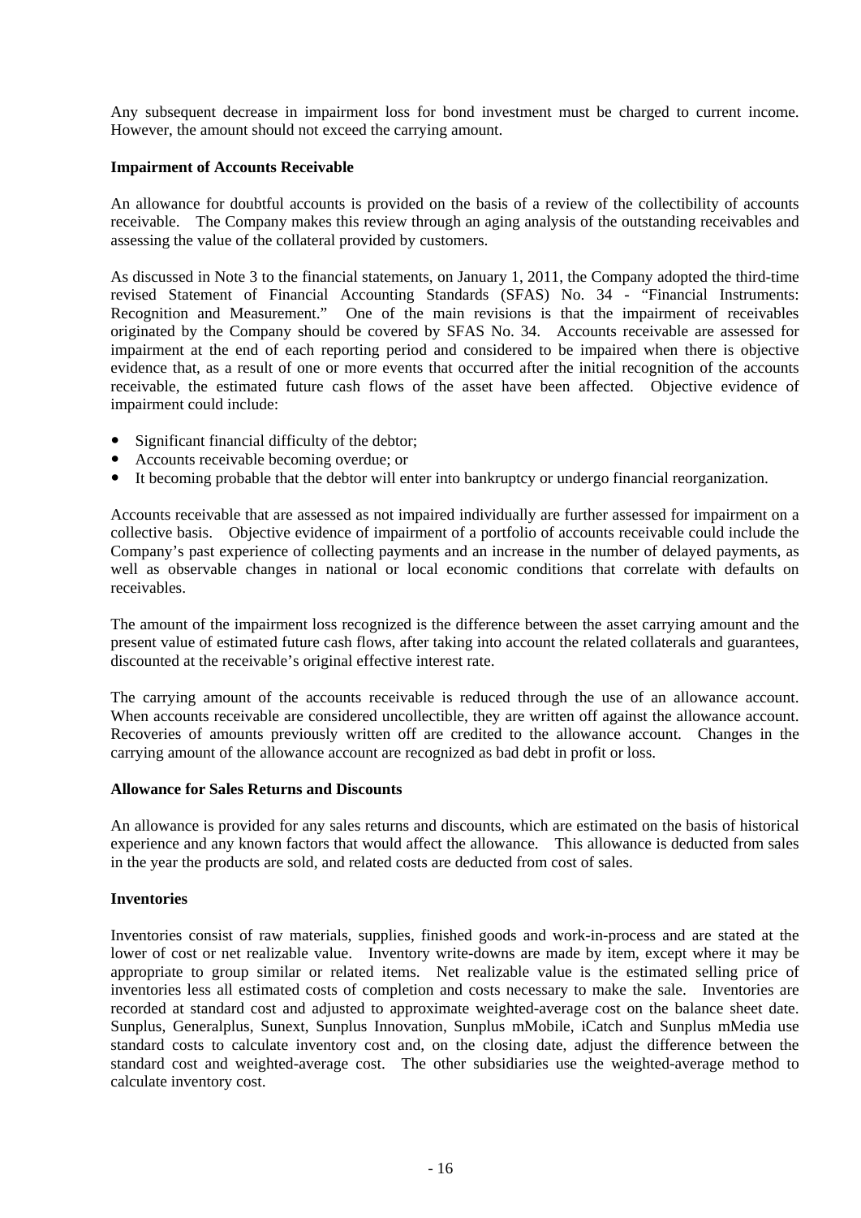Any subsequent decrease in impairment loss for bond investment must be charged to current income. However, the amount should not exceed the carrying amount.

**Impairment of Accounts Receivable**

An allowance for doubtful accounts is provided on the basis of a review of the collectibility of accounts receivable. The Company makes this review through an aging analysis of the outstanding receivables and assessing the value of the collateral provided by customers.

As discussed in Note 3 to the financial statements, on January 1, 2011, the Company adopted the third-time revised Statement of Financial Accounting Standards (SFAS) No. 34 - "Financial Instruments: Recognition and Measurement." One of the main revisions is that the impairment of receivables originated by the Company should be covered by SFAS No. 34. Accounts receivable are assessed for impairment at the end of each reporting period and considered to be impaired when there is objective evidence that, as a result of one or more events that occurred after the initial recognition of the accounts receivable, the estimated future cash flows of the asset have been affected. Objective evidence of impairment could include:

- Significant financial difficulty of the debtor;
- Accounts receivable becoming overdue; or
- It becoming probable that the debtor will enter into bankruptcy or undergo financial reorganization.

Accounts receivable that are assessed as not impaired individually are further assessed for impairment on a collective basis. Objective evidence of impairment of a portfolio of accounts receivable could include the Company's past experience of collecting payments and an increase in the number of delayed payments, as well as observable changes in national or local economic conditions that correlate with defaults on receivables.

The amount of the impairment loss recognized is the difference between the asset carrying amount and the present value of estimated future cash flows, after taking into account the related collaterals and guarantees, discounted at the receivable's original effective interest rate.

The carrying amount of the accounts receivable is reduced through the use of an allowance account. When accounts receivable are considered uncollectible, they are written off against the allowance account. Recoveries of amounts previously written off are credited to the allowance account. Changes in the carrying amount of the allowance account are recognized as bad debt in profit or loss.

**Allowance for Sales Returns and Discounts**

An allowance is provided for any sales returns and discounts, which are estimated on the basis of historical experience and any known factors that would affect the allowance. This allowance is deducted from sales in the year the products are sold, and related costs are deducted from cost of sales.

**Inventories**

Inventories consist of raw materials, supplies, finished goods and work-in-process and are stated at the lower of cost or net realizable value. Inventory write-downs are made by item, except where it may be appropriate to group similar or related items. Net realizable value is the estimated selling price of inventories less all estimated costs of completion and costs necessary to make the sale. Inventories are recorded at standard cost and adjusted to approximate weighted-average cost on the balance sheet date. Sunplus, Generalplus, Sunext, Sunplus Innovation, Sunplus mMobile, iCatch and Sunplus mMedia use standard costs to calculate inventory cost and, on the closing date, adjust the difference between the standard cost and weighted-average cost. The other subsidiaries use the weighted-average method to calculate inventory cost.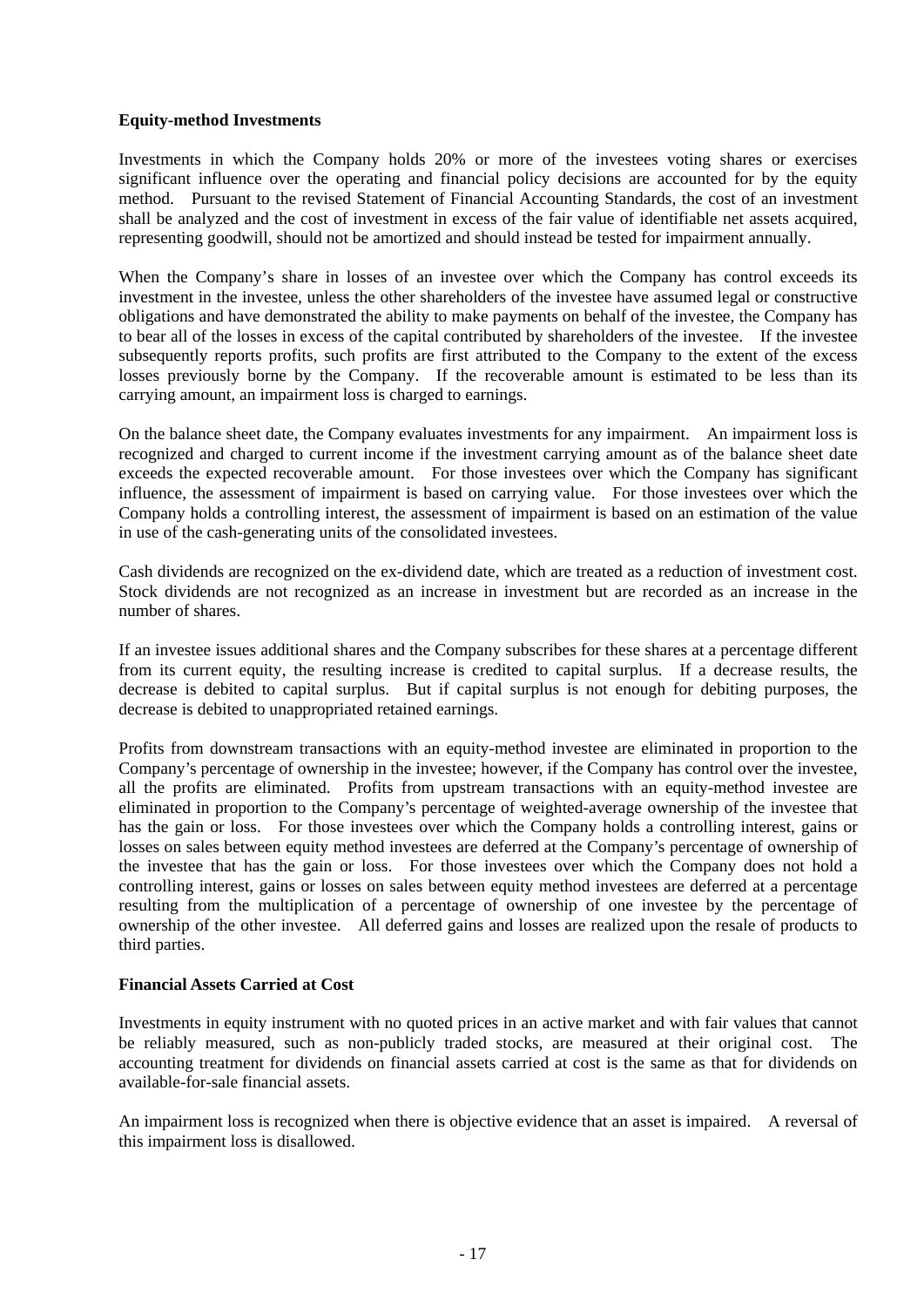**Equity-method Investments**

Investments in which the Company holds 20% or more of the investees voting shares or exercises significant influence over the operating and financial policy decisions are accounted for by the equity method. Pursuant to the revised Statement of Financial Accounting Standards, the cost of an investment shall be analyzed and the cost of investment in excess of the fair value of identifiable net assets acquired, representing goodwill, should not be amortized and should instead be tested for impairment annually.

When the Company's share in losses of an investee over which the Company has control exceeds its investment in the investee, unless the other shareholders of the investee have assumed legal or constructive obligations and have demonstrated the ability to make payments on behalf of the investee, the Company has to bear all of the losses in excess of the capital contributed by shareholders of the investee. If the investee subsequently reports profits, such profits are first attributed to the Company to the extent of the excess losses previously borne by the Company. If the recoverable amount is estimated to be less than its carrying amount, an impairment loss is charged to earnings.

On the balance sheet date, the Company evaluates investments for any impairment. An impairment loss is recognized and charged to current income if the investment carrying amount as of the balance sheet date exceeds the expected recoverable amount. For those investees over which the Company has significant influence, the assessment of impairment is based on carrying value. For those investees over which the Company holds a controlling interest, the assessment of impairment is based on an estimation of the value in use of the cash-generating units of the consolidated investees.

Cash dividends are recognized on the ex-dividend date, which are treated as a reduction of investment cost. Stock dividends are not recognized as an increase in investment but are recorded as an increase in the number of shares.

If an investee issues additional shares and the Company subscribes for these shares at a percentage different from its current equity, the resulting increase is credited to capital surplus. If a decrease results, the decrease is debited to capital surplus. But if capital surplus is not enough for debiting purposes, the decrease is debited to unappropriated retained earnings.

Profits from downstream transactions with an equity-method investee are eliminated in proportion to the Company's percentage of ownership in the investee; however, if the Company has control over the investee, all the profits are eliminated. Profits from upstream transactions with an equity-method investee are eliminated in proportion to the Company's percentage of weighted-average ownership of the investee that has the gain or loss. For those investees over which the Company holds a controlling interest, gains or losses on sales between equity method investees are deferred at the Company's percentage of ownership of the investee that has the gain or loss. For those investees over which the Company does not hold a controlling interest, gains or losses on sales between equity method investees are deferred at a percentage resulting from the multiplication of a percentage of ownership of one investee by the percentage of ownership of the other investee. All deferred gains and losses are realized upon the resale of products to third parties.

**Financial Assets Carried at Cost**

Investments in equity instrument with no quoted prices in an active market and with fair values that cannot be reliably measured, such as non-publicly traded stocks, are measured at their original cost. The accounting treatment for dividends on financial assets carried at cost is the same as that for dividends on available-for-sale financial assets.

An impairment loss is recognized when there is objective evidence that an asset is impaired. A reversal of this impairment loss is disallowed.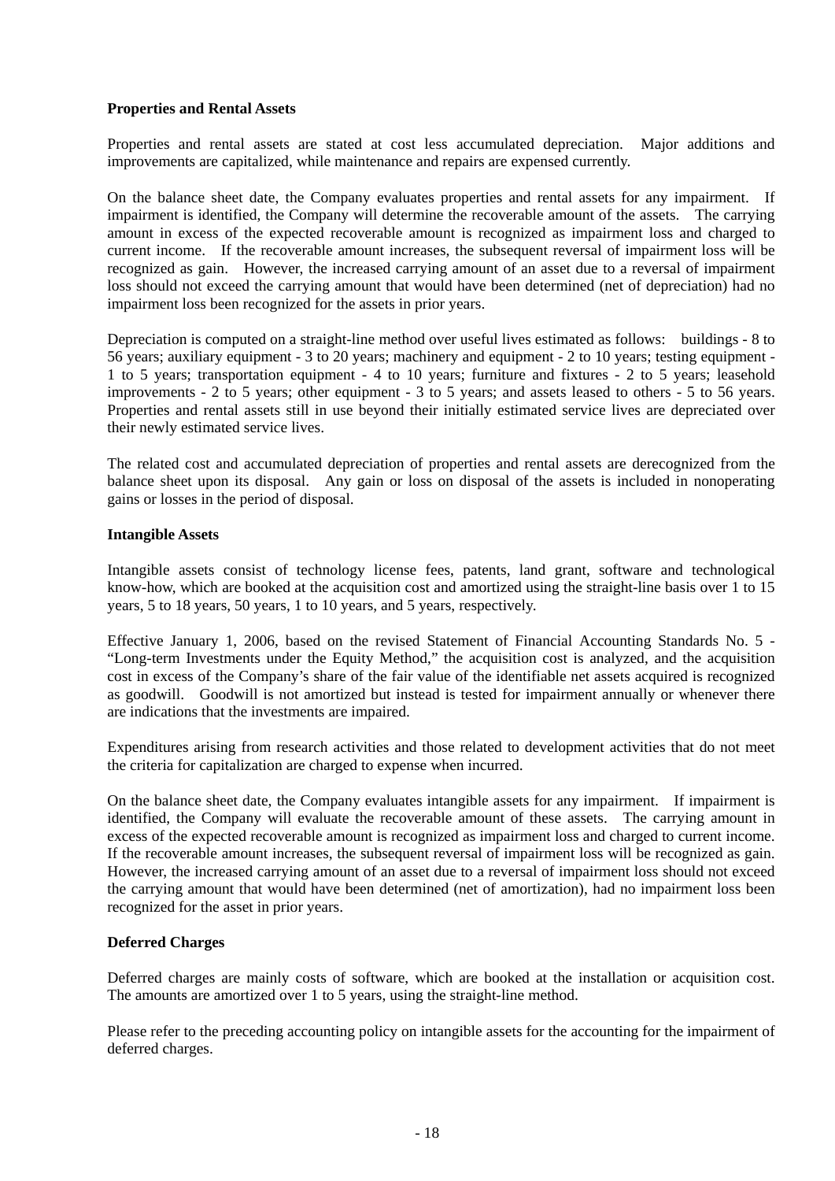**Properties and Rental Assets**

Properties and rental assets are stated at cost less accumulated depreciation. Major additions and improvements are capitalized, while maintenance and repairs are expensed currently.

On the balance sheet date, the Company evaluates properties and rental assets for any impairment. If impairment is identified, the Company will determine the recoverable amount of the assets. The carrying amount in excess of the expected recoverable amount is recognized as impairment loss and charged to current income. If the recoverable amount increases, the subsequent reversal of impairment loss will be recognized as gain. However, the increased carrying amount of an asset due to a reversal of impairment loss should not exceed the carrying amount that would have been determined (net of depreciation) had no impairment loss been recognized for the assets in prior years.

Depreciation is computed on a straight-line method over useful lives estimated as follows: buildings - 8 to 56 years; auxiliary equipment - 3 to 20 years; machinery and equipment - 2 to 10 years; testing equipment - 1 to 5 years; transportation equipment - 4 to 10 years; furniture and fixtures - 2 to 5 years; leasehold improvements - 2 to 5 years; other equipment - 3 to 5 years; and assets leased to others - 5 to 56 years. Properties and rental assets still in use beyond their initially estimated service lives are depreciated over their newly estimated service lives.

The related cost and accumulated depreciation of properties and rental assets are derecognized from the balance sheet upon its disposal. Any gain or loss on disposal of the assets is included in nonoperating gains or losses in the period of disposal.

**Intangible Assets**

Intangible assets consist of technology license fees, patents, land grant, software and technological know-how, which are booked at the acquisition cost and amortized using the straight-line basis over 1 to 15 years, 5 to 18 years, 50 years, 1 to 10 years, and 5 years, respectively.

Effective January 1, 2006, based on the revised Statement of Financial Accounting Standards No. 5 - "Long-term Investments under the Equity Method," the acquisition cost is analyzed, and the acquisition cost in excess of the Company's share of the fair value of the identifiable net assets acquired is recognized as goodwill. Goodwill is not amortized but instead is tested for impairment annually or whenever there are indications that the investments are impaired.

Expenditures arising from research activities and those related to development activities that do not meet the criteria for capitalization are charged to expense when incurred.

On the balance sheet date, the Company evaluates intangible assets for any impairment. If impairment is identified, the Company will evaluate the recoverable amount of these assets. The carrying amount in excess of the expected recoverable amount is recognized as impairment loss and charged to current income. If the recoverable amount increases, the subsequent reversal of impairment loss will be recognized as gain. However, the increased carrying amount of an asset due to a reversal of impairment loss should not exceed the carrying amount that would have been determined (net of amortization), had no impairment loss been recognized for the asset in prior years.

**Deferred Charges**

Deferred charges are mainly costs of software, which are booked at the installation or acquisition cost. The amounts are amortized over 1 to 5 years, using the straight-line method.

Please refer to the preceding accounting policy on intangible assets for the accounting for the impairment of deferred charges.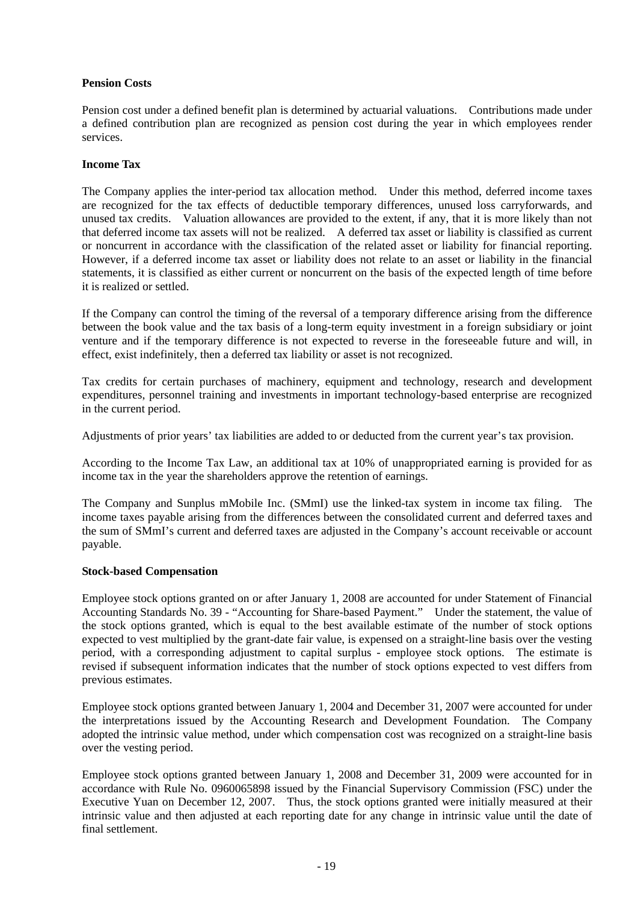**Pension Costs**

Pension cost under a defined benefit plan is determined by actuarial valuations. Contributions made under a defined contribution plan are recognized as pension cost during the year in which employees render services.

**Income Tax**

The Company applies the inter-period tax allocation method. Under this method, deferred income taxes are recognized for the tax effects of deductible temporary differences, unused loss carryforwards, and unused tax credits. Valuation allowances are provided to the extent, if any, that it is more likely than not that deferred income tax assets will not be realized. A deferred tax asset or liability is classified as current or noncurrent in accordance with the classification of the related asset or liability for financial reporting. However, if a deferred income tax asset or liability does not relate to an asset or liability in the financial statements, it is classified as either current or noncurrent on the basis of the expected length of time before it is realized or settled.

If the Company can control the timing of the reversal of a temporary difference arising from the difference between the book value and the tax basis of a long-term equity investment in a foreign subsidiary or joint venture and if the temporary difference is not expected to reverse in the foreseeable future and will, in effect, exist indefinitely, then a deferred tax liability or asset is not recognized.

Tax credits for certain purchases of machinery, equipment and technology, research and development expenditures, personnel training and investments in important technology-based enterprise are recognized in the current period.

Adjustments of prior years' tax liabilities are added to or deducted from the current year's tax provision.

According to the Income Tax Law, an additional tax at 10% of unappropriated earning is provided for as income tax in the year the shareholders approve the retention of earnings.

The Company and Sunplus mMobile Inc. (SMmI) use the linked-tax system in income tax filing. The income taxes payable arising from the differences between the consolidated current and deferred taxes and the sum of SMmI's current and deferred taxes are adjusted in the Company's account receivable or account payable.

**Stock-based Compensation**

Employee stock options granted on or after January 1, 2008 are accounted for under Statement of Financial Accounting Standards No. 39 - "Accounting for Share-based Payment." Under the statement, the value of the stock options granted, which is equal to the best available estimate of the number of stock options expected to vest multiplied by the grant-date fair value, is expensed on a straight-line basis over the vesting period, with a corresponding adjustment to capital surplus - employee stock options. The estimate is revised if subsequent information indicates that the number of stock options expected to vest differs from previous estimates.

Employee stock options granted between January 1, 2004 and December 31, 2007 were accounted for under the interpretations issued by the Accounting Research and Development Foundation. The Company adopted the intrinsic value method, under which compensation cost was recognized on a straight-line basis over the vesting period.

Employee stock options granted between January 1, 2008 and December 31, 2009 were accounted for in accordance with Rule No. 0960065898 issued by the Financial Supervisory Commission (FSC) under the Executive Yuan on December 12, 2007. Thus, the stock options granted were initially measured at their intrinsic value and then adjusted at each reporting date for any change in intrinsic value until the date of final settlement.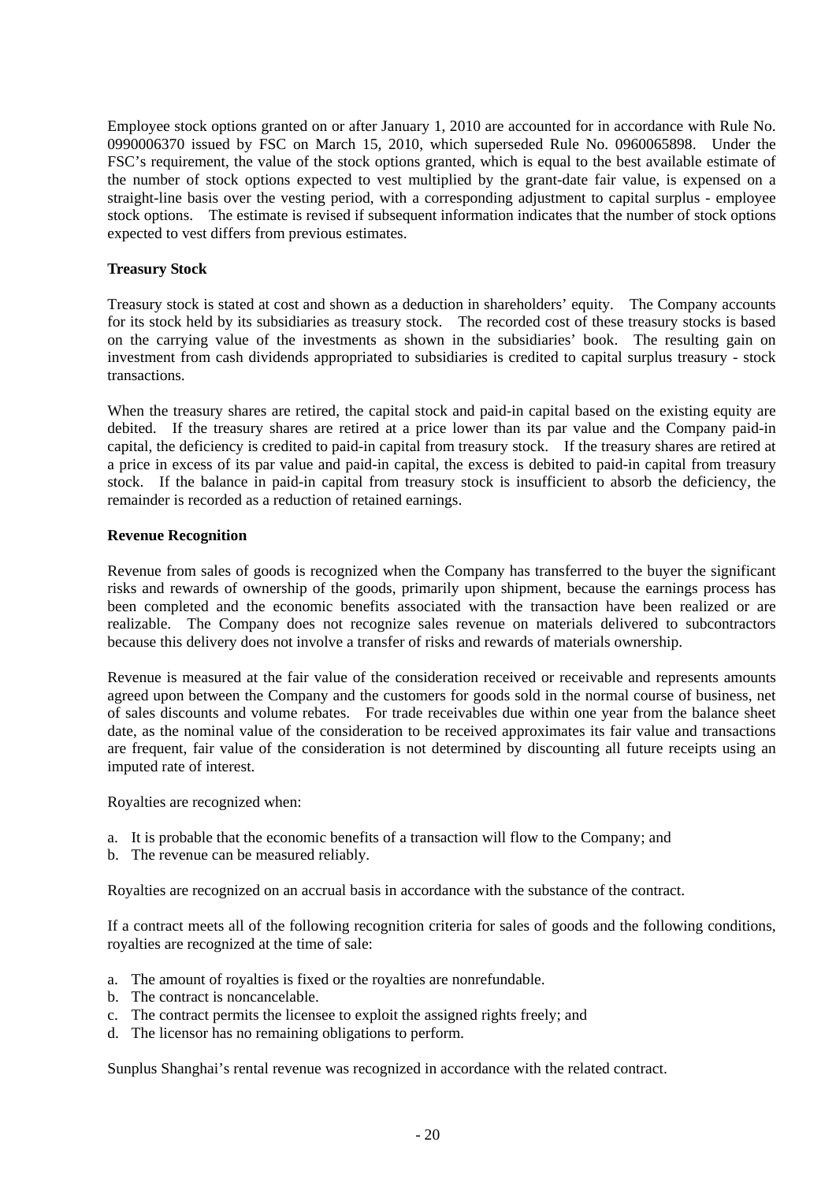Employee stock options granted on or after January 1, 2010 are accounted for in accordance with Rule No. 0990006370 issued by FSC on March 15, 2010, which superseded Rule No. 0960065898. Under the FSC's requirement, the value of the stock options granted, which is equal to the best available estimate of the number of stock options expected to vest multiplied by the grant-date fair value, is expensed on a straight-line basis over the vesting period, with a corresponding adjustment to capital surplus - employee stock options. The estimate is revised if subsequent information indicates that the number of stock options expected to vest differs from previous estimates.

**Treasury Stock**

Treasury stock is stated at cost and shown as a deduction in shareholders' equity. The Company accounts for its stock held by its subsidiaries as treasury stock. The recorded cost of these treasury stocks is based on the carrying value of the investments as shown in the subsidiaries' book. The resulting gain on investment from cash dividends appropriated to subsidiaries is credited to capital surplus treasury - stock transactions.

When the treasury shares are retired, the capital stock and paid-in capital based on the existing equity are debited. If the treasury shares are retired at a price lower than its par value and the Company paid-in capital, the deficiency is credited to paid-in capital from treasury stock. If the treasury shares are retired at a price in excess of its par value and paid-in capital, the excess is debited to paid-in capital from treasury stock. If the balance in paid-in capital from treasury stock is insufficient to absorb the deficiency, the remainder is recorded as a reduction of retained earnings.

**Revenue Recognition**

Revenue from sales of goods is recognized when the Company has transferred to the buyer the significant risks and rewards of ownership of the goods, primarily upon shipment, because the earnings process has been completed and the economic benefits associated with the transaction have been realized or are realizable. The Company does not recognize sales revenue on materials delivered to subcontractors because this delivery does not involve a transfer of risks and rewards of materials ownership.

Revenue is measured at the fair value of the consideration received or receivable and represents amounts agreed upon between the Company and the customers for goods sold in the normal course of business, net of sales discounts and volume rebates. For trade receivables due within one year from the balance sheet date, as the nominal value of the consideration to be received approximates its fair value and transactions are frequent, fair value of the consideration is not determined by discounting all future receipts using an imputed rate of interest.

Royalties are recognized when:

a. It is probable that the economic benefits of a transaction will flow to the Company; and
b. The revenue can be measured reliably.

Royalties are recognized on an accrual basis in accordance with the substance of the contract.

If a contract meets all of the following recognition criteria for sales of goods and the following conditions, royalties are recognized at the time of sale:

a. The amount of royalties is fixed or the royalties are nonrefundable.
b. The contract is noncancelable.
c. The contract permits the licensee to exploit the assigned rights freely; and
d. The licensor has no remaining obligations to perform.

Sunplus Shanghai's rental revenue was recognized in accordance with the related contract.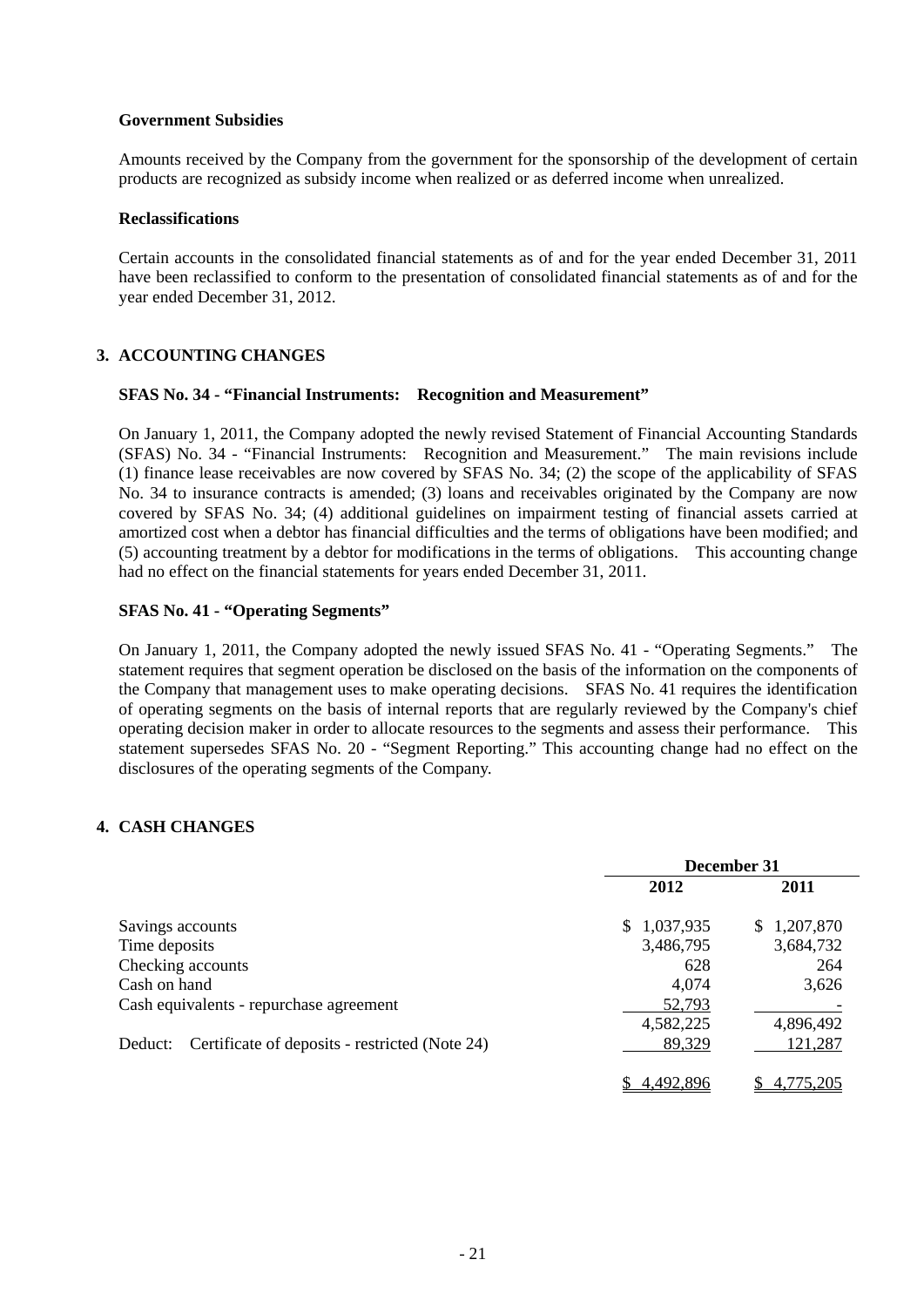**Government Subsidies**

Amounts received by the Company from the government for the sponsorship of the development of certain products are recognized as subsidy income when realized or as deferred income when unrealized.

**Reclassifications**

Certain accounts in the consolidated financial statements as of and for the year ended December 31, 2011 have been reclassified to conform to the presentation of consolidated financial statements as of and for the year ended December 31, 2012.

## 3. ACCOUNTING CHANGES

**SFAS No. 34 - "Financial Instruments: Recognition and Measurement"**

On January 1, 2011, the Company adopted the newly revised Statement of Financial Accounting Standards (SFAS) No. 34 - "Financial Instruments: Recognition and Measurement." The main revisions include (1) finance lease receivables are now covered by SFAS No. 34; (2) the scope of the applicability of SFAS No. 34 to insurance contracts is amended; (3) loans and receivables originated by the Company are now covered by SFAS No. 34; (4) additional guidelines on impairment testing of financial assets carried at amortized cost when a debtor has financial difficulties and the terms of obligations have been modified; and (5) accounting treatment by a debtor for modifications in the terms of obligations. This accounting change had no effect on the financial statements for years ended December 31, 2011.

**SFAS No. 41 - "Operating Segments"**

On January 1, 2011, the Company adopted the newly issued SFAS No. 41 - "Operating Segments." The statement requires that segment operation be disclosed on the basis of the information on the components of the Company that management uses to make operating decisions. SFAS No. 41 requires the identification of operating segments on the basis of internal reports that are regularly reviewed by the Company's chief operating decision maker in order to allocate resources to the segments and assess their performance. This statement supersedes SFAS No. 20 - "Segment Reporting." This accounting change had no effect on the disclosures of the operating segments of the Company.

## 4. CASH CHANGES

| | December 31 | |
|---|---|---|
| | 2012 | 2011 |
| Savings accounts | $ 1,037,935 | $ 1,207,870 |
| Time deposits | 3,486,795 | 3,684,732 |
| Checking accounts | 628 | 264 |
| Cash on hand | 4,074 | 3,626 |
| Cash equivalents - repurchase agreement | 52,793 | - |
| | 4,582,225 | 4,896,492 |
| Deduct: Certificate of deposits - restricted (Note 24) | 89,329 | 121,287 |
| | $ 4,492,896 | $ 4,775,205 |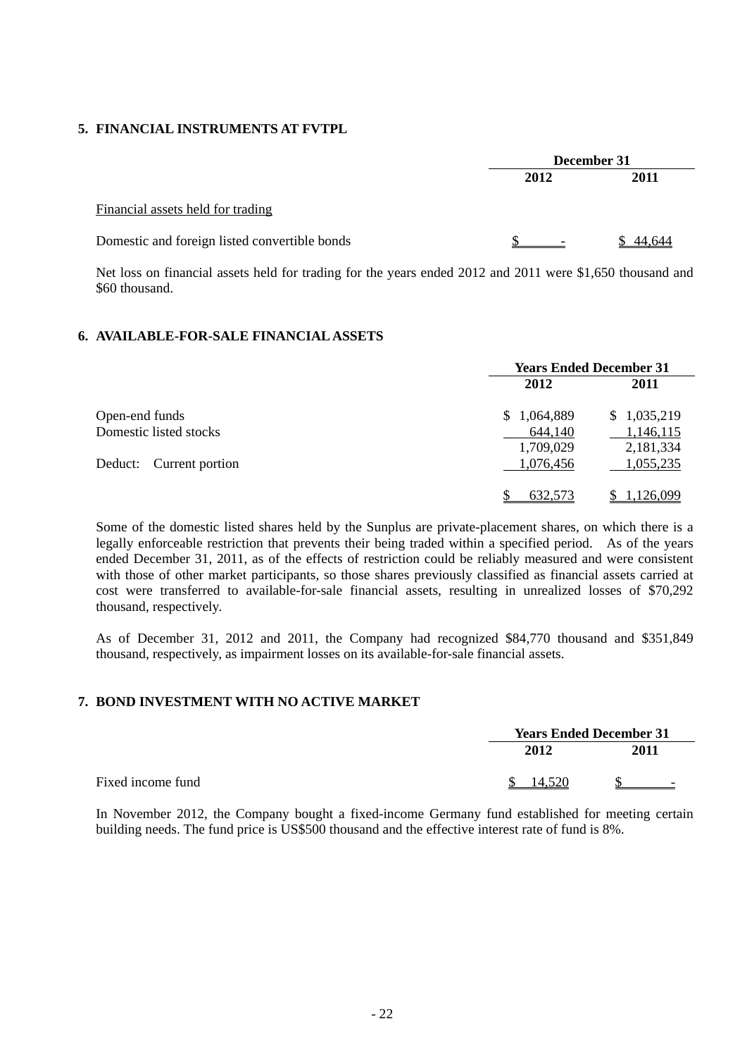## 5. FINANCIAL INSTRUMENTS AT FVTPL

| | December 31 | |
|---|---|---|
| | 2012 | 2011 |
| Financial assets held for trading | | |
| Domestic and foreign listed convertible bonds | $ - | $ 44,644 |

Net loss on financial assets held for trading for the years ended 2012 and 2011 were $1,650 thousand and $60 thousand.

## 6. AVAILABLE-FOR-SALE FINANCIAL ASSETS

| | Years Ended December 31 | |
|---|---|---|
| | 2012 | 2011 |
| Open-end funds | $ 1,064,889 | $ 1,035,219 |
| Domestic listed stocks | 644,140 | 1,146,115 |
| | 1,709,029 | 2,181,334 |
| Deduct: Current portion | 1,076,456 | 1,055,235 |
| | $ 632,573 | $ 1,126,099 |

Some of the domestic listed shares held by the Sunplus are private-placement shares, on which there is a legally enforceable restriction that prevents their being traded within a specified period. As of the years ended December 31, 2011, as of the effects of restriction could be reliably measured and were consistent with those of other market participants, so those shares previously classified as financial assets carried at cost were transferred to available-for-sale financial assets, resulting in unrealized losses of $70,292 thousand, respectively.

As of December 31, 2012 and 2011, the Company had recognized $84,770 thousand and $351,849 thousand, respectively, as impairment losses on its available-for-sale financial assets.

## 7. BOND INVESTMENT WITH NO ACTIVE MARKET

| | Years Ended December 31 | |
|---|---|---|
| | 2012 | 2011 |
| Fixed income fund | $ 14,520 | $ - |

In November 2012, the Company bought a fixed-income Germany fund established for meeting certain building needs. The fund price is US$500 thousand and the effective interest rate of fund is 8%.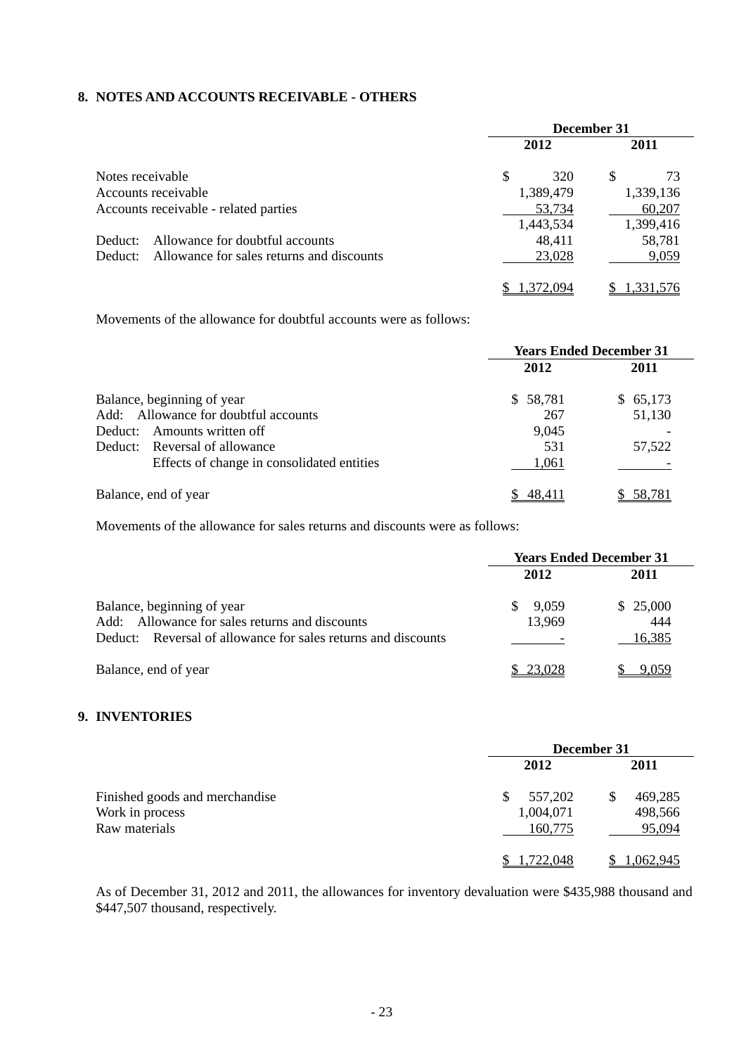## 8. NOTES AND ACCOUNTS RECEIVABLE - OTHERS

| | December 31 | |
|---|---|---|
| | 2012 | 2011 |
| Notes receivable | $ 320 | $ 73 |
| Accounts receivable | 1,389,479 | 1,339,136 |
| Accounts receivable - related parties | 53,734 | 60,207 |
| | 1,443,534 | 1,399,416 |
| Deduct: Allowance for doubtful accounts | 48,411 | 58,781 |
| Deduct: Allowance for sales returns and discounts | 23,028 | 9,059 |
| | $ 1,372,094 | $ 1,331,576 |

Movements of the allowance for doubtful accounts were as follows:

| | Years Ended December 31 | |
|---|---|---|
| | 2012 | 2011 |
| Balance, beginning of year | $ 58,781 | $ 65,173 |
| Add: Allowance for doubtful accounts | 267 | 51,130 |
| Deduct: Amounts written off | 9,045 | - |
| Deduct: Reversal of allowance | 531 | 57,522 |
| Effects of change in consolidated entities | 1,061 | - |
| Balance, end of year | $ 48,411 | $ 58,781 |

Movements of the allowance for sales returns and discounts were as follows:

| | Years Ended December 31 | |
|---|---|---|
| | 2012 | 2011 |
| Balance, beginning of year | $ 9,059 | $ 25,000 |
| Add: Allowance for sales returns and discounts | 13,969 | 444 |
| Deduct: Reversal of allowance for sales returns and discounts | - | 16,385 |
| Balance, end of year | $ 23,028 | $ 9,059 |

## 9. INVENTORIES

| | December 31 | |
|---|---|---|
| | 2012 | 2011 |
| Finished goods and merchandise | $ 557,202 | $ 469,285 |
| Work in process | 1,004,071 | 498,566 |
| Raw materials | 160,775 | 95,094 |
| | $ 1,722,048 | $ 1,062,945 |

As of December 31, 2012 and 2011, the allowances for inventory devaluation were $435,988 thousand and $447,507 thousand, respectively.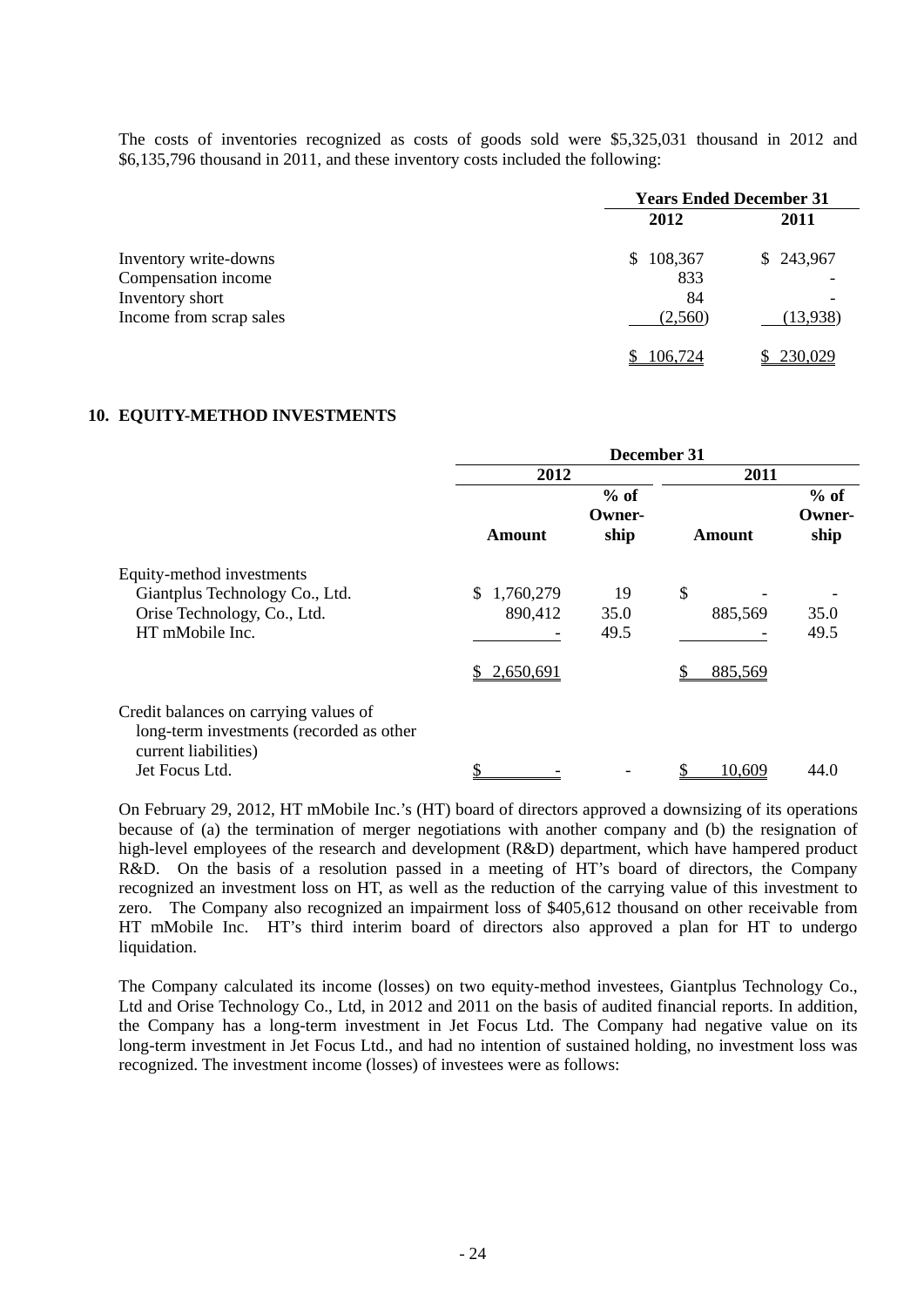The costs of inventories recognized as costs of goods sold were $5,325,031 thousand in 2012 and $6,135,796 thousand in 2011, and these inventory costs included the following:

| | Years Ended December 31 | |
|---|---|---|
| | 2012 | 2011 |
| Inventory write-downs | $ 108,367 | $ 243,967 |
| Compensation income | 833 | - |
| Inventory short | 84 | - |
| Income from scrap sales | (2,560) | (13,938) |
| | $ 106,724 | $ 230,029 |

## 10. EQUITY-METHOD INVESTMENTS

| | December 31 | | | |
|---|---|---|---|---|
| | 2012 | | 2011 | |
| | Amount | % of Owner-ship | Amount | % of Owner-ship |
| Equity-method investments | | | | |
| Giantplus Technology Co., Ltd. | $ 1,760,279 | 19 | $ - | - |
| Orise Technology, Co., Ltd. | 890,412 | 35.0 | 885,569 | 35.0 |
| HT mMobile Inc. | - | 49.5 | - | 49.5 |
| | $ 2,650,691 | | $ 885,569 | |
| Credit balances on carrying values of long-term investments (recorded as other current liabilities) | | | | |
| Jet Focus Ltd. | $ - | - | $ 10,609 | 44.0 |

On February 29, 2012, HT mMobile Inc.'s (HT) board of directors approved a downsizing of its operations because of (a) the termination of merger negotiations with another company and (b) the resignation of high-level employees of the research and development (R&D) department, which have hampered product R&D. On the basis of a resolution passed in a meeting of HT's board of directors, the Company recognized an investment loss on HT, as well as the reduction of the carrying value of this investment to zero. The Company also recognized an impairment loss of $405,612 thousand on other receivable from HT mMobile Inc. HT's third interim board of directors also approved a plan for HT to undergo liquidation.

The Company calculated its income (losses) on two equity-method investees, Giantplus Technology Co., Ltd and Orise Technology Co., Ltd, in 2012 and 2011 on the basis of audited financial reports. In addition, the Company has a long-term investment in Jet Focus Ltd. The Company had negative value on its long-term investment in Jet Focus Ltd., and had no intention of sustained holding, no investment loss was recognized. The investment income (losses) of investees were as follows: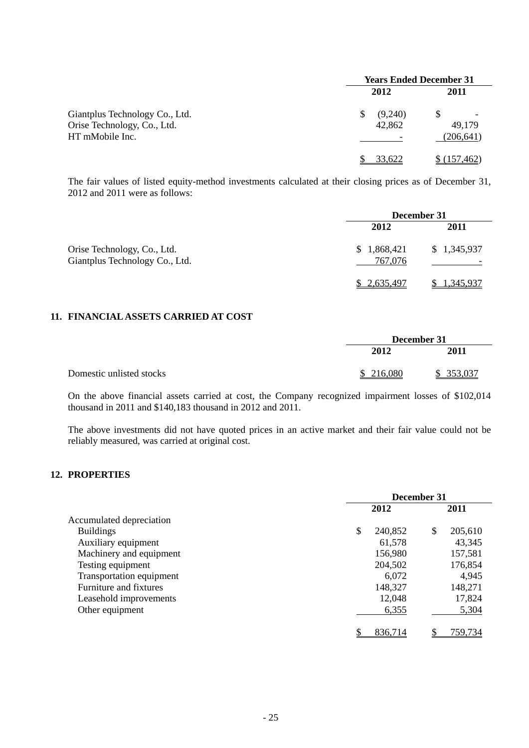| | Years Ended December 31 | |
|---|---|---|
| | 2012 | 2011 |
| Giantplus Technology Co., Ltd. | $ (9,240) | $ - |
| Orise Technology, Co., Ltd. | 42,862 | 49,179 |
| HT mMobile Inc. | - | (206,641) |
| | $ 33,622 | $ (157,462) |

The fair values of listed equity-method investments calculated at their closing prices as of December 31, 2012 and 2011 were as follows:

| | December 31 | |
|---|---|---|
| | 2012 | 2011 |
| Orise Technology, Co., Ltd. | $ 1,868,421 | $ 1,345,937 |
| Giantplus Technology Co., Ltd. | 767,076 | - |
| | $ 2,635,497 | $ 1,345,937 |

## 11. FINANCIAL ASSETS CARRIED AT COST

| | December 31 | |
|---|---|---|
| | 2012 | 2011 |
| Domestic unlisted stocks | $ 216,080 | $ 353,037 |

On the above financial assets carried at cost, the Company recognized impairment losses of $102,014 thousand in 2011 and $140,183 thousand in 2012 and 2011.

The above investments did not have quoted prices in an active market and their fair value could not be reliably measured, was carried at original cost.

## 12. PROPERTIES

| | December 31 | |
|---|---|---|
| | 2012 | 2011 |
| Accumulated depreciation | | |
| Buildings | $ 240,852 | $ 205,610 |
| Auxiliary equipment | 61,578 | 43,345 |
| Machinery and equipment | 156,980 | 157,581 |
| Testing equipment | 204,502 | 176,854 |
| Transportation equipment | 6,072 | 4,945 |
| Furniture and fixtures | 148,327 | 148,271 |
| Leasehold improvements | 12,048 | 17,824 |
| Other equipment | 6,355 | 5,304 |
| | $ 836,714 | $ 759,734 |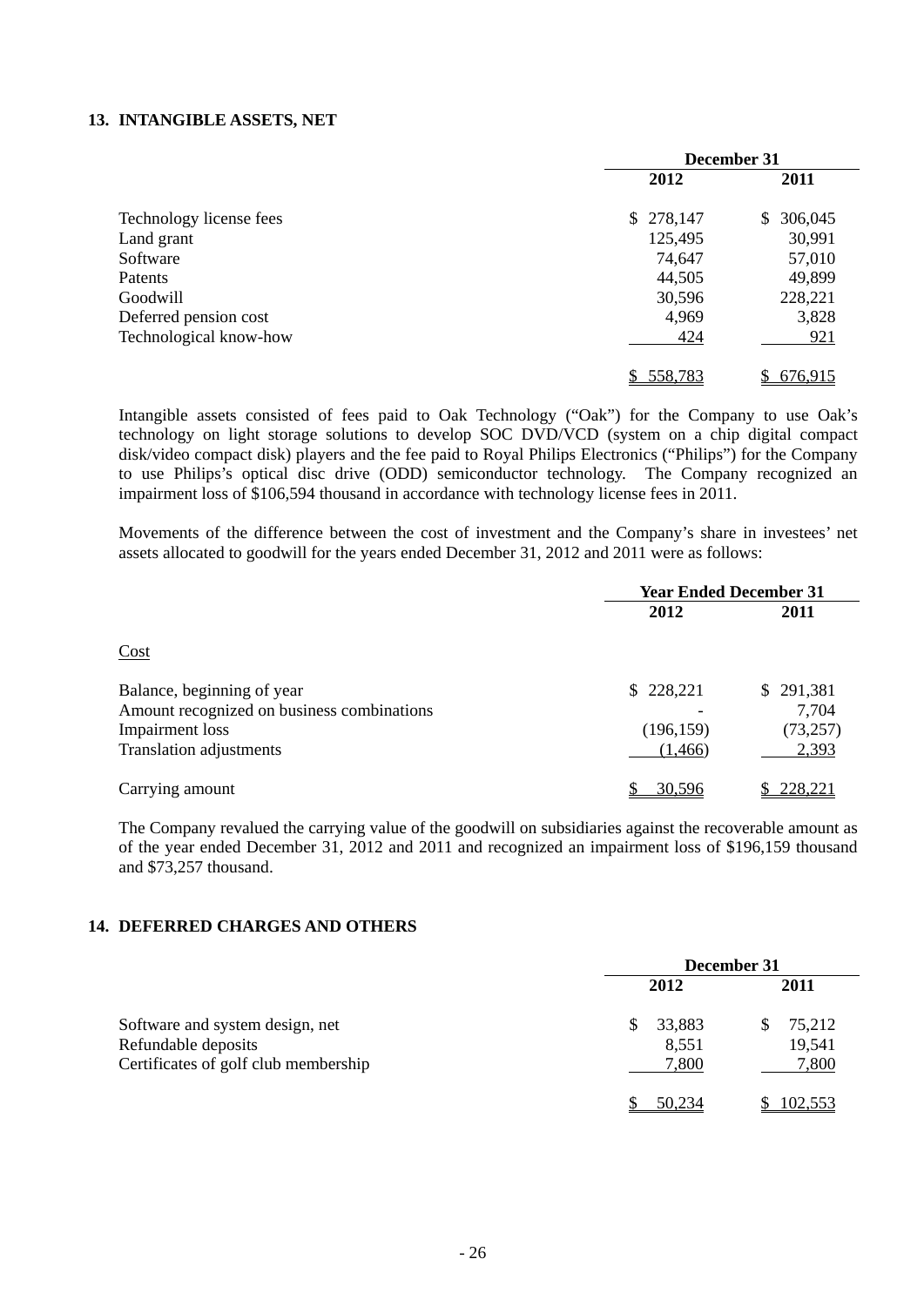## 13. INTANGIBLE ASSETS, NET

| | December 31 | |
|---|---|---|
| | 2012 | 2011 |
| Technology license fees | $ 278,147 | $ 306,045 |
| Land grant | 125,495 | 30,991 |
| Software | 74,647 | 57,010 |
| Patents | 44,505 | 49,899 |
| Goodwill | 30,596 | 228,221 |
| Deferred pension cost | 4,969 | 3,828 |
| Technological know-how | 424 | 921 |
| | $ 558,783 | $ 676,915 |

Intangible assets consisted of fees paid to Oak Technology ("Oak") for the Company to use Oak's technology on light storage solutions to develop SOC DVD/VCD (system on a chip digital compact disk/video compact disk) players and the fee paid to Royal Philips Electronics ("Philips") for the Company to use Philips's optical disc drive (ODD) semiconductor technology. The Company recognized an impairment loss of $106,594 thousand in accordance with technology license fees in 2011.

Movements of the difference between the cost of investment and the Company's share in investees' net assets allocated to goodwill for the years ended December 31, 2012 and 2011 were as follows:

| | Year Ended December 31 | |
|---|---|---|
| | 2012 | 2011 |
| Cost | | |
| Balance, beginning of year | $ 228,221 | $ 291,381 |
| Amount recognized on business combinations | - | 7,704 |
| Impairment loss | (196,159) | (73,257) |
| Translation adjustments | (1,466) | 2,393 |
| Carrying amount | $ 30,596 | $ 228,221 |

The Company revalued the carrying value of the goodwill on subsidiaries against the recoverable amount as of the year ended December 31, 2012 and 2011 and recognized an impairment loss of $196,159 thousand and $73,257 thousand.

## 14. DEFERRED CHARGES AND OTHERS

| | December 31 | |
|---|---|---|
| | 2012 | 2011 |
| Software and system design, net | $ 33,883 | $ 75,212 |
| Refundable deposits | 8,551 | 19,541 |
| Certificates of golf club membership | 7,800 | 7,800 |
| | $ 50,234 | $ 102,553 |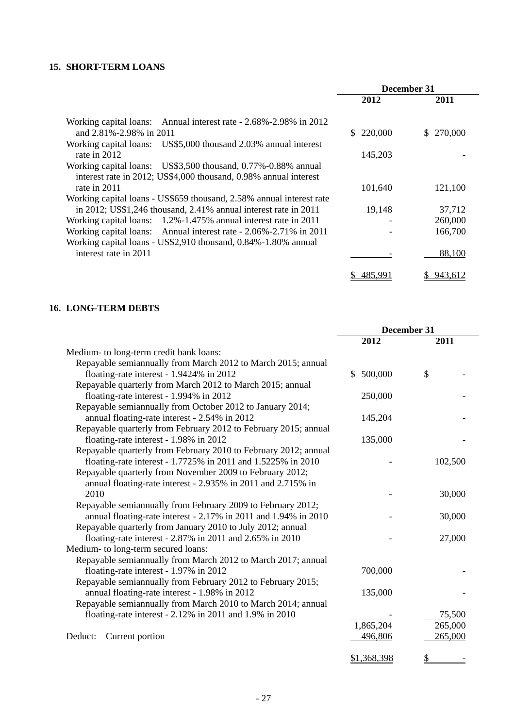## 15. SHORT-TERM LOANS

| | December 31 | |
|---|---|---|
| | 2012 | 2011 |
| Working capital loans: Annual interest rate - 2.68%-2.98% in 2012 and 2.81%-2.98% in 2011 | $ 220,000 | $ 270,000 |
| Working capital loans: US$5,000 thousand 2.03% annual interest rate in 2012 | 145,203 | - |
| Working capital loans: US$3,500 thousand, 0.77%-0.88% annual interest rate in 2012; US$4,000 thousand, 0.98% annual interest rate in 2011 | 101,640 | 121,100 |
| Working capital loans - US$659 thousand, 2.58% annual interest rate in 2012; US$1,246 thousand, 2.41% annual interest rate in 2011 | 19,148 | 37,712 |
| Working capital loans: 1.2%-1.475% annual interest rate in 2011 | - | 260,000 |
| Working capital loans: Annual interest rate - 2.06%-2.71% in 2011 | - | 166,700 |
| Working capital loans - US$2,910 thousand, 0.84%-1.80% annual interest rate in 2011 | - | 88,100 |
| | $ 485,991 | $ 943,612 |

## 16. LONG-TERM DEBTS

| | December 31 | |
|---|---|---|
| | 2012 | 2011 |
| Medium- to long-term credit bank loans: | | |
| Repayable semiannually from March 2012 to March 2015; annual floating-rate interest - 1.9424% in 2012 | $ 500,000 | $ - |
| Repayable quarterly from March 2012 to March 2015; annual floating-rate interest - 1.994% in 2012 | 250,000 | - |
| Repayable semiannually from October 2012 to January 2014; annual floating-rate interest - 2.54% in 2012 | 145,204 | - |
| Repayable quarterly from February 2012 to February 2015; annual floating-rate interest - 1.98% in 2012 | 135,000 | - |
| Repayable quarterly from February 2010 to February 2012; annual floating-rate interest - 1.7725% in 2011 and 1.5225% in 2010 | - | 102,500 |
| Repayable quarterly from November 2009 to February 2012; annual floating-rate interest - 2.935% in 2011 and 2.715% in 2010 | - | 30,000 |
| Repayable semiannually from February 2009 to February 2012; annual floating-rate interest - 2.17% in 2011 and 1.94% in 2010 | - | 30,000 |
| Repayable quarterly from January 2010 to July 2012; annual floating-rate interest - 2.87% in 2011 and 2.65% in 2010 | - | 27,000 |
| Medium- to long-term secured loans: | | |
| Repayable semiannually from March 2012 to March 2017; annual floating-rate interest - 1.97% in 2012 | 700,000 | - |
| Repayable semiannually from February 2012 to February 2015; annual floating-rate interest - 1.98% in 2012 | 135,000 | - |
| Repayable semiannually from March 2010 to March 2014; annual floating-rate interest - 2.12% in 2011 and 1.9% in 2010 | - | 75,500 |
| | 1,865,204 | 265,000 |
| Deduct: Current portion | 496,806 | 265,000 |
| | $1,368,398 | $ - |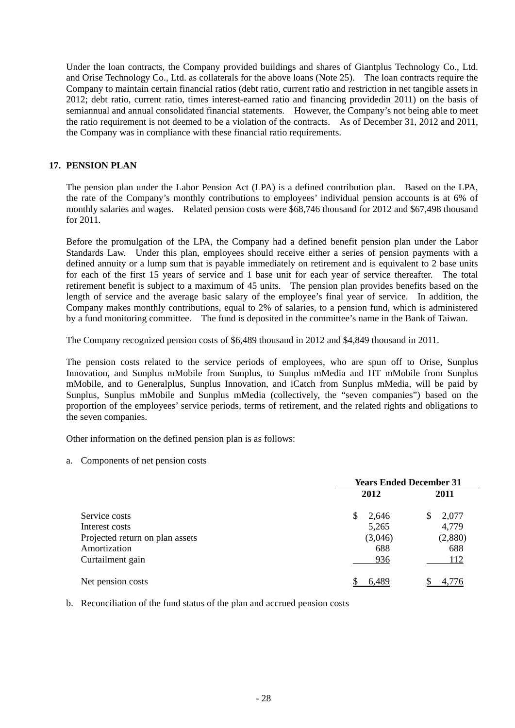Under the loan contracts, the Company provided buildings and shares of Giantplus Technology Co., Ltd. and Orise Technology Co., Ltd. as collaterals for the above loans (Note 25). The loan contracts require the Company to maintain certain financial ratios (debt ratio, current ratio and restriction in net tangible assets in 2012; debt ratio, current ratio, times interest-earned ratio and financing providedin 2011) on the basis of semiannual and annual consolidated financial statements. However, the Company's not being able to meet the ratio requirement is not deemed to be a violation of the contracts. As of December 31, 2012 and 2011, the Company was in compliance with these financial ratio requirements.

## 17. PENSION PLAN

The pension plan under the Labor Pension Act (LPA) is a defined contribution plan. Based on the LPA, the rate of the Company's monthly contributions to employees' individual pension accounts is at 6% of monthly salaries and wages. Related pension costs were $68,746 thousand for 2012 and $67,498 thousand for 2011.

Before the promulgation of the LPA, the Company had a defined benefit pension plan under the Labor Standards Law. Under this plan, employees should receive either a series of pension payments with a defined annuity or a lump sum that is payable immediately on retirement and is equivalent to 2 base units for each of the first 15 years of service and 1 base unit for each year of service thereafter. The total retirement benefit is subject to a maximum of 45 units. The pension plan provides benefits based on the length of service and the average basic salary of the employee's final year of service. In addition, the Company makes monthly contributions, equal to 2% of salaries, to a pension fund, which is administered by a fund monitoring committee. The fund is deposited in the committee's name in the Bank of Taiwan.

The Company recognized pension costs of $6,489 thousand in 2012 and $4,849 thousand in 2011.

The pension costs related to the service periods of employees, who are spun off to Orise, Sunplus Innovation, and Sunplus mMobile from Sunplus, to Sunplus mMedia and HT mMobile from Sunplus mMobile, and to Generalplus, Sunplus Innovation, and iCatch from Sunplus mMedia, will be paid by Sunplus, Sunplus mMobile and Sunplus mMedia (collectively, the "seven companies") based on the proportion of the employees' service periods, terms of retirement, and the related rights and obligations to the seven companies.

Other information on the defined pension plan is as follows:

a. Components of net pension costs

| | Years Ended December 31 | |
|---|---|---|
| | 2012 | 2011 |
| Service costs | $ 2,646 | $ 2,077 |
| Interest costs | 5,265 | 4,779 |
| Projected return on plan assets | (3,046) | (2,880) |
| Amortization | 688 | 688 |
| Curtailment gain | 936 | 112 |
| Net pension costs | $ 6,489 | $ 4,776 |

b. Reconciliation of the fund status of the plan and accrued pension costs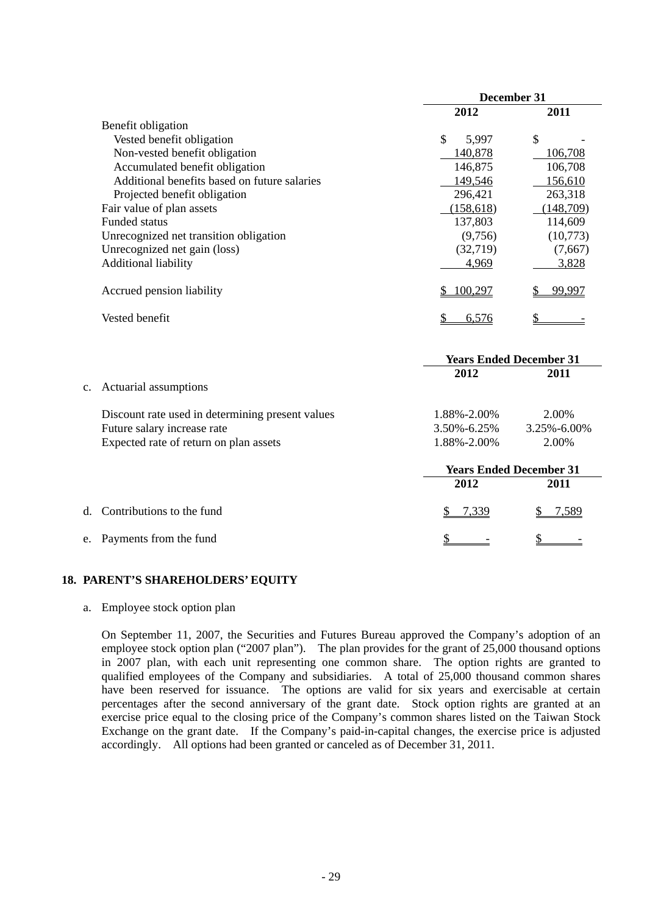| | December 31 | |
|---|---|---|
| | 2012 | 2011 |
| Benefit obligation | | |
| Vested benefit obligation | $ 5,997 | $ - |
| Non-vested benefit obligation | 140,878 | 106,708 |
| Accumulated benefit obligation | 146,875 | 106,708 |
| Additional benefits based on future salaries | 149,546 | 156,610 |
| Projected benefit obligation | 296,421 | 263,318 |
| Fair value of plan assets | (158,618) | (148,709) |
| Funded status | 137,803 | 114,609 |
| Unrecognized net transition obligation | (9,756) | (10,773) |
| Unrecognized net gain (loss) | (32,719) | (7,667) |
| Additional liability | 4,969 | 3,828 |
| Accrued pension liability | $ 100,297 | $ 99,997 |
| Vested benefit | $ 6,576 | $ - |

c. Actuarial assumptions

| | Years Ended December 31 | |
|---|---|---|
| | 2012 | 2011 |
| Discount rate used in determining present values | 1.88%-2.00% | 2.00% |
| Future salary increase rate | 3.50%-6.25% | 3.25%-6.00% |
| Expected rate of return on plan assets | 1.88%-2.00% | 2.00% |

| | Years Ended December 31 | |
|---|---|---|
| | 2012 | 2011 |
| d. Contributions to the fund | $ 7,339 | $ 7,589 |
| e. Payments from the fund | $ - | $ - |

## 18. PARENT'S SHAREHOLDERS' EQUITY

a. Employee stock option plan

On September 11, 2007, the Securities and Futures Bureau approved the Company's adoption of an employee stock option plan ("2007 plan"). The plan provides for the grant of 25,000 thousand options in 2007 plan, with each unit representing one common share. The option rights are granted to qualified employees of the Company and subsidiaries. A total of 25,000 thousand common shares have been reserved for issuance. The options are valid for six years and exercisable at certain percentages after the second anniversary of the grant date. Stock option rights are granted at an exercise price equal to the closing price of the Company's common shares listed on the Taiwan Stock Exchange on the grant date. If the Company's paid-in-capital changes, the exercise price is adjusted accordingly. All options had been granted or canceled as of December 31, 2011.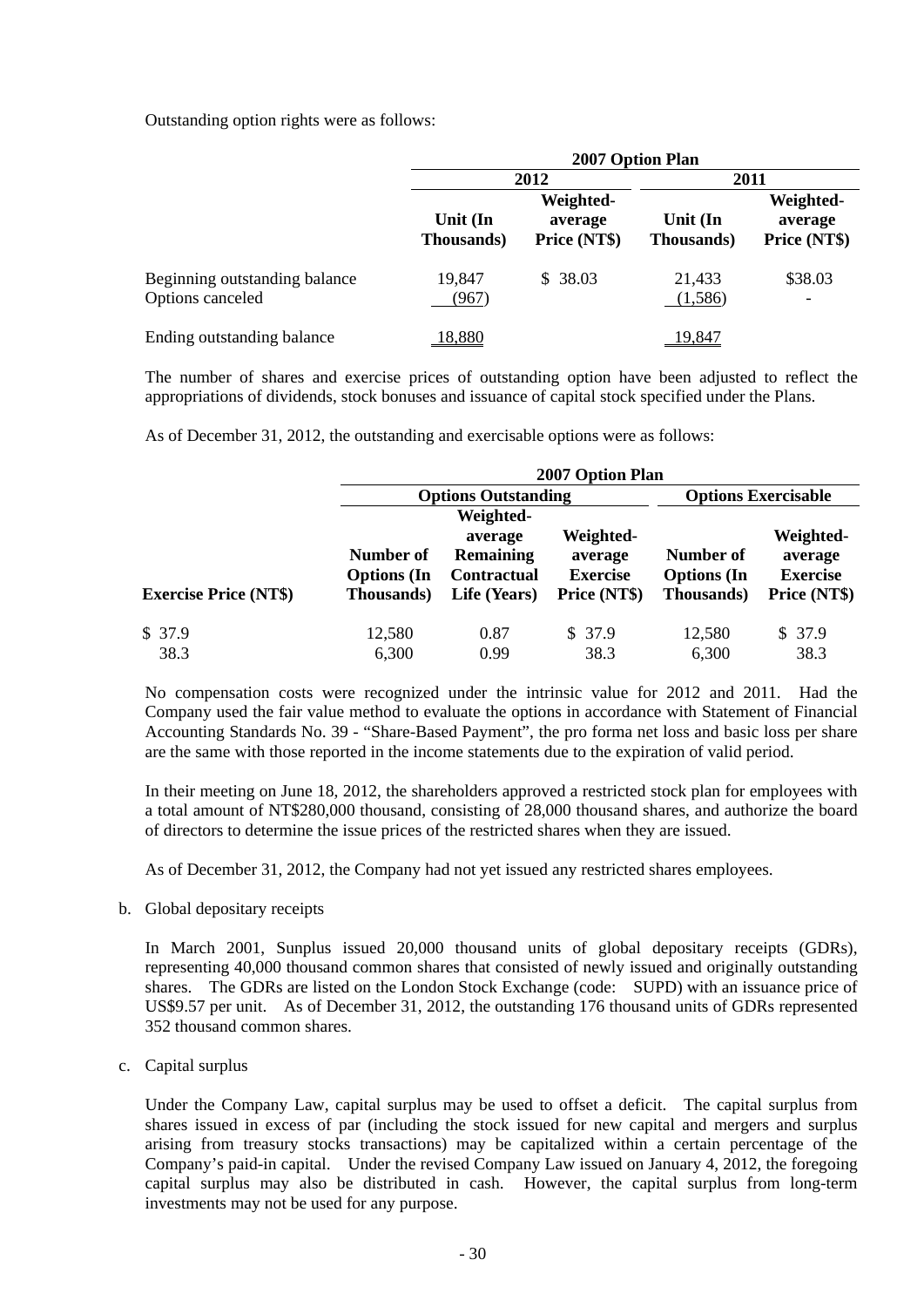Outstanding option rights were as follows:

| | 2007 Option Plan | | | |
|---|---|---|---|---|
| | 2012 | | 2011 | |
| | Unit (In Thousands) | Weighted-average Price (NT$) | Unit (In Thousands) | Weighted-average Price (NT$) |
| Beginning outstanding balance | 19,847 | $ 38.03 | 21,433 | $38.03 |
| Options canceled | (967) | | (1,586) | - |
| Ending outstanding balance | 18,880 | | 19,847 | |

The number of shares and exercise prices of outstanding option have been adjusted to reflect the appropriations of dividends, stock bonuses and issuance of capital stock specified under the Plans.

As of December 31, 2012, the outstanding and exercisable options were as follows:

| | 2007 Option Plan | | | | |
|---|---|---|---|---|---|
| | Options Outstanding | | | Options Exercisable | |
| Exercise Price (NT$) | Number of Options (In Thousands) | Weighted-average Remaining Contractual Life (Years) | Weighted-average Exercise Price (NT$) | Number of Options (In Thousands) | Weighted-average Exercise Price (NT$) |
| $ 37.9 | 12,580 | 0.87 | $ 37.9 | 12,580 | $ 37.9 |
| 38.3 | 6,300 | 0.99 | 38.3 | 6,300 | 38.3 |

No compensation costs were recognized under the intrinsic value for 2012 and 2011. Had the Company used the fair value method to evaluate the options in accordance with Statement of Financial Accounting Standards No. 39 - "Share-Based Payment", the pro forma net loss and basic loss per share are the same with those reported in the income statements due to the expiration of valid period.

In their meeting on June 18, 2012, the shareholders approved a restricted stock plan for employees with a total amount of NT$280,000 thousand, consisting of 28,000 thousand shares, and authorize the board of directors to determine the issue prices of the restricted shares when they are issued.

As of December 31, 2012, the Company had not yet issued any restricted shares employees.

b. Global depositary receipts

In March 2001, Sunplus issued 20,000 thousand units of global depositary receipts (GDRs), representing 40,000 thousand common shares that consisted of newly issued and originally outstanding shares. The GDRs are listed on the London Stock Exchange (code: SUPD) with an issuance price of US$9.57 per unit. As of December 31, 2012, the outstanding 176 thousand units of GDRs represented 352 thousand common shares.

c. Capital surplus

Under the Company Law, capital surplus may be used to offset a deficit. The capital surplus from shares issued in excess of par (including the stock issued for new capital and mergers and surplus arising from treasury stocks transactions) may be capitalized within a certain percentage of the Company's paid-in capital. Under the revised Company Law issued on January 4, 2012, the foregoing capital surplus may also be distributed in cash. However, the capital surplus from long-term investments may not be used for any purpose.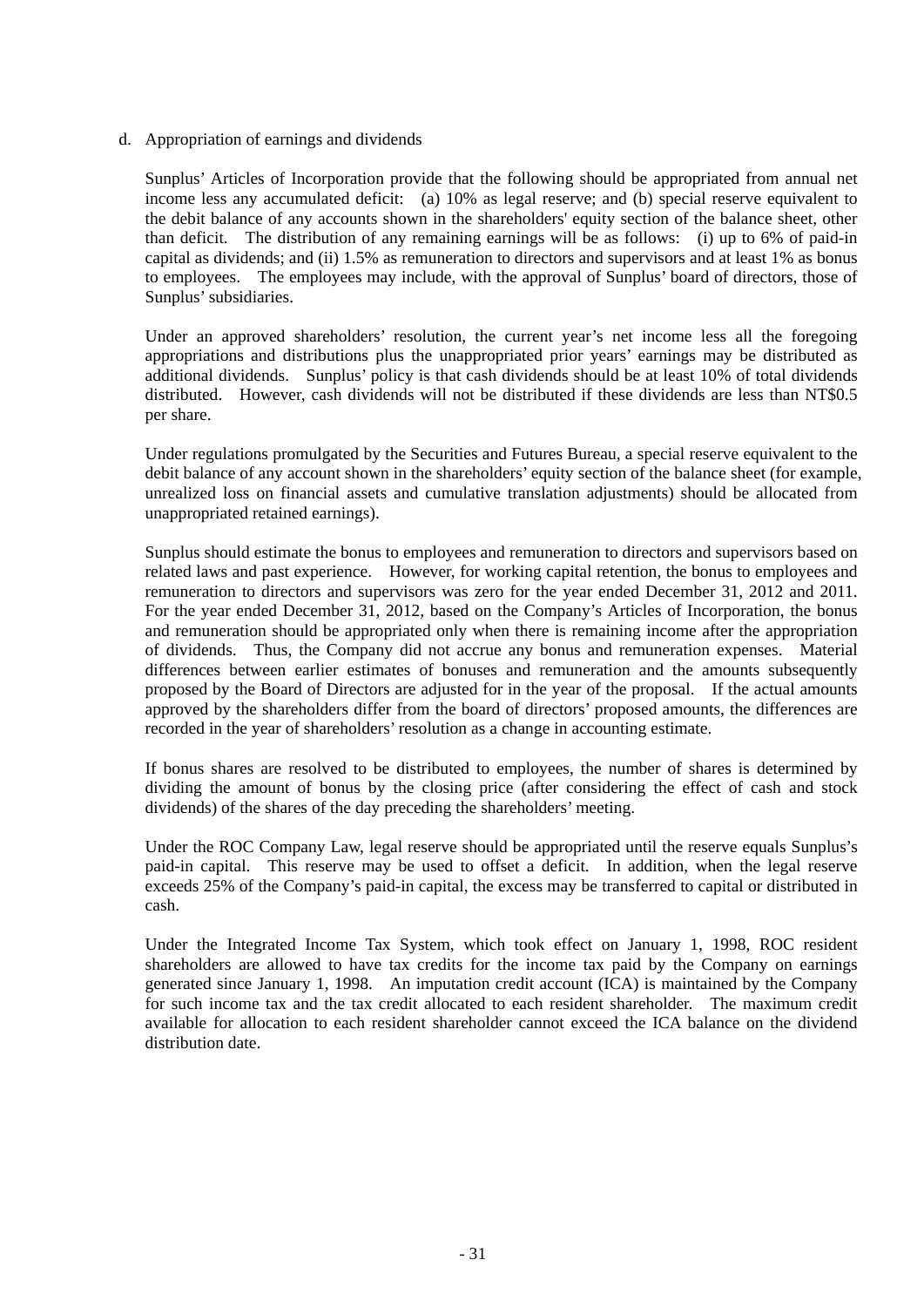d. Appropriation of earnings and dividends

Sunplus' Articles of Incorporation provide that the following should be appropriated from annual net income less any accumulated deficit: (a) 10% as legal reserve; and (b) special reserve equivalent to the debit balance of any accounts shown in the shareholders' equity section of the balance sheet, other than deficit. The distribution of any remaining earnings will be as follows: (i) up to 6% of paid-in capital as dividends; and (ii) 1.5% as remuneration to directors and supervisors and at least 1% as bonus to employees. The employees may include, with the approval of Sunplus' board of directors, those of Sunplus' subsidiaries.

Under an approved shareholders' resolution, the current year's net income less all the foregoing appropriations and distributions plus the unappropriated prior years' earnings may be distributed as additional dividends. Sunplus' policy is that cash dividends should be at least 10% of total dividends distributed. However, cash dividends will not be distributed if these dividends are less than NT$0.5 per share.

Under regulations promulgated by the Securities and Futures Bureau, a special reserve equivalent to the debit balance of any account shown in the shareholders' equity section of the balance sheet (for example, unrealized loss on financial assets and cumulative translation adjustments) should be allocated from unappropriated retained earnings).

Sunplus should estimate the bonus to employees and remuneration to directors and supervisors based on related laws and past experience. However, for working capital retention, the bonus to employees and remuneration to directors and supervisors was zero for the year ended December 31, 2012 and 2011. For the year ended December 31, 2012, based on the Company's Articles of Incorporation, the bonus and remuneration should be appropriated only when there is remaining income after the appropriation of dividends. Thus, the Company did not accrue any bonus and remuneration expenses. Material differences between earlier estimates of bonuses and remuneration and the amounts subsequently proposed by the Board of Directors are adjusted for in the year of the proposal. If the actual amounts approved by the shareholders differ from the board of directors' proposed amounts, the differences are recorded in the year of shareholders' resolution as a change in accounting estimate.

If bonus shares are resolved to be distributed to employees, the number of shares is determined by dividing the amount of bonus by the closing price (after considering the effect of cash and stock dividends) of the shares of the day preceding the shareholders' meeting.

Under the ROC Company Law, legal reserve should be appropriated until the reserve equals Sunplus's paid-in capital. This reserve may be used to offset a deficit. In addition, when the legal reserve exceeds 25% of the Company's paid-in capital, the excess may be transferred to capital or distributed in cash.

Under the Integrated Income Tax System, which took effect on January 1, 1998, ROC resident shareholders are allowed to have tax credits for the income tax paid by the Company on earnings generated since January 1, 1998. An imputation credit account (ICA) is maintained by the Company for such income tax and the tax credit allocated to each resident shareholder. The maximum credit available for allocation to each resident shareholder cannot exceed the ICA balance on the dividend distribution date.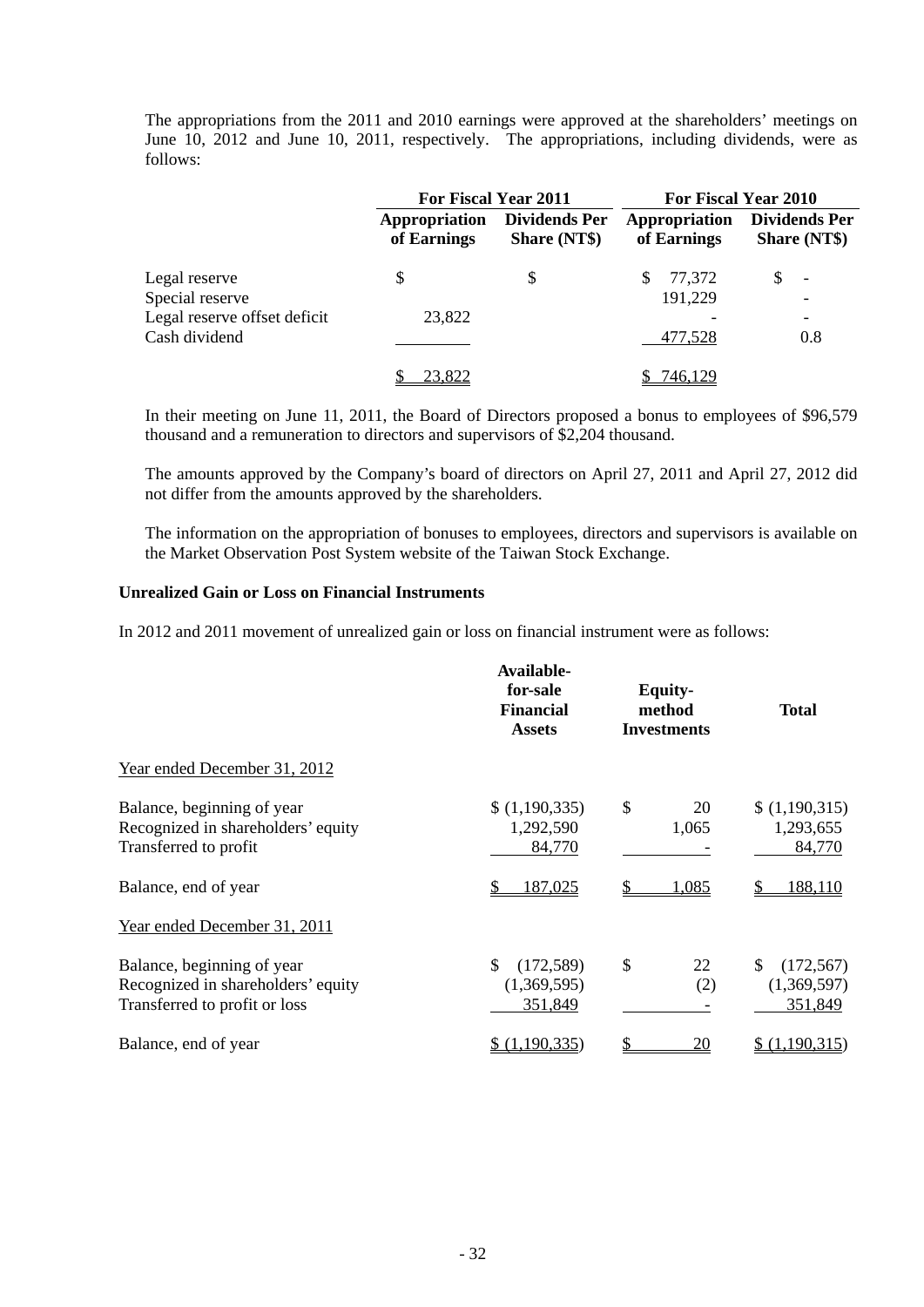The appropriations from the 2011 and 2010 earnings were approved at the shareholders' meetings on June 10, 2012 and June 10, 2011, respectively. The appropriations, including dividends, were as follows:

| | For Fiscal Year 2011 | | For Fiscal Year 2010 | |
|---|---|---|---|---|
| | Appropriation of Earnings | Dividends Per Share (NT$) | Appropriation of Earnings | Dividends Per Share (NT$) |
| Legal reserve | $ | $ | $ 77,372 | $ - |
| Special reserve | | | 191,229 | - |
| Legal reserve offset deficit | 23,822 | | - | - |
| Cash dividend | | | 477,528 | 0.8 |
| | $ 23,822 | | $ 746,129 | |

In their meeting on June 11, 2011, the Board of Directors proposed a bonus to employees of $96,579 thousand and a remuneration to directors and supervisors of $2,204 thousand.

The amounts approved by the Company's board of directors on April 27, 2011 and April 27, 2012 did not differ from the amounts approved by the shareholders.

The information on the appropriation of bonuses to employees, directors and supervisors is available on the Market Observation Post System website of the Taiwan Stock Exchange.

**Unrealized Gain or Loss on Financial Instruments**

In 2012 and 2011 movement of unrealized gain or loss on financial instrument were as follows:

| | Available-for-sale Financial Assets | Equity-method Investments | Total |
|---|---|---|---|
| Year ended December 31, 2012 | | | |
| Balance, beginning of year | $ (1,190,335) | $ 20 | $ (1,190,315) |
| Recognized in shareholders' equity | 1,292,590 | 1,065 | 1,293,655 |
| Transferred to profit | 84,770 | - | 84,770 |
| Balance, end of year | $ 187,025 | $ 1,085 | $ 188,110 |
| Year ended December 31, 2011 | | | |
| Balance, beginning of year | $ (172,589) | $ 22 | $ (172,567) |
| Recognized in shareholders' equity | (1,369,595) | (2) | (1,369,597) |
| Transferred to profit or loss | 351,849 | - | 351,849 |
| Balance, end of year | $ (1,190,335) | $ 20 | $ (1,190,315) |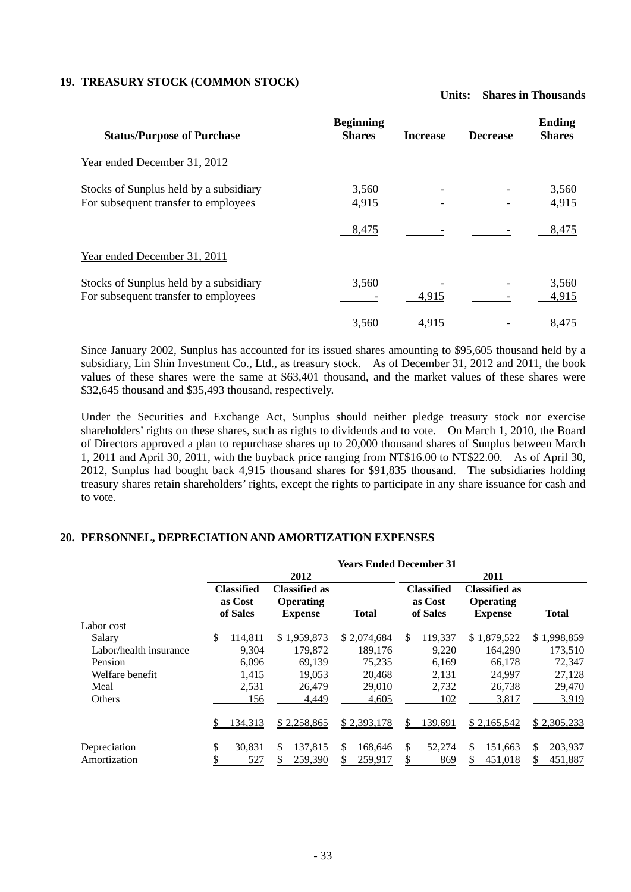## 19. TREASURY STOCK (COMMON STOCK)

**Units: Shares in Thousands**

| Status/Purpose of Purchase | Beginning Shares | Increase | Decrease | Ending Shares |
|---|---|---|---|---|
| Year ended December 31, 2012 | | | | |
| Stocks of Sunplus held by a subsidiary | 3,560 | - | - | 3,560 |
| For subsequent transfer to employees | 4,915 | - | - | 4,915 |
| | 8,475 | - | - | 8,475 |
| Year ended December 31, 2011 | | | | |
| Stocks of Sunplus held by a subsidiary | 3,560 | - | - | 3,560 |
| For subsequent transfer to employees | - | 4,915 | - | 4,915 |
| | 3,560 | 4,915 | - | 8,475 |

Since January 2002, Sunplus has accounted for its issued shares amounting to $95,605 thousand held by a subsidiary, Lin Shin Investment Co., Ltd., as treasury stock. As of December 31, 2012 and 2011, the book values of these shares were the same at $63,401 thousand, and the market values of these shares were $32,645 thousand and $35,493 thousand, respectively.

Under the Securities and Exchange Act, Sunplus should neither pledge treasury stock nor exercise shareholders' rights on these shares, such as rights to dividends and to vote. On March 1, 2010, the Board of Directors approved a plan to repurchase shares up to 20,000 thousand shares of Sunplus between March 1, 2011 and April 30, 2011, with the buyback price ranging from NT$16.00 to NT$22.00. As of April 30, 2012, Sunplus had bought back 4,915 thousand shares for $91,835 thousand. The subsidiaries holding treasury shares retain shareholders' rights, except the rights to participate in any share issuance for cash and to vote.

## 20. PERSONNEL, DEPRECIATION AND AMORTIZATION EXPENSES

| | Years Ended December 31 | | | | | |
|---|---|---|---|---|---|---|
| | 2012 | | | 2011 | | |
| | Classified as Cost of Sales | Classified as Operating Expense | Total | Classified as Cost of Sales | Classified as Operating Expense | Total |
| Labor cost | | | | | | |
| Salary | $ 114,811 | $ 1,959,873 | $ 2,074,684 | $ 119,337 | $ 1,879,522 | $ 1,998,859 |
| Labor/health insurance | 9,304 | 179,872 | 189,176 | 9,220 | 164,290 | 173,510 |
| Pension | 6,096 | 69,139 | 75,235 | 6,169 | 66,178 | 72,347 |
| Welfare benefit | 1,415 | 19,053 | 20,468 | 2,131 | 24,997 | 27,128 |
| Meal | 2,531 | 26,479 | 29,010 | 2,732 | 26,738 | 29,470 |
| Others | 156 | 4,449 | 4,605 | 102 | 3,817 | 3,919 |
| | $ 134,313 | $ 2,258,865 | $ 2,393,178 | $ 139,691 | $ 2,165,542 | $ 2,305,233 |
| Depreciation | $ 30,831 | $ 137,815 | $ 168,646 | $ 52,274 | $ 151,663 | $ 203,937 |
| Amortization | $ 527 | $ 259,390 | $ 259,917 | $ 869 | $ 451,018 | $ 451,887 |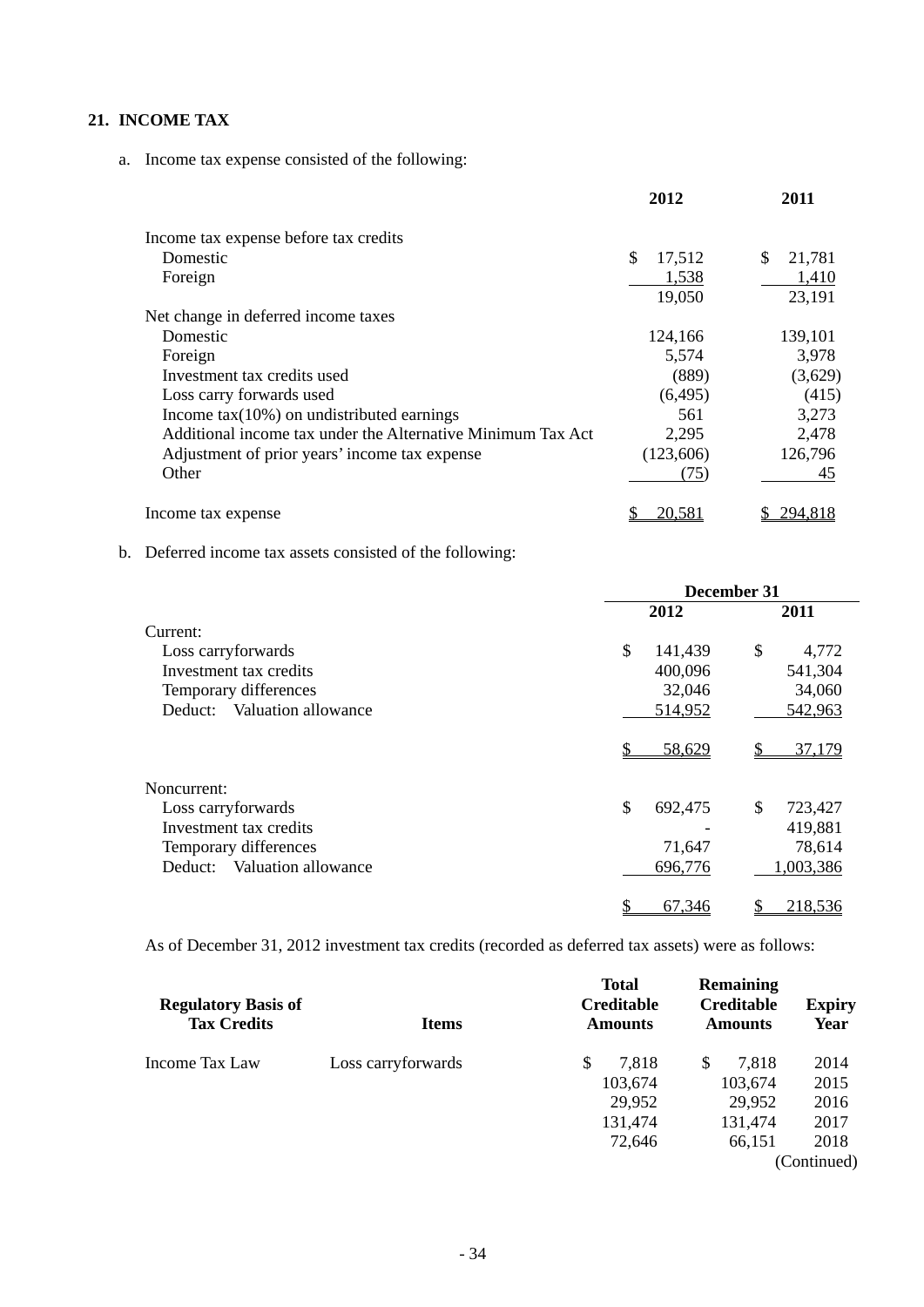## 21. INCOME TAX

a. Income tax expense consisted of the following:

| | 2012 | 2011 |
|---|---|---|
| Income tax expense before tax credits | | |
| Domestic | $ 17,512 | $ 21,781 |
| Foreign | 1,538 | 1,410 |
| | 19,050 | 23,191 |
| Net change in deferred income taxes | | |
| Domestic | 124,166 | 139,101 |
| Foreign | 5,574 | 3,978 |
| Investment tax credits used | (889) | (3,629) |
| Loss carry forwards used | (6,495) | (415) |
| Income tax(10%) on undistributed earnings | 561 | 3,273 |
| Additional income tax under the Alternative Minimum Tax Act | 2,295 | 2,478 |
| Adjustment of prior years' income tax expense | (123,606) | 126,796 |
| Other | (75) | 45 |
| Income tax expense | $ 20,581 | $ 294,818 |

b. Deferred income tax assets consisted of the following:

| | December 31 | |
|---|---|---|
| | 2012 | 2011 |
| Current: | | |
| Loss carryforwards | $ 141,439 | $ 4,772 |
| Investment tax credits | 400,096 | 541,304 |
| Temporary differences | 32,046 | 34,060 |
| Deduct: Valuation allowance | 514,952 | 542,963 |
| | $ 58,629 | $ 37,179 |
| Noncurrent: | | |
| Loss carryforwards | $ 692,475 | $ 723,427 |
| Investment tax credits | - | 419,881 |
| Temporary differences | 71,647 | 78,614 |
| Deduct: Valuation allowance | 696,776 | 1,003,386 |
| | $ 67,346 | $ 218,536 |

As of December 31, 2012 investment tax credits (recorded as deferred tax assets) were as follows:

| Regulatory Basis of Tax Credits | Items | Total Creditable Amounts | Remaining Creditable Amounts | Expiry Year |
|---|---|---|---|---|
| Income Tax Law | Loss carryforwards | $ 7,818 | $ 7,818 | 2014 |
| | | 103,674 | 103,674 | 2015 |
| | | 29,952 | 29,952 | 2016 |
| | | 131,474 | 131,474 | 2017 |
| | | 72,646 | 66,151 | 2018 |

(Continued)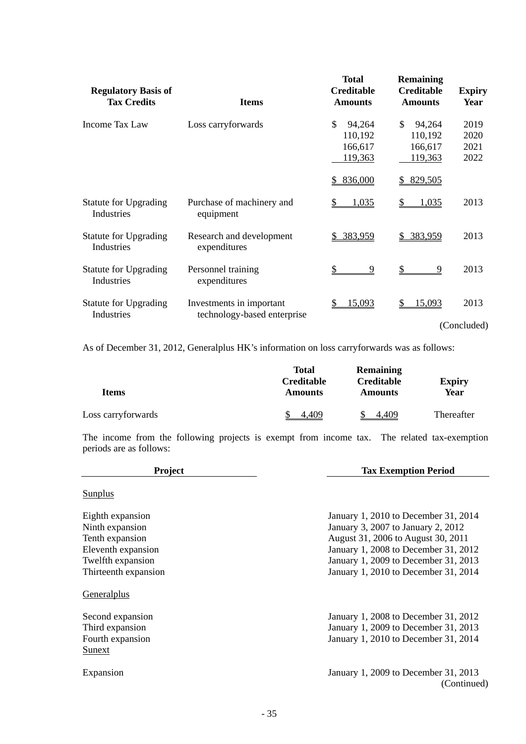| Regulatory Basis of Tax Credits | Items | Total Creditable Amounts | Remaining Creditable Amounts | Expiry Year |
|---|---|---|---|---|
| Income Tax Law | Loss carryforwards | $ 94,264 | $ 94,264 | 2019 |
| | | 110,192 | 110,192 | 2020 |
| | | 166,617 | 166,617 | 2021 |
| | | 119,363 | 119,363 | 2022 |
| | | $ 836,000 | $ 829,505 | |
| Statute for Upgrading Industries | Purchase of machinery and equipment | $ 1,035 | $ 1,035 | 2013 |
| Statute for Upgrading Industries | Research and development expenditures | $ 383,959 | $ 383,959 | 2013 |
| Statute for Upgrading Industries | Personnel training expenditures | $ 9 | $ 9 | 2013 |
| Statute for Upgrading Industries | Investments in important technology-based enterprise | $ 15,093 | $ 15,093 | 2013 |

(Concluded)

As of December 31, 2012, Generalplus HK's information on loss carryforwards was as follows:

| Items | Total Creditable Amounts | Remaining Creditable Amounts | Expiry Year |
|---|---|---|---|
| Loss carryforwards | $ 4,409 | $ 4,409 | Thereafter |

The income from the following projects is exempt from income tax. The related tax-exemption periods are as follows:

| Project | Tax Exemption Period |
|---|---|
| Sunplus | |
| Eighth expansion | January 1, 2010 to December 31, 2014 |
| Ninth expansion | January 3, 2007 to January 2, 2012 |
| Tenth expansion | August 31, 2006 to August 30, 2011 |
| Eleventh expansion | January 1, 2008 to December 31, 2012 |
| Twelfth expansion | January 1, 2009 to December 31, 2013 |
| Thirteenth expansion | January 1, 2010 to December 31, 2014 |
| Generalplus | |
| Second expansion | January 1, 2008 to December 31, 2012 |
| Third expansion | January 1, 2009 to December 31, 2013 |
| Fourth expansion | January 1, 2010 to December 31, 2014 |
| Sunext | |
| Expansion | January 1, 2009 to December 31, 2013 |

(Continued)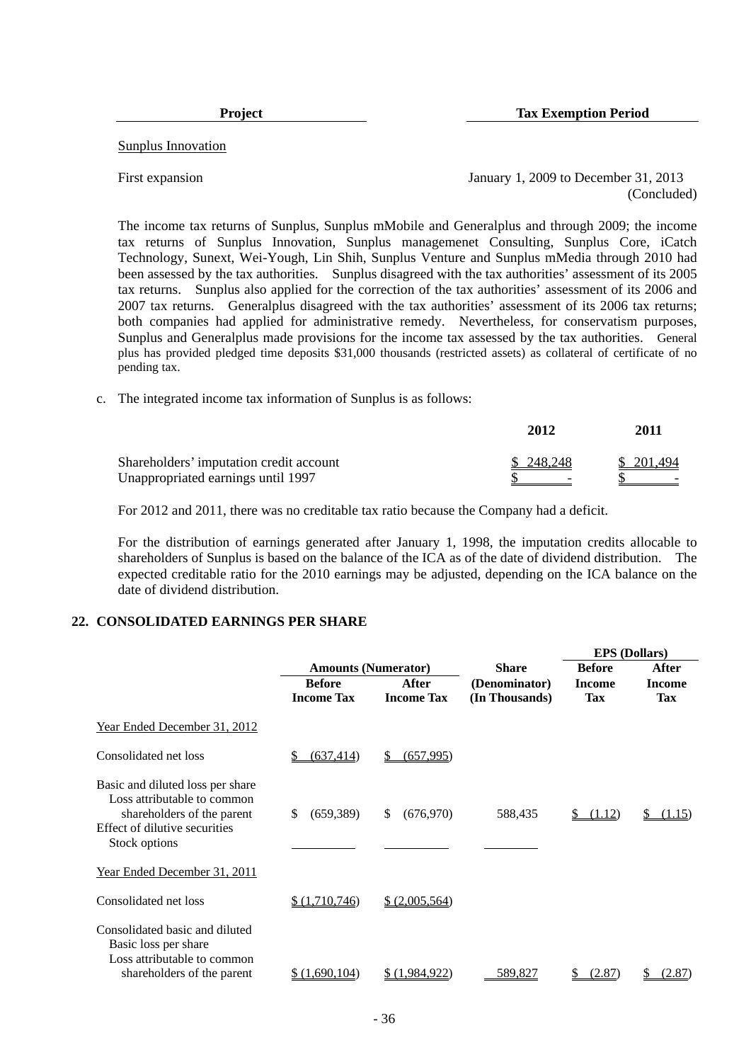| Project | Tax Exemption Period |
|---|---|
| Sunplus Innovation | |
| First expansion | January 1, 2009 to December 31, 2013 |
| | (Concluded) |

The income tax returns of Sunplus, Sunplus mMobile and Generalplus and through 2009; the income tax returns of Sunplus Innovation, Sunplus managemenet Consulting, Sunplus Core, iCatch Technology, Sunext, Wei-Yough, Lin Shih, Sunplus Venture and Sunplus mMedia through 2010 had been assessed by the tax authorities. Sunplus disagreed with the tax authorities' assessment of its 2005 tax returns. Sunplus also applied for the correction of the tax authorities' assessment of its 2006 and 2007 tax returns. Generalplus disagreed with the tax authorities' assessment of its 2006 tax returns; both companies had applied for administrative remedy. Nevertheless, for conservatism purposes, Sunplus and Generalplus made provisions for the income tax assessed by the tax authorities. General plus has provided pledged time deposits $31,000 thousands (restricted assets) as collateral of certificate of no pending tax.

c. The integrated income tax information of Sunplus is as follows:

| | 2012 | 2011 |
|---|---|---|
| Shareholders' imputation credit account | $ 248,248 | $ 201,494 |
| Unappropriated earnings until 1997 | $ - | $ - |

For 2012 and 2011, there was no creditable tax ratio because the Company had a deficit.

For the distribution of earnings generated after January 1, 1998, the imputation credits allocable to shareholders of Sunplus is based on the balance of the ICA as of the date of dividend distribution. The expected creditable ratio for the 2010 earnings may be adjusted, depending on the ICA balance on the date of dividend distribution.

## 22. CONSOLIDATED EARNINGS PER SHARE

| | Amounts (Numerator) | | Share | EPS (Dollars) | |
|---|---|---|---|---|---|
| | Before Income Tax | After Income Tax | (Denominator) (In Thousands) | Before Income Tax | After Income Tax |
| Year Ended December 31, 2012 | | | | | |
| Consolidated net loss | $ (637,414) | $ (657,995) | | | |
| Basic and diluted loss per share Loss attributable to common shareholders of the parent | $ (659,389) | $ (676,970) | 588,435 | $ (1.12) | $ (1.15) |
| Effect of dilutive securities Stock options | | | | | |
| Year Ended December 31, 2011 | | | | | |
| Consolidated net loss | $ (1,710,746) | $ (2,005,564) | | | |
| Consolidated basic and diluted Basic loss per share Loss attributable to common shareholders of the parent | $ (1,690,104) | $ (1,984,922) | 589,827 | $ (2.87) | $ (2.87) |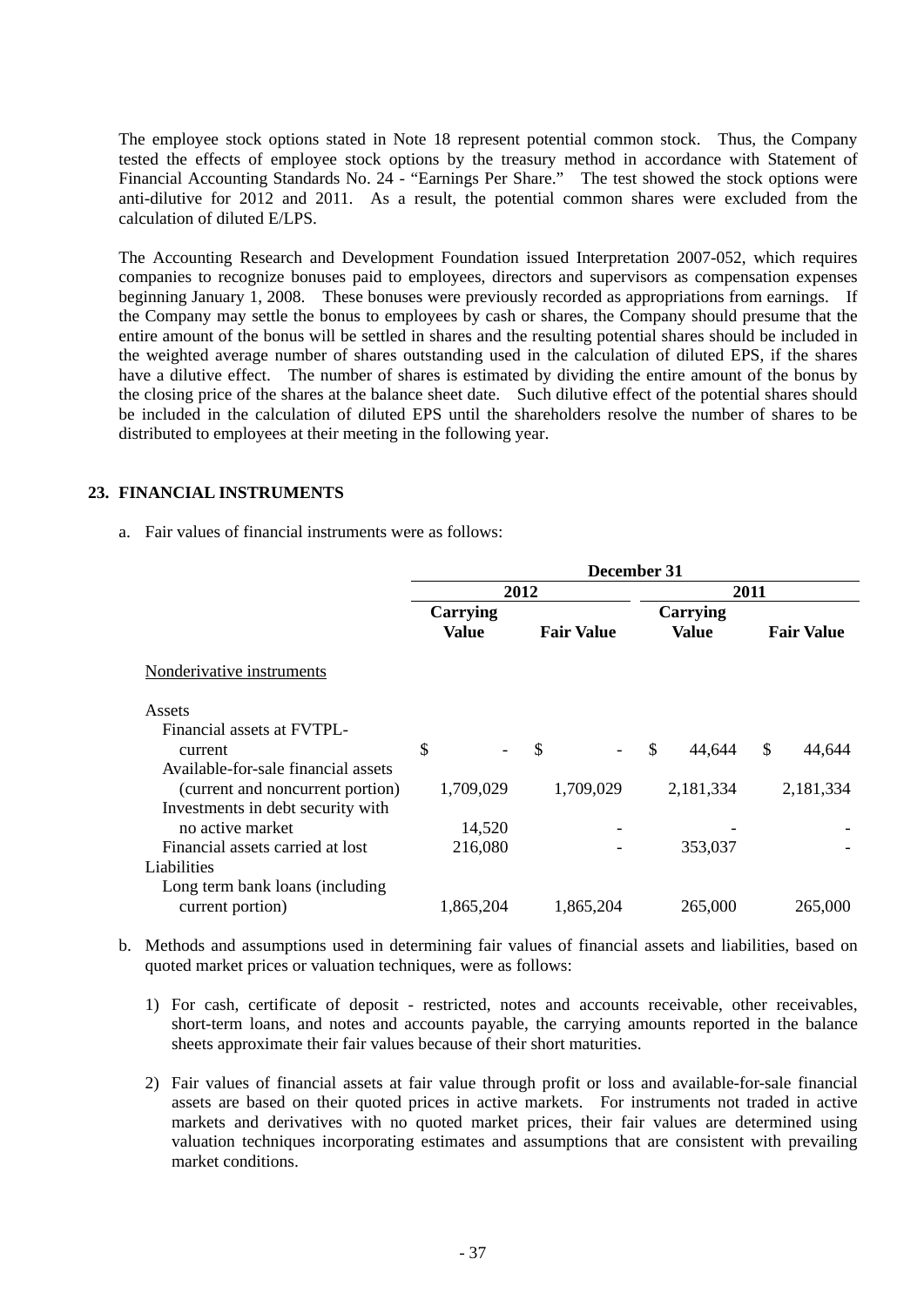The employee stock options stated in Note 18 represent potential common stock. Thus, the Company tested the effects of employee stock options by the treasury method in accordance with Statement of Financial Accounting Standards No. 24 - "Earnings Per Share." The test showed the stock options were anti-dilutive for 2012 and 2011. As a result, the potential common shares were excluded from the calculation of diluted E/LPS.

The Accounting Research and Development Foundation issued Interpretation 2007-052, which requires companies to recognize bonuses paid to employees, directors and supervisors as compensation expenses beginning January 1, 2008. These bonuses were previously recorded as appropriations from earnings. If the Company may settle the bonus to employees by cash or shares, the Company should presume that the entire amount of the bonus will be settled in shares and the resulting potential shares should be included in the weighted average number of shares outstanding used in the calculation of diluted EPS, if the shares have a dilutive effect. The number of shares is estimated by dividing the entire amount of the bonus by the closing price of the shares at the balance sheet date. Such dilutive effect of the potential shares should be included in the calculation of diluted EPS until the shareholders resolve the number of shares to be distributed to employees at their meeting in the following year.

## 23. FINANCIAL INSTRUMENTS

a. Fair values of financial instruments were as follows:

| | December 31 | | | |
|---|---|---|---|---|
| | 2012 | | 2011 | |
| | Carrying Value | Fair Value | Carrying Value | Fair Value |
| Nonderivative instruments | | | | |
| Assets | | | | |
| Financial assets at FVTPL-current | $ - | $ - | $ 44,644 | $ 44,644 |
| Available-for-sale financial assets (current and noncurrent portion) | 1,709,029 | 1,709,029 | 2,181,334 | 2,181,334 |
| Investments in debt security with no active market | 14,520 | - | - | - |
| Financial assets carried at lost | 216,080 | - | 353,037 | - |
| Liabilities | | | | |
| Long term bank loans (including current portion) | 1,865,204 | 1,865,204 | 265,000 | 265,000 |

b. Methods and assumptions used in determining fair values of financial assets and liabilities, based on quoted market prices or valuation techniques, were as follows:

1) For cash, certificate of deposit - restricted, notes and accounts receivable, other receivables, short-term loans, and notes and accounts payable, the carrying amounts reported in the balance sheets approximate their fair values because of their short maturities.

2) Fair values of financial assets at fair value through profit or loss and available-for-sale financial assets are based on their quoted prices in active markets. For instruments not traded in active markets and derivatives with no quoted market prices, their fair values are determined using valuation techniques incorporating estimates and assumptions that are consistent with prevailing market conditions.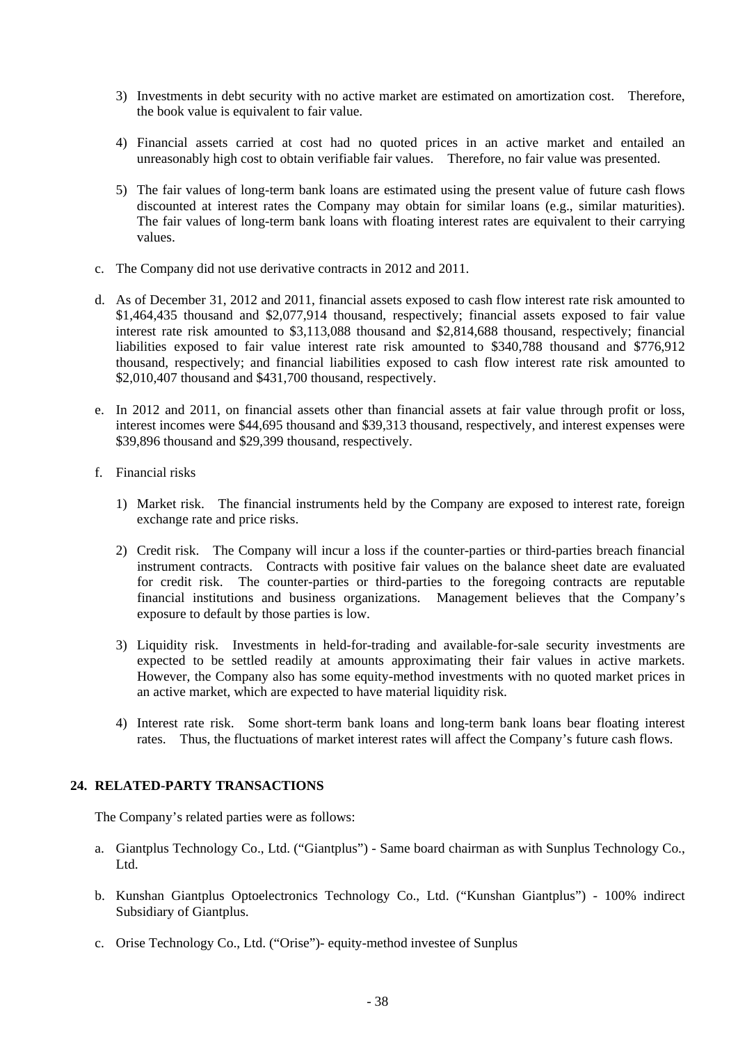3) Investments in debt security with no active market are estimated on amortization cost. Therefore, the book value is equivalent to fair value.

4) Financial assets carried at cost had no quoted prices in an active market and entailed an unreasonably high cost to obtain verifiable fair values. Therefore, no fair value was presented.

5) The fair values of long-term bank loans are estimated using the present value of future cash flows discounted at interest rates the Company may obtain for similar loans (e.g., similar maturities). The fair values of long-term bank loans with floating interest rates are equivalent to their carrying values.

c. The Company did not use derivative contracts in 2012 and 2011.

d. As of December 31, 2012 and 2011, financial assets exposed to cash flow interest rate risk amounted to $1,464,435 thousand and $2,077,914 thousand, respectively; financial assets exposed to fair value interest rate risk amounted to $3,113,088 thousand and $2,814,688 thousand, respectively; financial liabilities exposed to fair value interest rate risk amounted to $340,788 thousand and $776,912 thousand, respectively; and financial liabilities exposed to cash flow interest rate risk amounted to $2,010,407 thousand and $431,700 thousand, respectively.

e. In 2012 and 2011, on financial assets other than financial assets at fair value through profit or loss, interest incomes were $44,695 thousand and $39,313 thousand, respectively, and interest expenses were $39,896 thousand and $29,399 thousand, respectively.

f. Financial risks

1) Market risk. The financial instruments held by the Company are exposed to interest rate, foreign exchange rate and price risks.

2) Credit risk. The Company will incur a loss if the counter-parties or third-parties breach financial instrument contracts. Contracts with positive fair values on the balance sheet date are evaluated for credit risk. The counter-parties or third-parties to the foregoing contracts are reputable financial institutions and business organizations. Management believes that the Company's exposure to default by those parties is low.

3) Liquidity risk. Investments in held-for-trading and available-for-sale security investments are expected to be settled readily at amounts approximating their fair values in active markets. However, the Company also has some equity-method investments with no quoted market prices in an active market, which are expected to have material liquidity risk.

4) Interest rate risk. Some short-term bank loans and long-term bank loans bear floating interest rates. Thus, the fluctuations of market interest rates will affect the Company's future cash flows.

## 24. RELATED-PARTY TRANSACTIONS

The Company's related parties were as follows:

a. Giantplus Technology Co., Ltd. ("Giantplus") - Same board chairman as with Sunplus Technology Co., Ltd.

b. Kunshan Giantplus Optoelectronics Technology Co., Ltd. ("Kunshan Giantplus") - 100% indirect Subsidiary of Giantplus.

c. Orise Technology Co., Ltd. ("Orise")- equity-method investee of Sunplus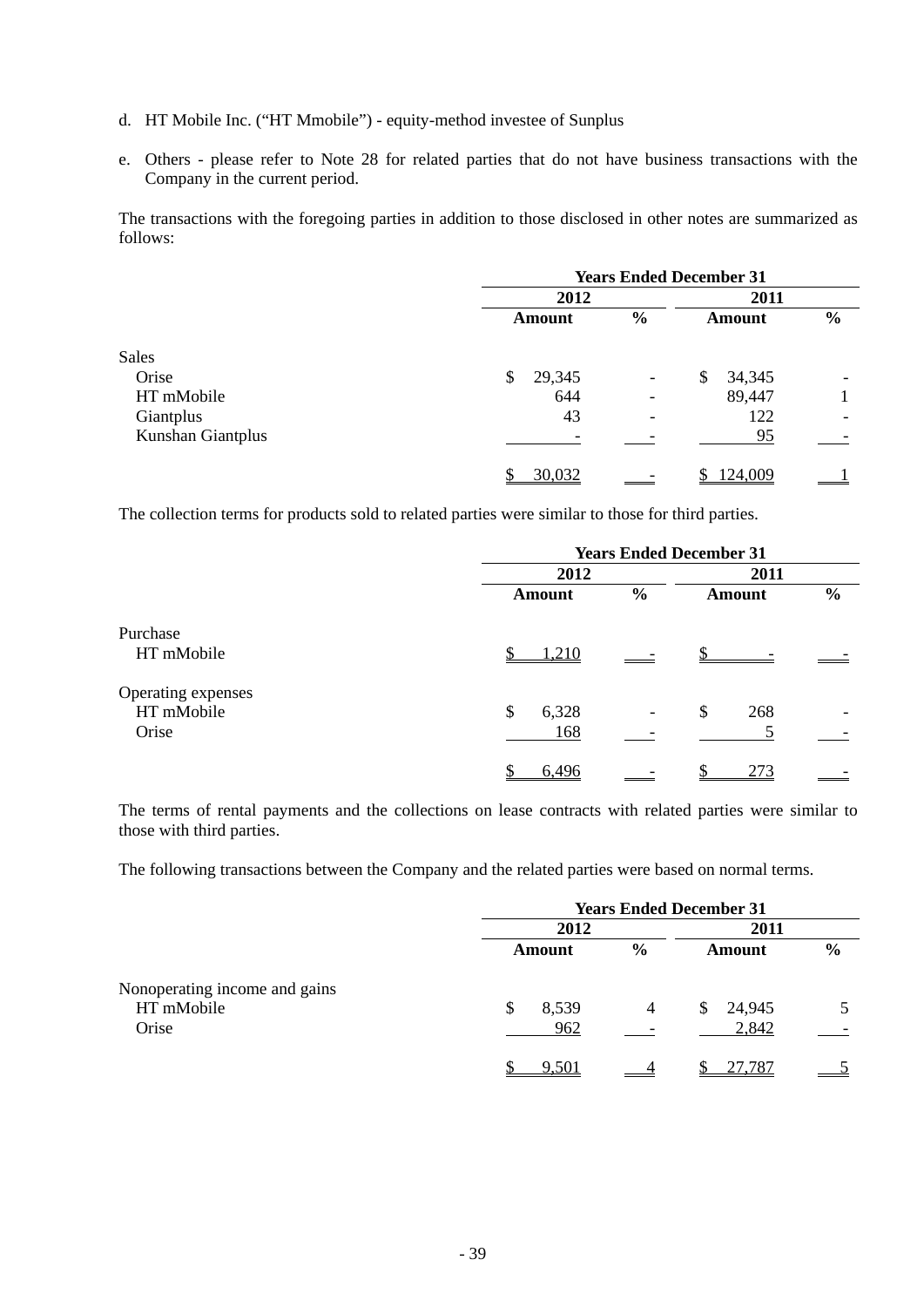d. HT Mobile Inc. (“HT Mmobile”) - equity-method investee of Sunplus

e. Others - please refer to Note 28 for related parties that do not have business transactions with the Company in the current period.

The transactions with the foregoing parties in addition to those disclosed in other notes are summarized as follows:

| | Years Ended December 31 | | | |
|---|---|---|---|---|
| | 2012 | | 2011 | |
| | Amount | % | Amount | % |
| Sales | | | | |
| Orise | $ 29,345 | - | $ 34,345 | - |
| HT mMobile | 644 | - | 89,447 | 1 |
| Giantplus | 43 | - | 122 | - |
| Kunshan Giantplus | - | - | 95 | - |
| | $ 30,032 | - | $ 124,009 | 1 |

The collection terms for products sold to related parties were similar to those for third parties.

| | Years Ended December 31 | | | |
|---|---|---|---|---|
| | 2012 | | 2011 | |
| | Amount | % | Amount | % |
| Purchase | | | | |
| HT mMobile | $ 1,210 | - | $ - | - |
| Operating expenses | | | | |
| HT mMobile | $ 6,328 | - | $ 268 | - |
| Orise | 168 | - | 5 | - |
| | $ 6,496 | - | $ 273 | - |

The terms of rental payments and the collections on lease contracts with related parties were similar to those with third parties.

The following transactions between the Company and the related parties were based on normal terms.

| | Years Ended December 31 | | | |
|---|---|---|---|---|
| | 2012 | | 2011 | |
| | Amount | % | Amount | % |
| Nonoperating income and gains | | | | |
| HT mMobile | $ 8,539 | 4 | $ 24,945 | 5 |
| Orise | 962 | - | 2,842 | - |
| | $ 9,501 | 4 | $ 27,787 | 5 |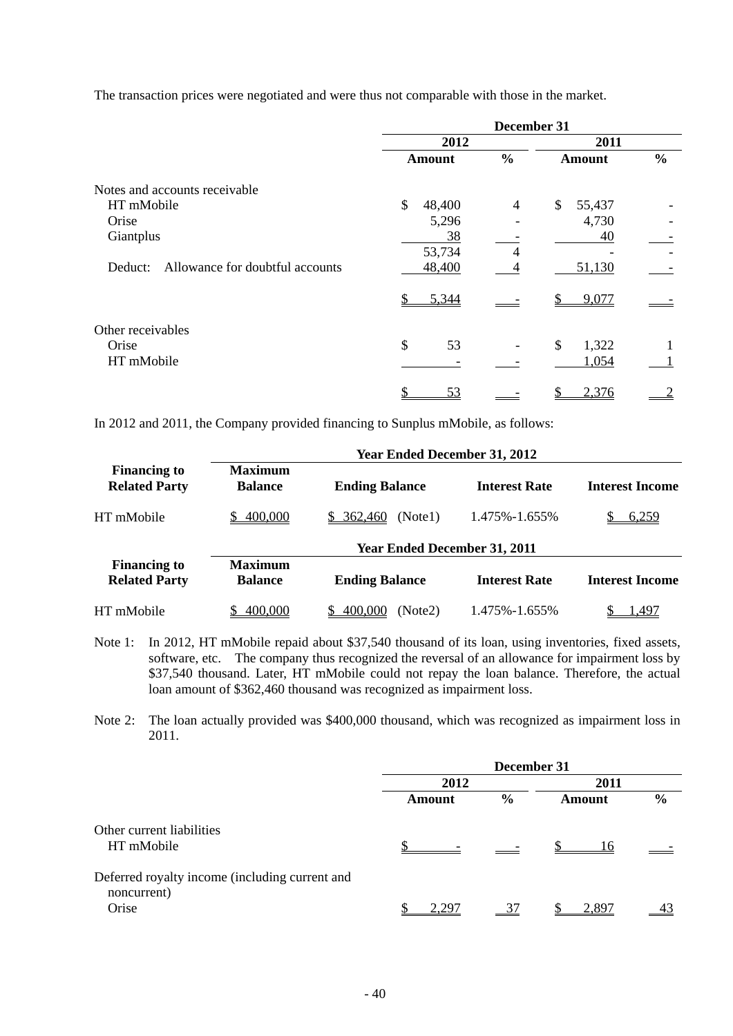The transaction prices were negotiated and were thus not comparable with those in the market.

| | December 31 | | | |
|---|---|---|---|---|
| | 2012 | | 2011 | |
| | Amount | % | Amount | % |
| Notes and accounts receivable | | | | |
| HT mMobile | $ 48,400 | 4 | $ 55,437 | - |
| Orise | 5,296 | - | 4,730 | - |
| Giantplus | 38 | - | 40 | - |
| | 53,734 | 4 | - | - |
| Deduct: Allowance for doubtful accounts | 48,400 | 4 | 51,130 | - |
| | $ 5,344 | - | $ 9,077 | - |
| Other receivables | | | | |
| Orise | $ 53 | - | $ 1,322 | 1 |
| HT mMobile | - | - | 1,054 | 1 |
| | $ 53 | - | $ 2,376 | 2 |

In 2012 and 2011, the Company provided financing to Sunplus mMobile, as follows:

| | Year Ended December 31, 2012 | | | |
|---|---|---|---|---|
| **Financing to Related Party** | **Maximum Balance** | **Ending Balance** | **Interest Rate** | **Interest Income** |
| HT mMobile | $ 400,000 | $ 362,460 (Note1) | 1.475%-1.655% | $ 6,259 |

| | Year Ended December 31, 2011 | | | |
|---|---|---|---|---|
| **Financing to Related Party** | **Maximum Balance** | **Ending Balance** | **Interest Rate** | **Interest Income** |
| HT mMobile | $ 400,000 | $ 400,000 (Note2) | 1.475%-1.655% | $ 1,497 |

Note 1: In 2012, HT mMobile repaid about $37,540 thousand of its loan, using inventories, fixed assets, software, etc. The company thus recognized the reversal of an allowance for impairment loss by $37,540 thousand. Later, HT mMobile could not repay the loan balance. Therefore, the actual loan amount of $362,460 thousand was recognized as impairment loss.

Note 2: The loan actually provided was $400,000 thousand, which was recognized as impairment loss in 2011.

| | December 31 | | | |
|---|---|---|---|---|
| | 2012 | | 2011 | |
| | Amount | % | Amount | % |
| Other current liabilities | | | | |
| HT mMobile | $ - | - | $ 16 | - |
| Deferred royalty income (including current and noncurrent) | | | | |
| Orise | $ 2,297 | 37 | $ 2,897 | 43 |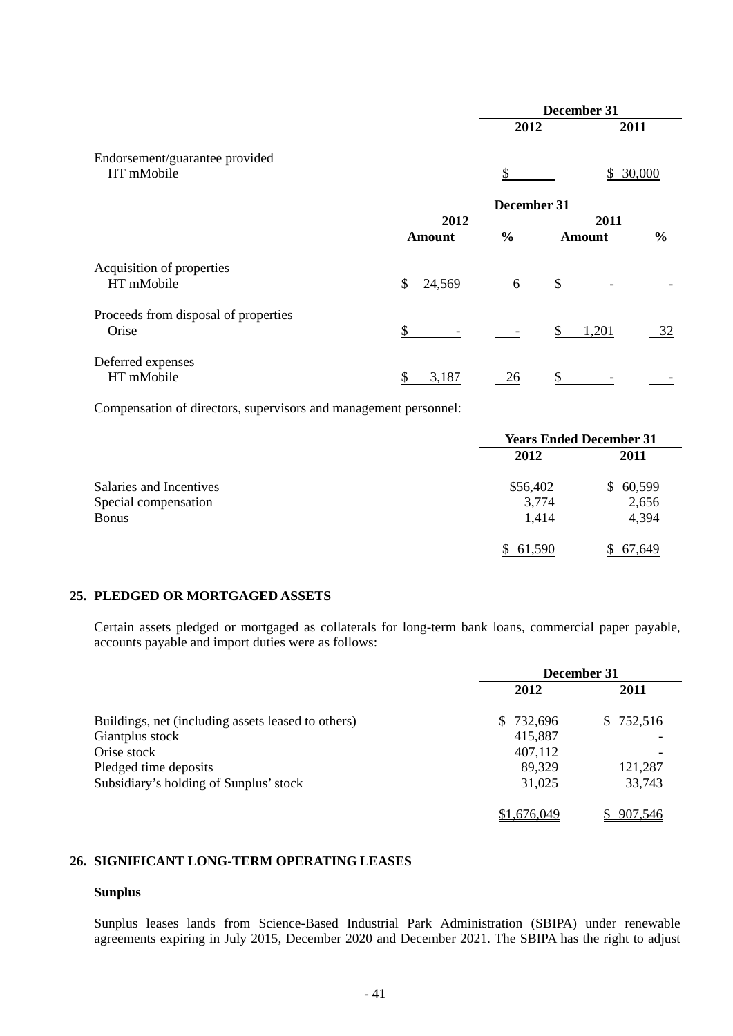| | December 31 | |
|---|---|---|
| | 2012 | 2011 |
| Endorsement/guarantee provided | | |
| HT mMobile | $ | $ 30,000 |

| | December 31 | | | |
|---|---|---|---|---|
| | 2012 | | 2011 | |
| | Amount | % | Amount | % |
| Acquisition of properties | | | | |
| HT mMobile | $ 24,569 | 6 | $ - | - |
| Proceeds from disposal of properties | | | | |
| Orise | $ - | - | $ 1,201 | 32 |
| Deferred expenses | | | | |
| HT mMobile | $ 3,187 | 26 | $ - | - |

Compensation of directors, supervisors and management personnel:

| | Years Ended December 31 | |
|---|---|---|
| | 2012 | 2011 |
| Salaries and Incentives | $56,402 | $ 60,599 |
| Special compensation | 3,774 | 2,656 |
| Bonus | 1,414 | 4,394 |
| | $ 61,590 | $ 67,649 |

## 25. PLEDGED OR MORTGAGED ASSETS

Certain assets pledged or mortgaged as collaterals for long-term bank loans, commercial paper payable, accounts payable and import duties were as follows:

| | December 31 | |
|---|---|---|
| | 2012 | 2011 |
| Buildings, net (including assets leased to others) | $ 732,696 | $ 752,516 |
| Giantplus stock | 415,887 | - |
| Orise stock | 407,112 | - |
| Pledged time deposits | 89,329 | 121,287 |
| Subsidiary's holding of Sunplus' stock | 31,025 | 33,743 |
| | $1,676,049 | $ 907,546 |

## 26. SIGNIFICANT LONG-TERM OPERATING LEASES

**Sunplus**

Sunplus leases lands from Science-Based Industrial Park Administration (SBIPA) under renewable agreements expiring in July 2015, December 2020 and December 2021. The SBIPA has the right to adjust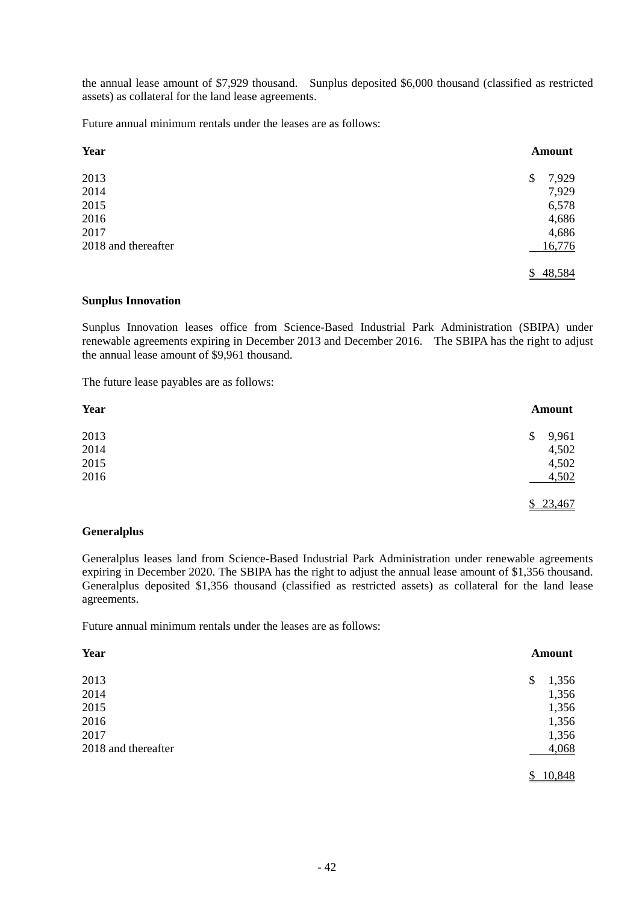the annual lease amount of $7,929 thousand. Sunplus deposited $6,000 thousand (classified as restricted assets) as collateral for the land lease agreements.

Future annual minimum rentals under the leases are as follows:

| Year | Amount |
|---|---|
| 2013 | $ 7,929 |
| 2014 | 7,929 |
| 2015 | 6,578 |
| 2016 | 4,686 |
| 2017 | 4,686 |
| 2018 and thereafter | 16,776 |
| | $ 48,584 |

**Sunplus Innovation**

Sunplus Innovation leases office from Science-Based Industrial Park Administration (SBIPA) under renewable agreements expiring in December 2013 and December 2016. The SBIPA has the right to adjust the annual lease amount of $9,961 thousand.

The future lease payables are as follows:

| Year | Amount |
|---|---|
| 2013 | $ 9,961 |
| 2014 | 4,502 |
| 2015 | 4,502 |
| 2016 | 4,502 |
| | $ 23,467 |

**Generalplus**

Generalplus leases land from Science-Based Industrial Park Administration under renewable agreements expiring in December 2020. The SBIPA has the right to adjust the annual lease amount of $1,356 thousand. Generalplus deposited $1,356 thousand (classified as restricted assets) as collateral for the land lease agreements.

Future annual minimum rentals under the leases are as follows:

| Year | Amount |
|---|---|
| 2013 | $ 1,356 |
| 2014 | 1,356 |
| 2015 | 1,356 |
| 2016 | 1,356 |
| 2017 | 1,356 |
| 2018 and thereafter | 4,068 |
| | $ 10,848 |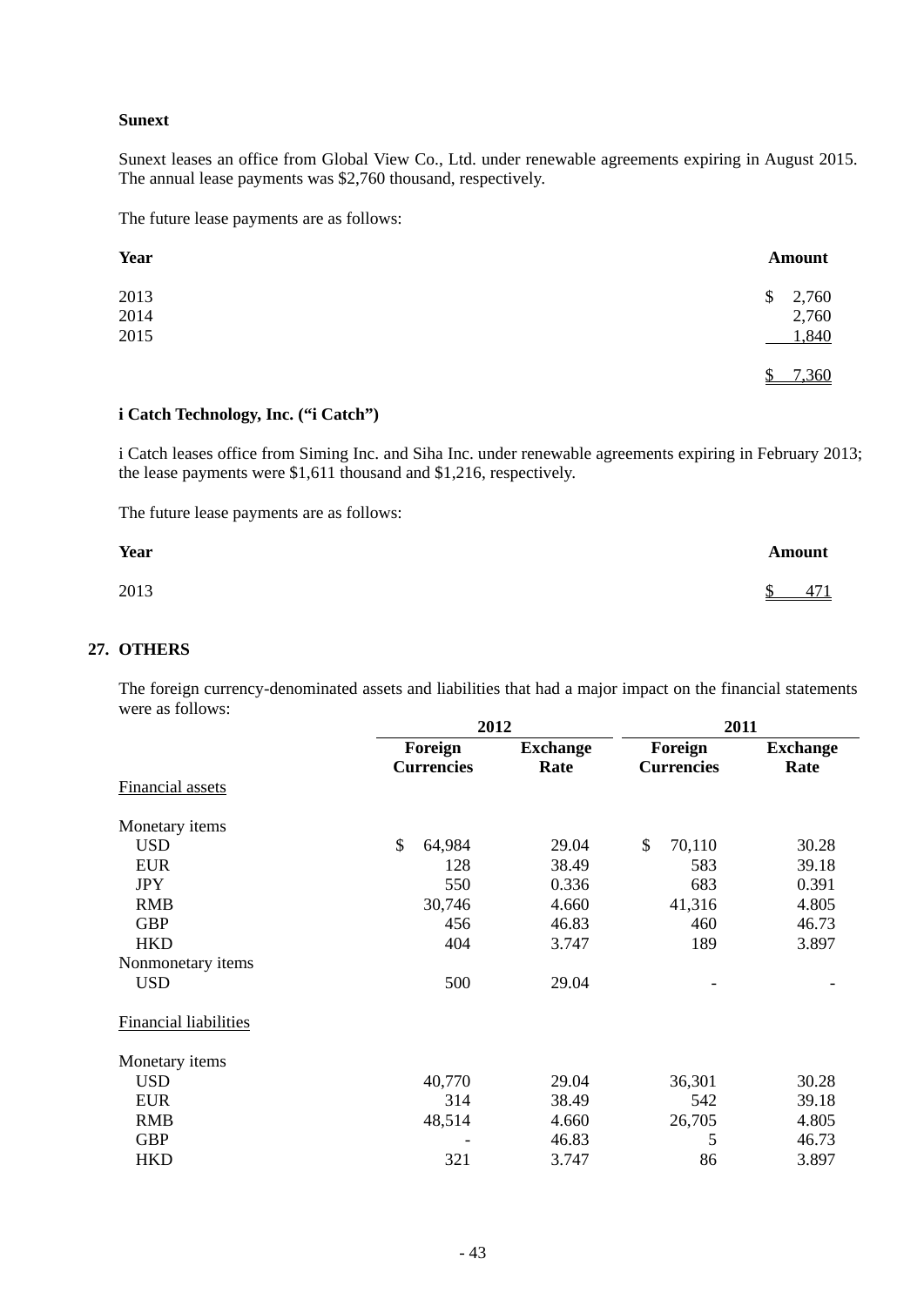**Sunext**

Sunext leases an office from Global View Co., Ltd. under renewable agreements expiring in August 2015. The annual lease payments was $2,760 thousand, respectively.

The future lease payments are as follows:

| Year | Amount |
|---|---|
| 2013 | $ 2,760 |
| 2014 | 2,760 |
| 2015 | 1,840 |
| | $ 7,360 |

**i Catch Technology, Inc. ("i Catch")**

i Catch leases office from Siming Inc. and Siha Inc. under renewable agreements expiring in February 2013; the lease payments were $1,611 thousand and $1,216, respectively.

The future lease payments are as follows:

| Year | Amount |
|---|---|
| 2013 | $ 471 |

## 27. OTHERS

The foreign currency-denominated assets and liabilities that had a major impact on the financial statements were as follows:

| | 2012 | | 2011 | |
|---|---|---|---|---|
| | Foreign Currencies | Exchange Rate | Foreign Currencies | Exchange Rate |
| Financial assets | | | | |
| Monetary items | | | | |
| USD | $ 64,984 | 29.04 | $ 70,110 | 30.28 |
| EUR | 128 | 38.49 | 583 | 39.18 |
| JPY | 550 | 0.336 | 683 | 0.391 |
| RMB | 30,746 | 4.660 | 41,316 | 4.805 |
| GBP | 456 | 46.83 | 460 | 46.73 |
| HKD | 404 | 3.747 | 189 | 3.897 |
| Nonmonetary items | | | | |
| USD | 500 | 29.04 | - | - |
| Financial liabilities | | | | |
| Monetary items | | | | |
| USD | 40,770 | 29.04 | 36,301 | 30.28 |
| EUR | 314 | 38.49 | 542 | 39.18 |
| RMB | 48,514 | 4.660 | 26,705 | 4.805 |
| GBP | - | 46.83 | 5 | 46.73 |
| HKD | 321 | 3.747 | 86 | 3.897 |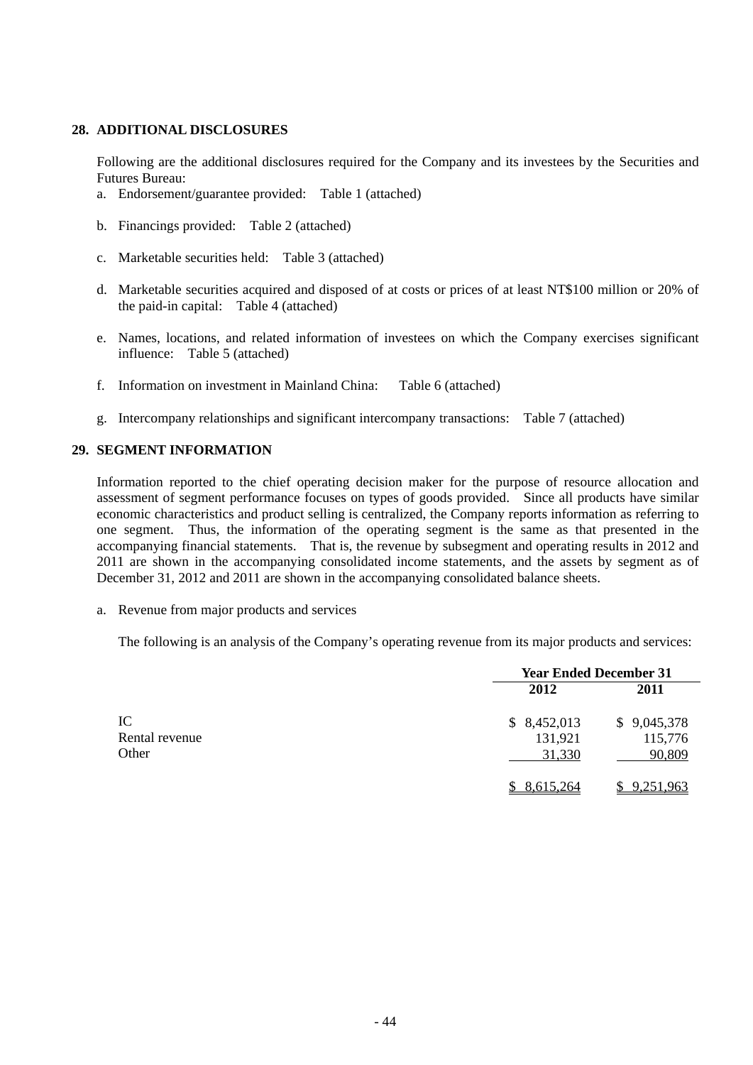## 28. ADDITIONAL DISCLOSURES

Following are the additional disclosures required for the Company and its investees by the Securities and Futures Bureau:

a. Endorsement/guarantee provided: Table 1 (attached)

b. Financings provided: Table 2 (attached)

c. Marketable securities held: Table 3 (attached)

d. Marketable securities acquired and disposed of at costs or prices of at least NT$100 million or 20% of the paid-in capital: Table 4 (attached)

e. Names, locations, and related information of investees on which the Company exercises significant influence: Table 5 (attached)

f. Information on investment in Mainland China: Table 6 (attached)

g. Intercompany relationships and significant intercompany transactions: Table 7 (attached)

## 29. SEGMENT INFORMATION

Information reported to the chief operating decision maker for the purpose of resource allocation and assessment of segment performance focuses on types of goods provided. Since all products have similar economic characteristics and product selling is centralized, the Company reports information as referring to one segment. Thus, the information of the operating segment is the same as that presented in the accompanying financial statements. That is, the revenue by subsegment and operating results in 2012 and 2011 are shown in the accompanying consolidated income statements, and the assets by segment as of December 31, 2012 and 2011 are shown in the accompanying consolidated balance sheets.

a. Revenue from major products and services

The following is an analysis of the Company's operating revenue from its major products and services:

| | Year Ended December 31 | |
|---|---|---|
| | 2012 | 2011 |
| IC | $ 8,452,013 | $ 9,045,378 |
| Rental revenue | 131,921 | 115,776 |
| Other | 31,330 | 90,809 |
| | $ 8,615,264 | $ 9,251,963 |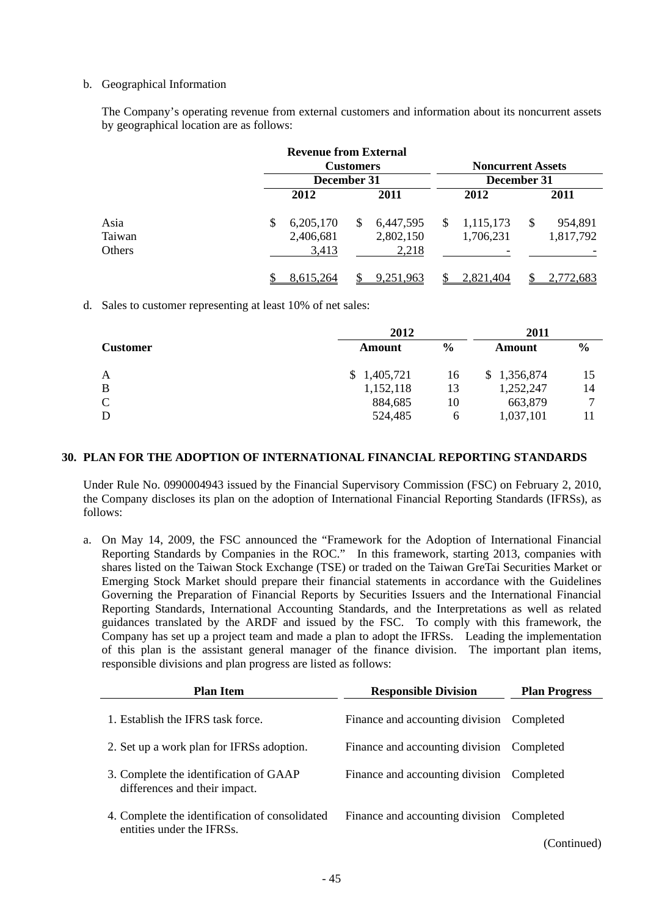b. Geographical Information

The Company's operating revenue from external customers and information about its noncurrent assets by geographical location are as follows:

| | Revenue from External Customers | | Noncurrent Assets | |
|---|---|---|---|---|
| | December 31 | | December 31 | |
| | 2012 | 2011 | 2012 | 2011 |
| Asia | $ 6,205,170 | $ 6,447,595 | $ 1,115,173 | $ 954,891 |
| Taiwan | 2,406,681 | 2,802,150 | 1,706,231 | 1,817,792 |
| Others | 3,413 | 2,218 | - | - |
| | $ 8,615,264 | $ 9,251,963 | $ 2,821,404 | $ 2,772,683 |

d. Sales to customer representing at least 10% of net sales:

| | 2012 | | 2011 | |
|---|---|---|---|---|
| Customer | Amount | % | Amount | % |
| A | $ 1,405,721 | 16 | $ 1,356,874 | 15 |
| B | 1,152,118 | 13 | 1,252,247 | 14 |
| C | 884,685 | 10 | 663,879 | 7 |
| D | 524,485 | 6 | 1,037,101 | 11 |

## 30. PLAN FOR THE ADOPTION OF INTERNATIONAL FINANCIAL REPORTING STANDARDS

Under Rule No. 0990004943 issued by the Financial Supervisory Commission (FSC) on February 2, 2010, the Company discloses its plan on the adoption of International Financial Reporting Standards (IFRSs), as follows:

a. On May 14, 2009, the FSC announced the "Framework for the Adoption of International Financial Reporting Standards by Companies in the ROC." In this framework, starting 2013, companies with shares listed on the Taiwan Stock Exchange (TSE) or traded on the Taiwan GreTai Securities Market or Emerging Stock Market should prepare their financial statements in accordance with the Guidelines Governing the Preparation of Financial Reports by Securities Issuers and the International Financial Reporting Standards, International Accounting Standards, and the Interpretations as well as related guidances translated by the ARDF and issued by the FSC. To comply with this framework, the Company has set up a project team and made a plan to adopt the IFRSs. Leading the implementation of this plan is the assistant general manager of the finance division. The important plan items, responsible divisions and plan progress are listed as follows:

| Plan Item | Responsible Division | Plan Progress |
|---|---|---|
| 1. Establish the IFRS task force. | Finance and accounting division | Completed |
| 2. Set up a work plan for IFRSs adoption. | Finance and accounting division | Completed |
| 3. Complete the identification of GAAP differences and their impact. | Finance and accounting division | Completed |
| 4. Complete the identification of consolidated entities under the IFRSs. | Finance and accounting division | Completed |

(Continued)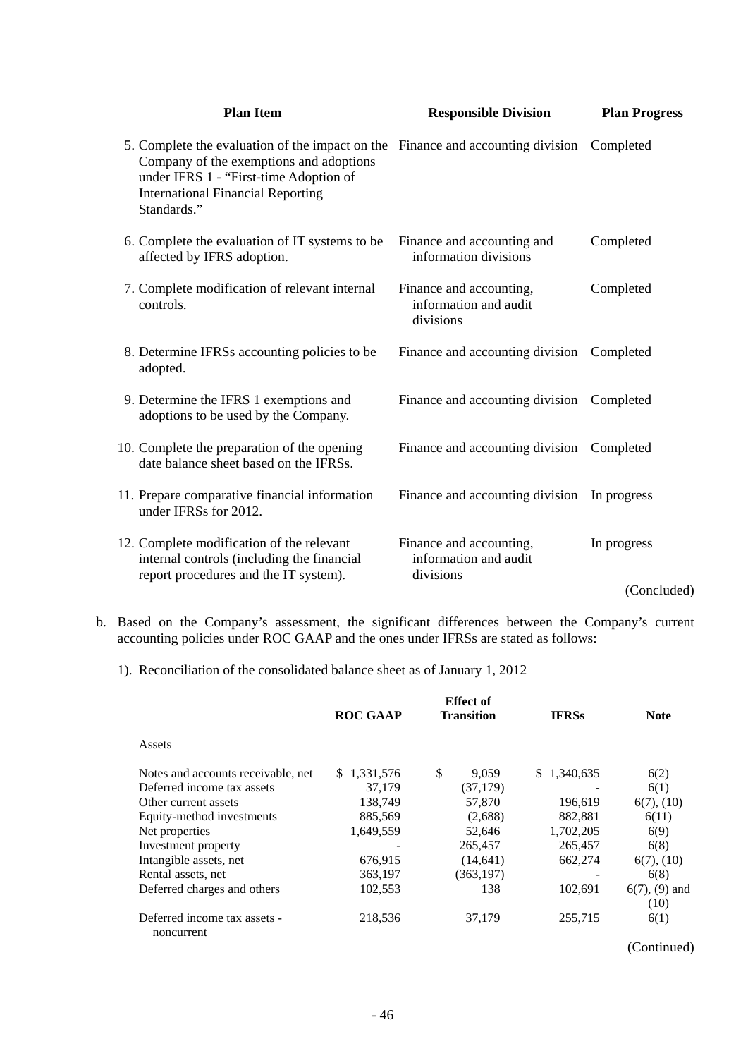| Plan Item | Responsible Division | Plan Progress |
|---|---|---|
| 5. Complete the evaluation of the impact on the Company of the exemptions and adoptions under IFRS 1 - "First-time Adoption of International Financial Reporting Standards." | Finance and accounting division | Completed |
| 6. Complete the evaluation of IT systems to be affected by IFRS adoption. | Finance and accounting and information divisions | Completed |
| 7. Complete modification of relevant internal controls. | Finance and accounting, information and audit divisions | Completed |
| 8. Determine IFRSs accounting policies to be adopted. | Finance and accounting division | Completed |
| 9. Determine the IFRS 1 exemptions and adoptions to be used by the Company. | Finance and accounting division | Completed |
| 10. Complete the preparation of the opening date balance sheet based on the IFRSs. | Finance and accounting division | Completed |
| 11. Prepare comparative financial information under IFRSs for 2012. | Finance and accounting division | In progress |
| 12. Complete modification of the relevant internal controls (including the financial report procedures and the IT system). | Finance and accounting, information and audit divisions | In progress |

(Concluded)

b. Based on the Company's assessment, the significant differences between the Company's current accounting policies under ROC GAAP and the ones under IFRSs are stated as follows:

1). Reconciliation of the consolidated balance sheet as of January 1, 2012

| | ROC GAAP | Effect of Transition | IFRSs | Note |
|---|---|---|---|---|
| Assets | | | | |
| Notes and accounts receivable, net | $ 1,331,576 | $ 9,059 | $ 1,340,635 | 6(2) |
| Deferred income tax assets | 37,179 | (37,179) | - | 6(1) |
| Other current assets | 138,749 | 57,870 | 196,619 | 6(7), (10) |
| Equity-method investments | 885,569 | (2,688) | 882,881 | 6(11) |
| Net properties | 1,649,559 | 52,646 | 1,702,205 | 6(9) |
| Investment property | - | 265,457 | 265,457 | 6(8) |
| Intangible assets, net | 676,915 | (14,641) | 662,274 | 6(7), (10) |
| Rental assets, net | 363,197 | (363,197) | - | 6(8) |
| Deferred charges and others | 102,553 | 138 | 102,691 | 6(7), (9) and (10) |
| Deferred income tax assets - noncurrent | 218,536 | 37,179 | 255,715 | 6(1) |

(Continued)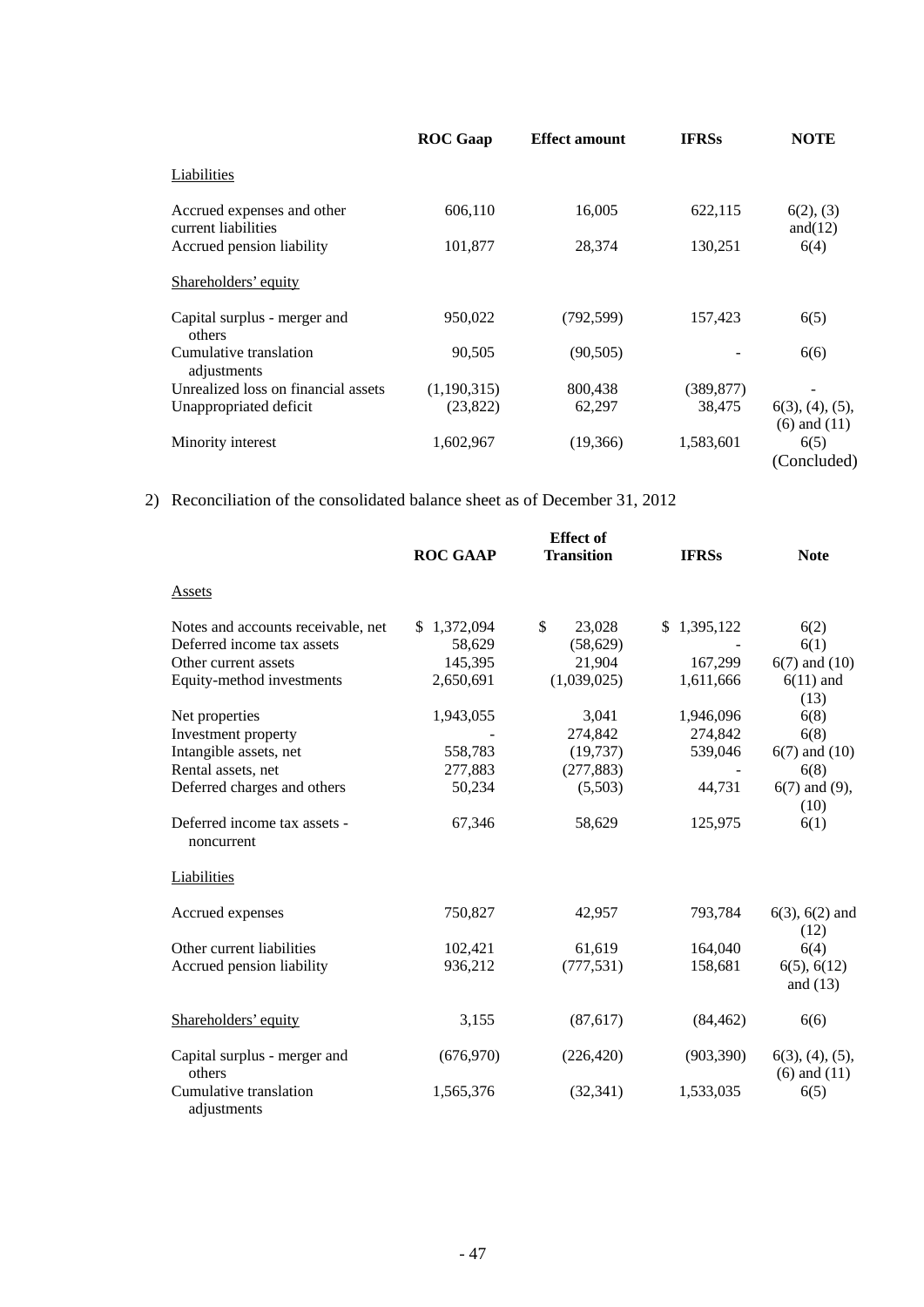| | ROC Gaap | Effect amount | IFRSs | NOTE |
|---|---|---|---|---|
| Liabilities | | | | |
| Accrued expenses and other current liabilities | 606,110 | 16,005 | 622,115 | 6(2), (3) and(12) |
| Accrued pension liability | 101,877 | 28,374 | 130,251 | 6(4) |
| Shareholders' equity | | | | |
| Capital surplus - merger and others | 950,022 | (792,599) | 157,423 | 6(5) |
| Cumulative translation adjustments | 90,505 | (90,505) | - | 6(6) |
| Unrealized loss on financial assets | (1,190,315) | 800,438 | (389,877) | - |
| Unappropriated deficit | (23,822) | 62,297 | 38,475 | 6(3), (4), (5), (6) and (11) |
| Minority interest | 1,602,967 | (19,366) | 1,583,601 | 6(5) (Concluded) |

2) Reconciliation of the consolidated balance sheet as of December 31, 2012

| | ROC GAAP | Effect of Transition | IFRSs | Note |
|---|---|---|---|---|
| Assets | | | | |
| Notes and accounts receivable, net | $ 1,372,094 | $ 23,028 | $ 1,395,122 | 6(2) |
| Deferred income tax assets | 58,629 | (58,629) | - | 6(1) |
| Other current assets | 145,395 | 21,904 | 167,299 | 6(7) and (10) |
| Equity-method investments | 2,650,691 | (1,039,025) | 1,611,666 | 6(11) and (13) |
| Net properties | 1,943,055 | 3,041 | 1,946,096 | 6(8) |
| Investment property | - | 274,842 | 274,842 | 6(8) |
| Intangible assets, net | 558,783 | (19,737) | 539,046 | 6(7) and (10) |
| Rental assets, net | 277,883 | (277,883) | - | 6(8) |
| Deferred charges and others | 50,234 | (5,503) | 44,731 | 6(7) and (9), (10) |
| Deferred income tax assets - noncurrent | 67,346 | 58,629 | 125,975 | 6(1) |
| Liabilities | | | | |
| Accrued expenses | 750,827 | 42,957 | 793,784 | 6(3), 6(2) and (12) |
| Other current liabilities | 102,421 | 61,619 | 164,040 | 6(4) |
| Accrued pension liability | 936,212 | (777,531) | 158,681 | 6(5), 6(12) and (13) |
| Shareholders' equity | 3,155 | (87,617) | (84,462) | 6(6) |
| Capital surplus - merger and others | (676,970) | (226,420) | (903,390) | 6(3), (4), (5), (6) and (11) |
| Cumulative translation adjustments | 1,565,376 | (32,341) | 1,533,035 | 6(5) |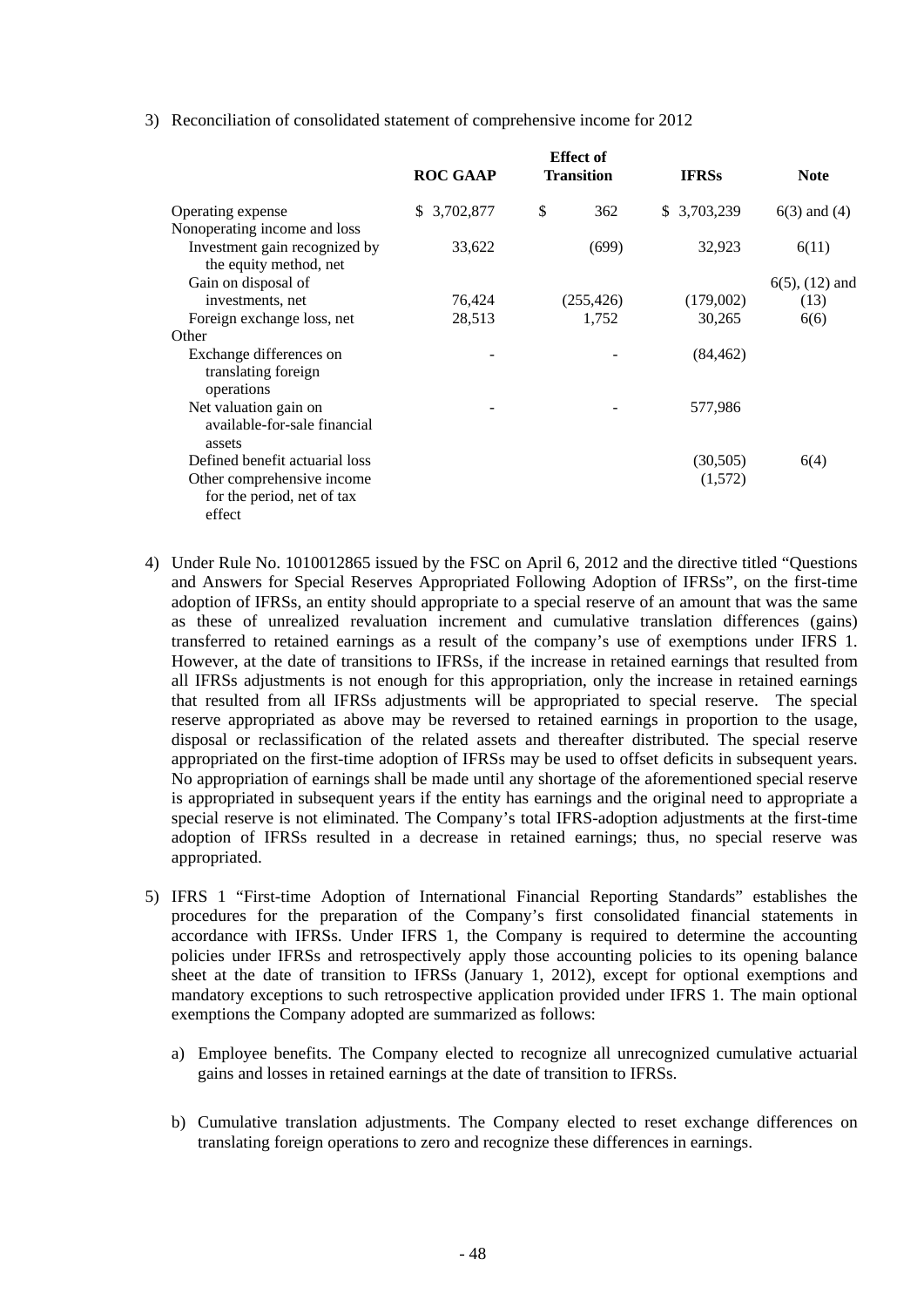3) Reconciliation of consolidated statement of comprehensive income for 2012

| | ROC GAAP | Effect of Transition | IFRSs | Note |
|---|---|---|---|---|
| Operating expense | $ 3,702,877 | $ 362 | $ 3,703,239 | 6(3) and (4) |
| Nonoperating income and loss | | | | |
| Investment gain recognized by the equity method, net | 33,622 | (699) | 32,923 | 6(11) |
| Gain on disposal of investments, net | 76,424 | (255,426) | (179,002) | 6(5), (12) and (13) |
| Foreign exchange loss, net | 28,513 | 1,752 | 30,265 | 6(6) |
| Other | | | | |
| Exchange differences on translating foreign operations | - | - | (84,462) | |
| Net valuation gain on available-for-sale financial assets | - | - | 577,986 | |
| Defined benefit actuarial loss | | | (30,505) | 6(4) |
| Other comprehensive income for the period, net of tax effect | | | (1,572) | |

4) Under Rule No. 1010012865 issued by the FSC on April 6, 2012 and the directive titled "Questions and Answers for Special Reserves Appropriated Following Adoption of IFRSs", on the first-time adoption of IFRSs, an entity should appropriate to a special reserve of an amount that was the same as these of unrealized revaluation increment and cumulative translation differences (gains) transferred to retained earnings as a result of the company's use of exemptions under IFRS 1. However, at the date of transitions to IFRSs, if the increase in retained earnings that resulted from all IFRSs adjustments is not enough for this appropriation, only the increase in retained earnings that resulted from all IFRSs adjustments will be appropriated to special reserve. The special reserve appropriated as above may be reversed to retained earnings in proportion to the usage, disposal or reclassification of the related assets and thereafter distributed. The special reserve appropriated on the first-time adoption of IFRSs may be used to offset deficits in subsequent years. No appropriation of earnings shall be made until any shortage of the aforementioned special reserve is appropriated in subsequent years if the entity has earnings and the original need to appropriate a special reserve is not eliminated. The Company's total IFRS-adoption adjustments at the first-time adoption of IFRSs resulted in a decrease in retained earnings; thus, no special reserve was appropriated.

5) IFRS 1 "First-time Adoption of International Financial Reporting Standards" establishes the procedures for the preparation of the Company's first consolidated financial statements in accordance with IFRSs. Under IFRS 1, the Company is required to determine the accounting policies under IFRSs and retrospectively apply those accounting policies to its opening balance sheet at the date of transition to IFRSs (January 1, 2012), except for optional exemptions and mandatory exceptions to such retrospective application provided under IFRS 1. The main optional exemptions the Company adopted are summarized as follows:

   a) Employee benefits. The Company elected to recognize all unrecognized cumulative actuarial gains and losses in retained earnings at the date of transition to IFRSs.

   b) Cumulative translation adjustments. The Company elected to reset exchange differences on translating foreign operations to zero and recognize these differences in earnings.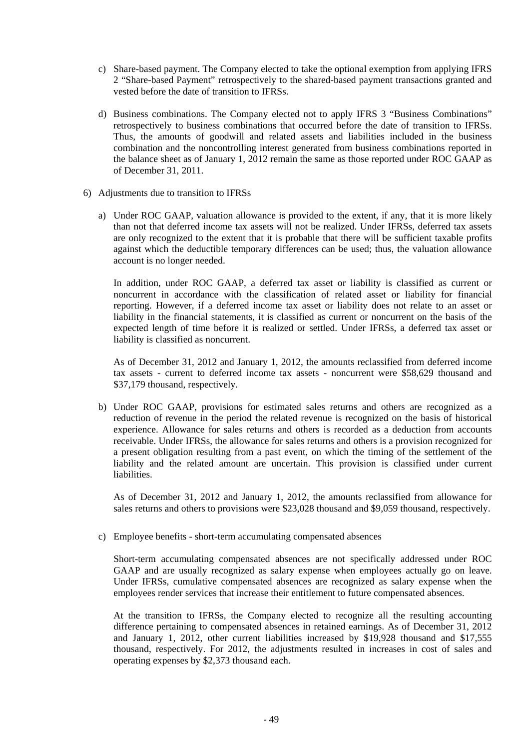c) Share-based payment. The Company elected to take the optional exemption from applying IFRS 2 "Share-based Payment" retrospectively to the shared-based payment transactions granted and vested before the date of transition to IFRSs.

d) Business combinations. The Company elected not to apply IFRS 3 "Business Combinations" retrospectively to business combinations that occurred before the date of transition to IFRSs. Thus, the amounts of goodwill and related assets and liabilities included in the business combination and the noncontrolling interest generated from business combinations reported in the balance sheet as of January 1, 2012 remain the same as those reported under ROC GAAP as of December 31, 2011.

6) Adjustments due to transition to IFRSs

a) Under ROC GAAP, valuation allowance is provided to the extent, if any, that it is more likely than not that deferred income tax assets will not be realized. Under IFRSs, deferred tax assets are only recognized to the extent that it is probable that there will be sufficient taxable profits against which the deductible temporary differences can be used; thus, the valuation allowance account is no longer needed.

In addition, under ROC GAAP, a deferred tax asset or liability is classified as current or noncurrent in accordance with the classification of related asset or liability for financial reporting. However, if a deferred income tax asset or liability does not relate to an asset or liability in the financial statements, it is classified as current or noncurrent on the basis of the expected length of time before it is realized or settled. Under IFRSs, a deferred tax asset or liability is classified as noncurrent.

As of December 31, 2012 and January 1, 2012, the amounts reclassified from deferred income tax assets - current to deferred income tax assets - noncurrent were $58,629 thousand and $37,179 thousand, respectively.

b) Under ROC GAAP, provisions for estimated sales returns and others are recognized as a reduction of revenue in the period the related revenue is recognized on the basis of historical experience. Allowance for sales returns and others is recorded as a deduction from accounts receivable. Under IFRSs, the allowance for sales returns and others is a provision recognized for a present obligation resulting from a past event, on which the timing of the settlement of the liability and the related amount are uncertain. This provision is classified under current liabilities.

As of December 31, 2012 and January 1, 2012, the amounts reclassified from allowance for sales returns and others to provisions were $23,028 thousand and $9,059 thousand, respectively.

c) Employee benefits - short-term accumulating compensated absences

Short-term accumulating compensated absences are not specifically addressed under ROC GAAP and are usually recognized as salary expense when employees actually go on leave. Under IFRSs, cumulative compensated absences are recognized as salary expense when the employees render services that increase their entitlement to future compensated absences.

At the transition to IFRSs, the Company elected to recognize all the resulting accounting difference pertaining to compensated absences in retained earnings. As of December 31, 2012 and January 1, 2012, other current liabilities increased by $19,928 thousand and $17,555 thousand, respectively. For 2012, the adjustments resulted in increases in cost of sales and operating expenses by $2,373 thousand each.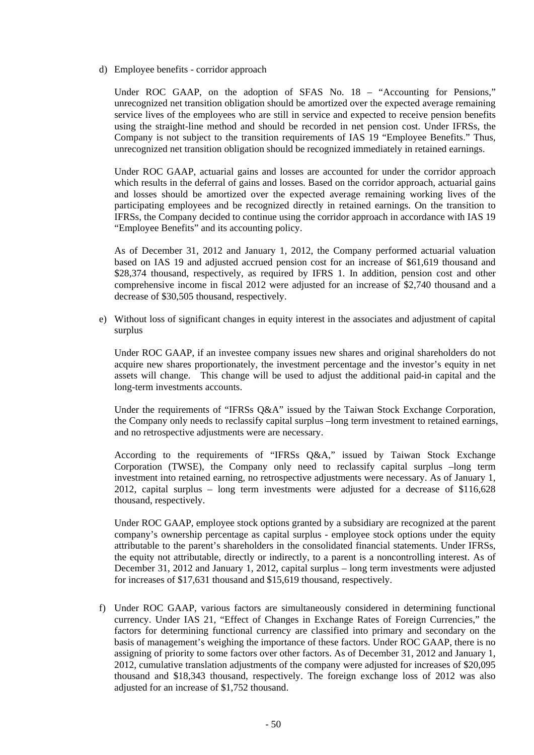d) Employee benefits - corridor approach

   Under ROC GAAP, on the adoption of SFAS No. 18 – "Accounting for Pensions," unrecognized net transition obligation should be amortized over the expected average remaining service lives of the employees who are still in service and expected to receive pension benefits using the straight-line method and should be recorded in net pension cost. Under IFRSs, the Company is not subject to the transition requirements of IAS 19 "Employee Benefits." Thus, unrecognized net transition obligation should be recognized immediately in retained earnings.

   Under ROC GAAP, actuarial gains and losses are accounted for under the corridor approach which results in the deferral of gains and losses. Based on the corridor approach, actuarial gains and losses should be amortized over the expected average remaining working lives of the participating employees and be recognized directly in retained earnings. On the transition to IFRSs, the Company decided to continue using the corridor approach in accordance with IAS 19 "Employee Benefits" and its accounting policy.

   As of December 31, 2012 and January 1, 2012, the Company performed actuarial valuation based on IAS 19 and adjusted accrued pension cost for an increase of $61,619 thousand and $28,374 thousand, respectively, as required by IFRS 1. In addition, pension cost and other comprehensive income in fiscal 2012 were adjusted for an increase of $2,740 thousand and a decrease of $30,505 thousand, respectively.

e) Without loss of significant changes in equity interest in the associates and adjustment of capital surplus

   Under ROC GAAP, if an investee company issues new shares and original shareholders do not acquire new shares proportionately, the investment percentage and the investor's equity in net assets will change. This change will be used to adjust the additional paid-in capital and the long-term investments accounts.

   Under the requirements of "IFRSs Q&A" issued by the Taiwan Stock Exchange Corporation, the Company only needs to reclassify capital surplus –long term investment to retained earnings, and no retrospective adjustments were are necessary.

   According to the requirements of "IFRSs Q&A," issued by Taiwan Stock Exchange Corporation (TWSE), the Company only need to reclassify capital surplus –long term investment into retained earning, no retrospective adjustments were necessary. As of January 1, 2012, capital surplus – long term investments were adjusted for a decrease of $116,628 thousand, respectively.

   Under ROC GAAP, employee stock options granted by a subsidiary are recognized at the parent company's ownership percentage as capital surplus - employee stock options under the equity attributable to the parent's shareholders in the consolidated financial statements. Under IFRSs, the equity not attributable, directly or indirectly, to a parent is a noncontrolling interest. As of December 31, 2012 and January 1, 2012, capital surplus – long term investments were adjusted for increases of $17,631 thousand and $15,619 thousand, respectively.

f) Under ROC GAAP, various factors are simultaneously considered in determining functional currency. Under IAS 21, "Effect of Changes in Exchange Rates of Foreign Currencies," the factors for determining functional currency are classified into primary and secondary on the basis of management's weighing the importance of these factors. Under ROC GAAP, there is no assigning of priority to some factors over other factors. As of December 31, 2012 and January 1, 2012, cumulative translation adjustments of the company were adjusted for increases of $20,095 thousand and $18,343 thousand, respectively. The foreign exchange loss of 2012 was also adjusted for an increase of $1,752 thousand.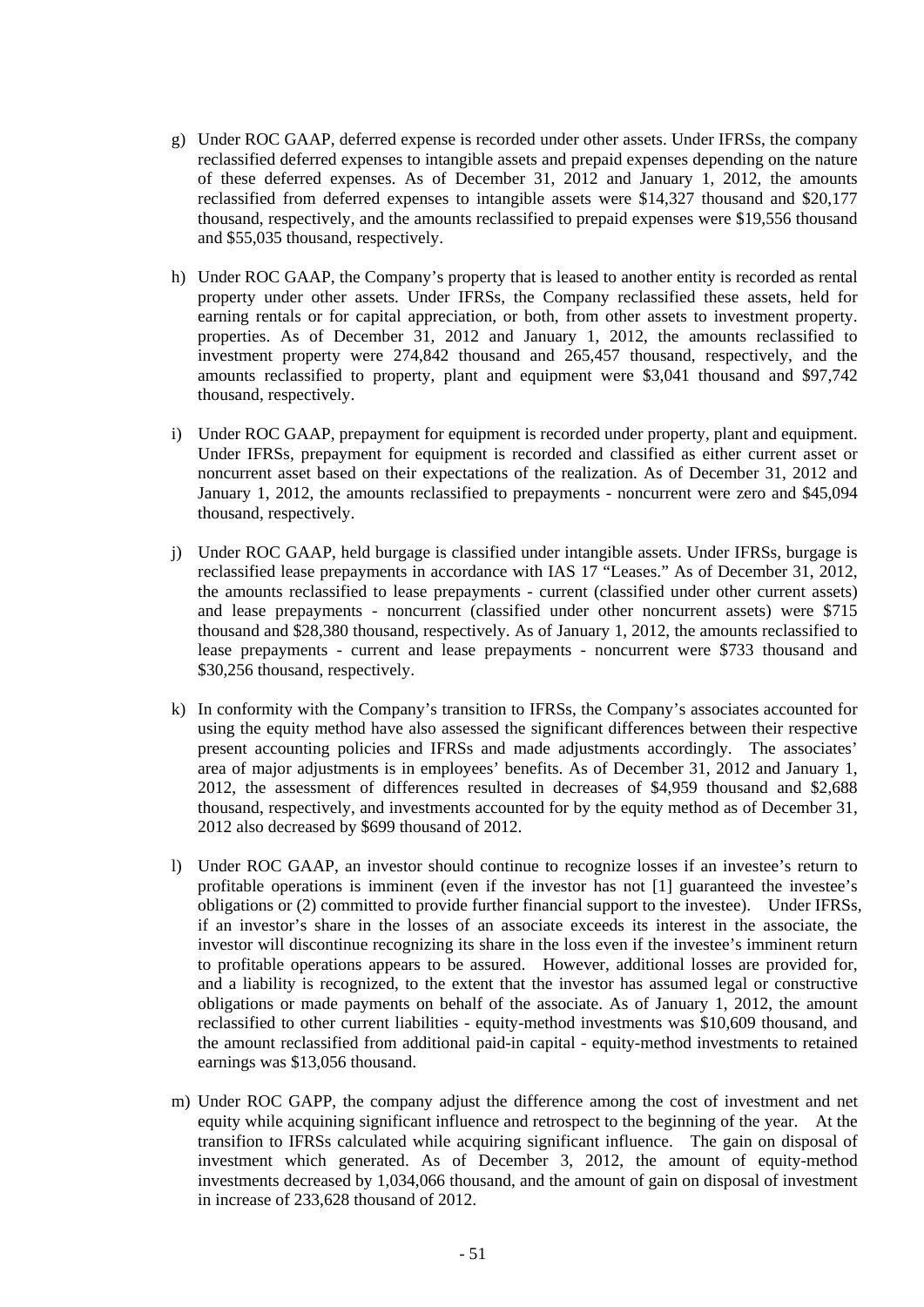g) Under ROC GAAP, deferred expense is recorded under other assets. Under IFRSs, the company reclassified deferred expenses to intangible assets and prepaid expenses depending on the nature of these deferred expenses. As of December 31, 2012 and January 1, 2012, the amounts reclassified from deferred expenses to intangible assets were $14,327 thousand and $20,177 thousand, respectively, and the amounts reclassified to prepaid expenses were $19,556 thousand and $55,035 thousand, respectively.

h) Under ROC GAAP, the Company's property that is leased to another entity is recorded as rental property under other assets. Under IFRSs, the Company reclassified these assets, held for earning rentals or for capital appreciation, or both, from other assets to investment property. properties. As of December 31, 2012 and January 1, 2012, the amounts reclassified to investment property were 274,842 thousand and 265,457 thousand, respectively, and the amounts reclassified to property, plant and equipment were $3,041 thousand and $97,742 thousand, respectively.

i) Under ROC GAAP, prepayment for equipment is recorded under property, plant and equipment. Under IFRSs, prepayment for equipment is recorded and classified as either current asset or noncurrent asset based on their expectations of the realization. As of December 31, 2012 and January 1, 2012, the amounts reclassified to prepayments - noncurrent were zero and $45,094 thousand, respectively.

j) Under ROC GAAP, held burgage is classified under intangible assets. Under IFRSs, burgage is reclassified lease prepayments in accordance with IAS 17 "Leases." As of December 31, 2012, the amounts reclassified to lease prepayments - current (classified under other current assets) and lease prepayments - noncurrent (classified under other noncurrent assets) were $715 thousand and $28,380 thousand, respectively. As of January 1, 2012, the amounts reclassified to lease prepayments - current and lease prepayments - noncurrent were $733 thousand and $30,256 thousand, respectively.

k) In conformity with the Company's transition to IFRSs, the Company's associates accounted for using the equity method have also assessed the significant differences between their respective present accounting policies and IFRSs and made adjustments accordingly. The associates' area of major adjustments is in employees' benefits. As of December 31, 2012 and January 1, 2012, the assessment of differences resulted in decreases of $4,959 thousand and $2,688 thousand, respectively, and investments accounted for by the equity method as of December 31, 2012 also decreased by $699 thousand of 2012.

l) Under ROC GAAP, an investor should continue to recognize losses if an investee's return to profitable operations is imminent (even if the investor has not [1] guaranteed the investee's obligations or (2) committed to provide further financial support to the investee). Under IFRSs, if an investor's share in the losses of an associate exceeds its interest in the associate, the investor will discontinue recognizing its share in the loss even if the investee's imminent return to profitable operations appears to be assured. However, additional losses are provided for, and a liability is recognized, to the extent that the investor has assumed legal or constructive obligations or made payments on behalf of the associate. As of January 1, 2012, the amount reclassified to other current liabilities - equity-method investments was $10,609 thousand, and the amount reclassified from additional paid-in capital - equity-method investments to retained earnings was $13,056 thousand.

m) Under ROC GAPP, the company adjust the difference among the cost of investment and net equity while acquiring significant influence and retrospect to the beginning of the year. At the transition to IFRSs calculated while acquiring significant influence. The gain on disposal of investment which generated. As of December 3, 2012, the amount of equity-method investments decreased by 1,034,066 thousand, and the amount of gain on disposal of investment in increase of 233,628 thousand of 2012.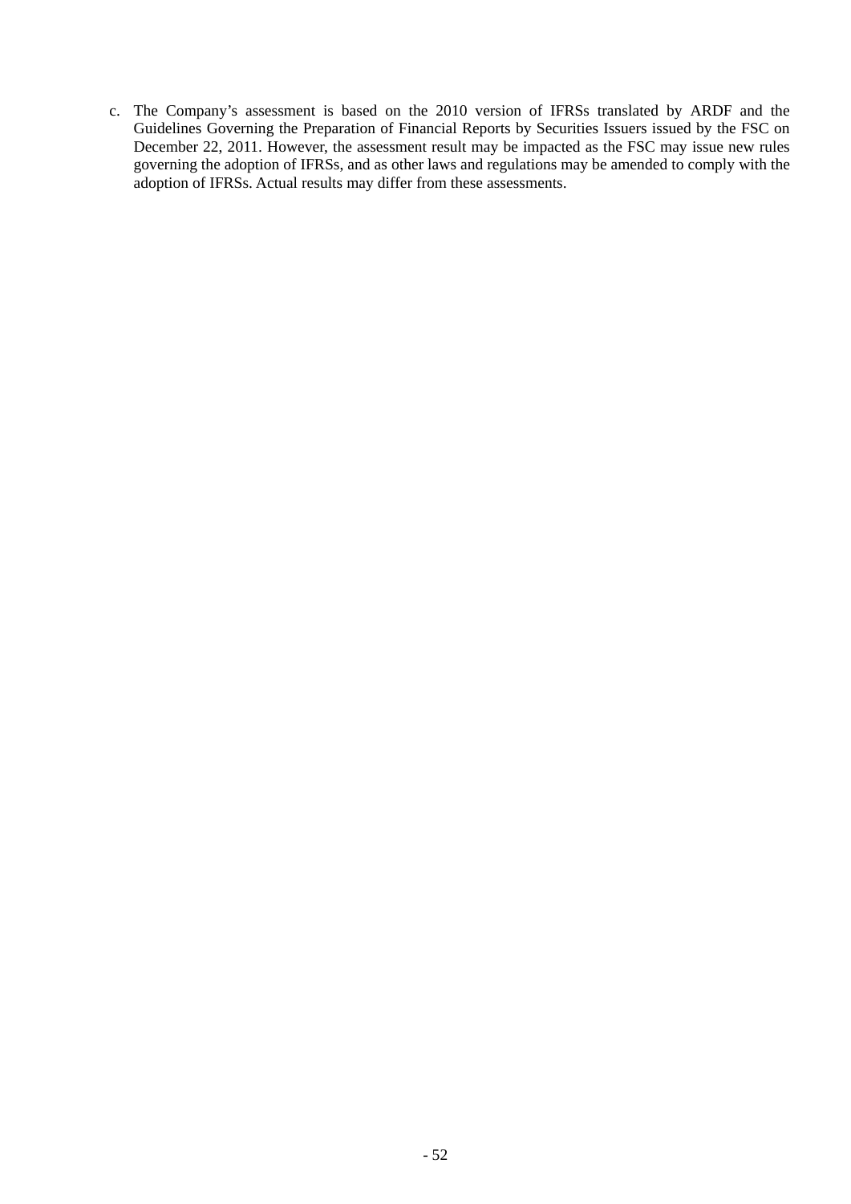c. The Company's assessment is based on the 2010 version of IFRSs translated by ARDF and the Guidelines Governing the Preparation of Financial Reports by Securities Issuers issued by the FSC on December 22, 2011. However, the assessment result may be impacted as the FSC may issue new rules governing the adoption of IFRSs, and as other laws and regulations may be amended to comply with the adoption of IFRSs. Actual results may differ from these assessments.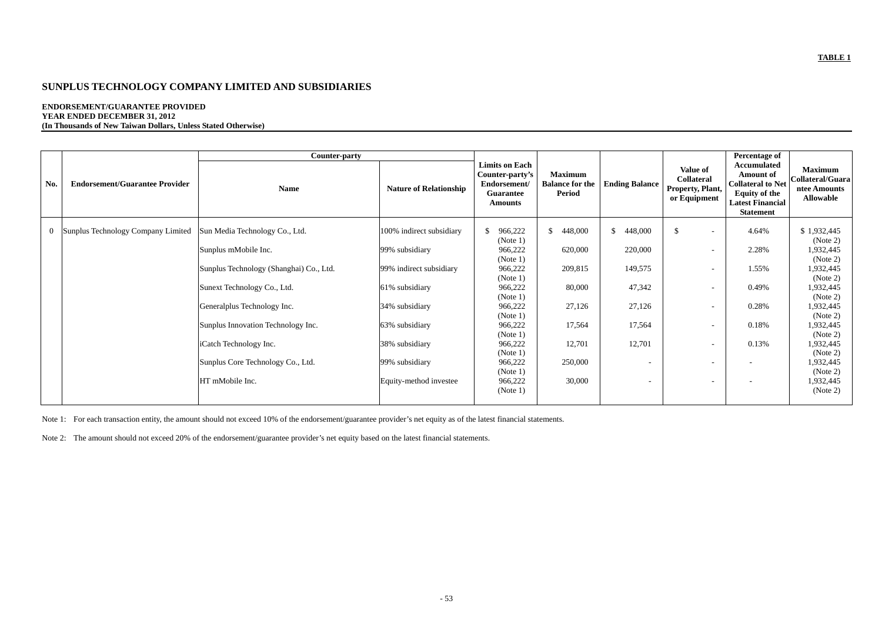**TABLE 1**

# SUNPLUS TECHNOLOGY COMPANY LIMITED AND SUBSIDIARIES

**ENDORSEMENT/GUARANTEE PROVIDED**
**YEAR ENDED DECEMBER 31, 2012**
**(In Thousands of New Taiwan Dollars, Unless Stated Otherwise)**

| No. | Endorsement/Guarantee Provider | Counter-party | | Limits on Each Counter-party's Endorsement/ Guarantee Amounts | Maximum Balance for the Period | Ending Balance | Value of Collateral Property, Plant, or Equipment | Percentage of Accumulated Amount of Collateral to Net Equity of the Latest Financial Statement | Maximum Collateral/Guarantee Amounts Allowable |
|---|---|---|---|---|---|---|---|---|---|
| | | Name | Nature of Relationship | | | | | | |
| 0 | Sunplus Technology Company Limited | Sun Media Technology Co., Ltd. | 100% indirect subsidiary | $ 966,222 (Note 1) | $ 448,000 | $ 448,000 | $ - | 4.64% | $ 1,932,445 (Note 2) |
| | | Sunplus mMobile Inc. | 99% subsidiary | 966,222 (Note 1) | 620,000 | 220,000 | - | 2.28% | 1,932,445 (Note 2) |
| | | Sunplus Technology (Shanghai) Co., Ltd. | 99% indirect subsidiary | 966,222 (Note 1) | 209,815 | 149,575 | - | 1.55% | 1,932,445 (Note 2) |
| | | Sunext Technology Co., Ltd. | 61% subsidiary | 966,222 (Note 1) | 80,000 | 47,342 | - | 0.49% | 1,932,445 (Note 2) |
| | | Generalplus Technology Inc. | 34% subsidiary | 966,222 (Note 1) | 27,126 | 27,126 | - | 0.28% | 1,932,445 (Note 2) |
| | | Sunplus Innovation Technology Inc. | 63% subsidiary | 966,222 (Note 1) | 17,564 | 17,564 | - | 0.18% | 1,932,445 (Note 2) |
| | | iCatch Technology Inc. | 38% subsidiary | 966,222 (Note 1) | 12,701 | 12,701 | - | 0.13% | 1,932,445 (Note 2) |
| | | Sunplus Core Technology Co., Ltd. | 99% subsidiary | 966,222 (Note 1) | 250,000 | - | - | - | 1,932,445 (Note 2) |
| | | HT mMobile Inc. | Equity-method investee | 966,222 (Note 1) | 30,000 | - | - | - | 1,932,445 (Note 2) |

Note 1: For each transaction entity, the amount should not exceed 10% of the endorsement/guarantee provider's net equity as of the latest financial statements.

Note 2: The amount should not exceed 20% of the endorsement/guarantee provider's net equity based on the latest financial statements.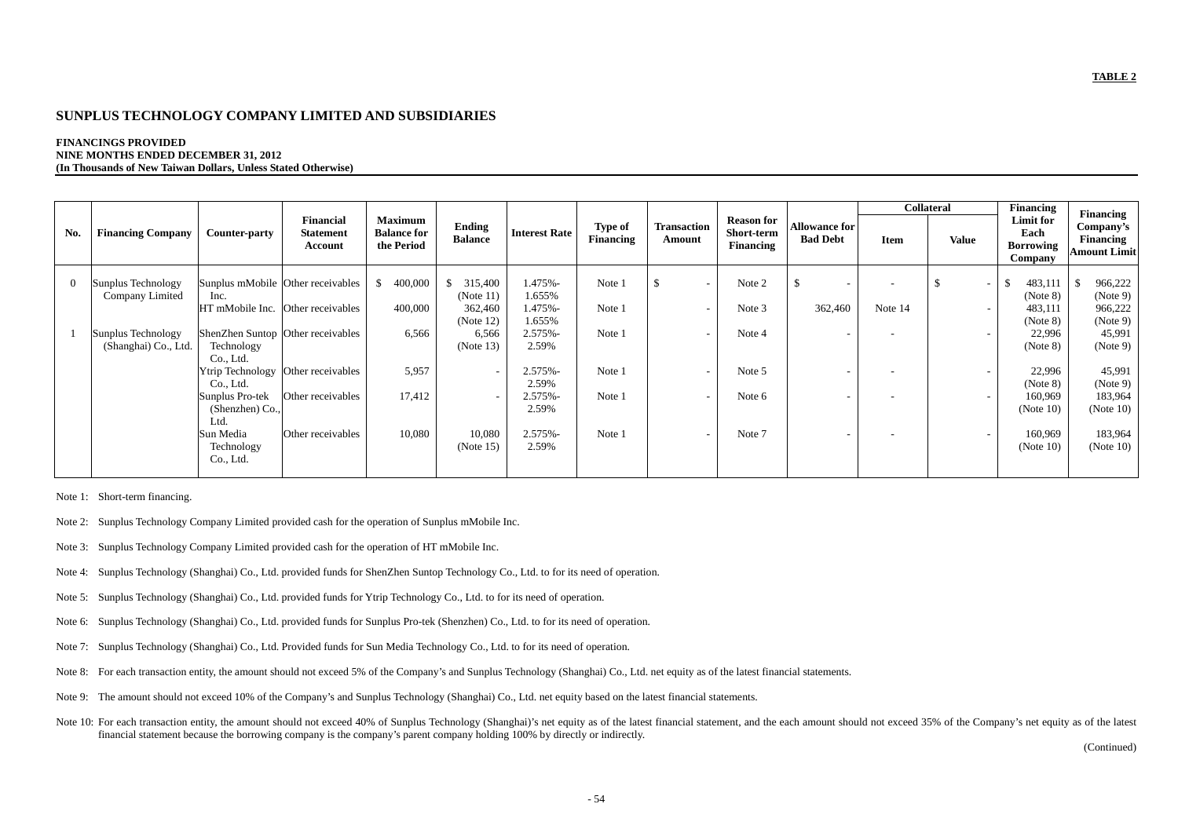**TABLE 2**

## SUNPLUS TECHNOLOGY COMPANY LIMITED AND SUBSIDIARIES

**FINANCINGS PROVIDED**
**NINE MONTHS ENDED DECEMBER 31, 2012**
**(In Thousands of New Taiwan Dollars, Unless Stated Otherwise)**

| No. | Financing Company | Counter-party | Financial Statement Account | Maximum Balance for the Period | Ending Balance | Interest Rate | Type of Financing | Transaction Amount | Reason for Short-term Financing | Allowance for Bad Debt | Collateral | | Financing Limit for Each Borrowing Company | Financing Company's Financing Amount Limit |
|---|---|---|---|---|---|---|---|---|---|---|---|---|---|---|
| | | | | | | | | | | | Item | Value | | |
| 0 | Sunplus Technology Company Limited | Sunplus mMobile Inc. | Other receivables | $ 400,000 | $ 315,400 (Note 11) | 1.475%-1.655% | Note 1 | $ - | Note 2 | $ - | - | $ - | $ 483,111 (Note 8) | $ 966,222 (Note 9) |
| | | HT mMobile Inc. | Other receivables | 400,000 | 362,460 (Note 12) | 1.475%-1.655% | Note 1 | - | Note 3 | 362,460 | Note 14 | - | 483,111 (Note 8) | 966,222 (Note 9) |
| 1 | Sunplus Technology (Shanghai) Co., Ltd. | ShenZhen Suntop Technology Co., Ltd. | Other receivables | 6,566 | 6,566 (Note 13) | 2.575%-2.59% | Note 1 | - | Note 4 | - | - | - | 22,996 (Note 8) | 45,991 (Note 9) |
| | | Ytrip Technology Co., Ltd. | Other receivables | 5,957 | - | 2.575%-2.59% | Note 1 | - | Note 5 | - | - | - | 22,996 (Note 8) | 45,991 (Note 9) |
| | | Sunplus Pro-tek (Shenzhen) Co., Ltd. | Other receivables | 17,412 | - | 2.575%-2.59% | Note 1 | - | Note 6 | - | - | - | 160,969 (Note 10) | 183,964 (Note 10) |
| | | Sun Media Technology Co., Ltd. | Other receivables | 10,080 | 10,080 (Note 15) | 2.575%-2.59% | Note 1 | - | Note 7 | - | - | - | 160,969 (Note 10) | 183,964 (Note 10) |

Note 1: Short-term financing.

Note 2: Sunplus Technology Company Limited provided cash for the operation of Sunplus mMobile Inc.

Note 3: Sunplus Technology Company Limited provided cash for the operation of HT mMobile Inc.

Note 4: Sunplus Technology (Shanghai) Co., Ltd. provided funds for ShenZhen Suntop Technology Co., Ltd. to for its need of operation.

Note 5: Sunplus Technology (Shanghai) Co., Ltd. provided funds for Ytrip Technology Co., Ltd. to for its need of operation.

Note 6: Sunplus Technology (Shanghai) Co., Ltd. provided funds for Sunplus Pro-tek (Shenzhen) Co., Ltd. to for its need of operation.

Note 7: Sunplus Technology (Shanghai) Co., Ltd. Provided funds for Sun Media Technology Co., Ltd. to for its need of operation.

Note 8: For each transaction entity, the amount should not exceed 5% of the Company's and Sunplus Technology (Shanghai) Co., Ltd. net equity as of the latest financial statements.

Note 9: The amount should not exceed 10% of the Company's and Sunplus Technology (Shanghai) Co., Ltd. net equity based on the latest financial statements.

Note 10: For each transaction entity, the amount should not exceed 40% of Sunplus Technology (Shanghai)'s net equity as of the latest financial statement, and the each amount should not exceed 35% of the Company's net equity as of the latest financial statement because the borrowing company is the company's parent company holding 100% by directly or indirectly.

(Continued)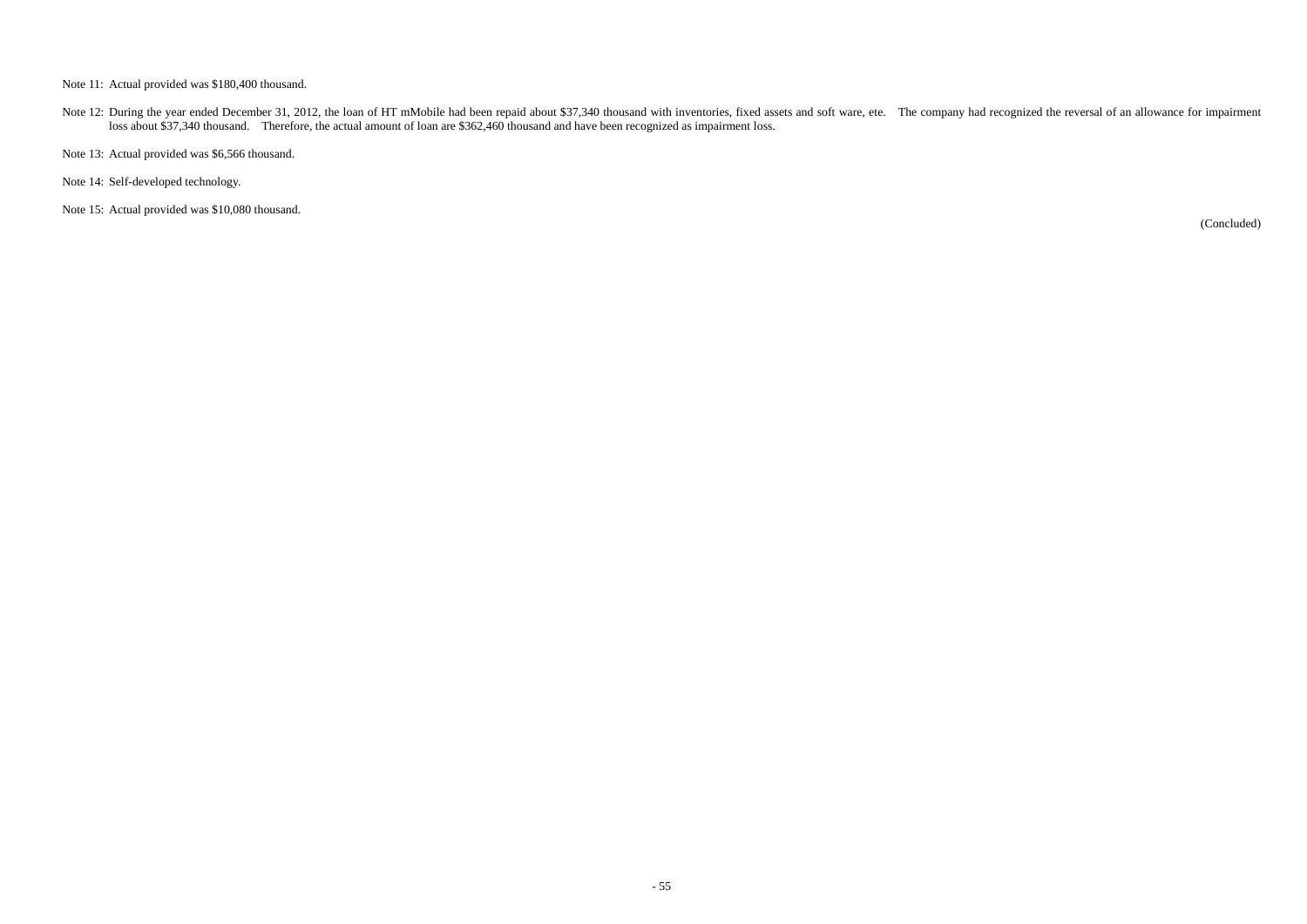Note 11: Actual provided was $180,400 thousand.

Note 12: During the year ended December 31, 2012, the loan of HT mMobile had been repaid about $37,340 thousand with inventories, fixed assets and soft ware, ete. The company had recognized the reversal of an allowance for impairment loss about $37,340 thousand. Therefore, the actual amount of loan are $362,460 thousand and have been recognized as impairment loss.

Note 13: Actual provided was $6,566 thousand.

Note 14: Self-developed technology.

Note 15: Actual provided was $10,080 thousand.

(Concluded)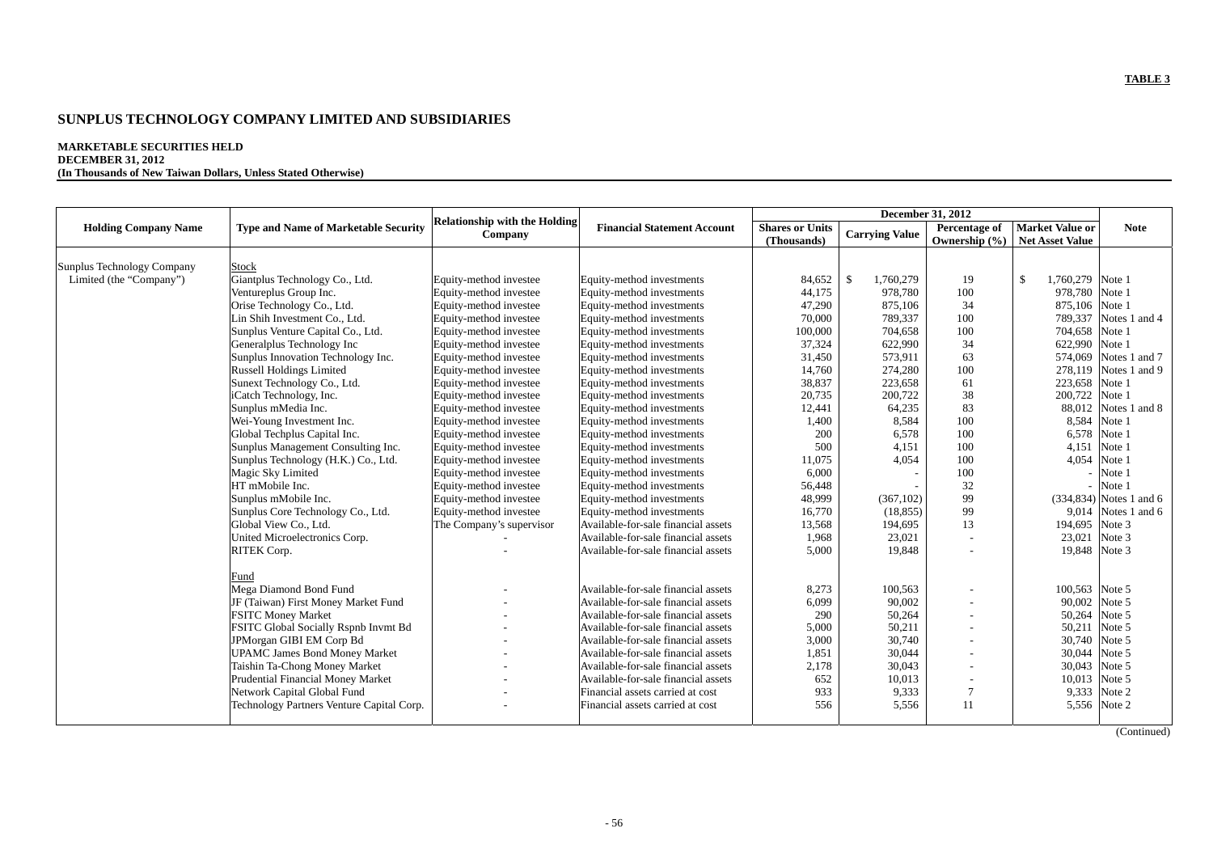**TABLE 3**

# SUNPLUS TECHNOLOGY COMPANY LIMITED AND SUBSIDIARIES

**MARKETABLE SECURITIES HELD**
**DECEMBER 31, 2012**
**(In Thousands of New Taiwan Dollars, Unless Stated Otherwise)**

| Holding Company Name | Type and Name of Marketable Security | Relationship with the Holding Company | Financial Statement Account | December 31, 2012 | | | | Note |
|---|---|---|---|---|---|---|---|---|
| | | | | Shares or Units (Thousands) | Carrying Value | Percentage of Ownership (%) | Market Value or Net Asset Value | |
| Sunplus Technology Company Limited (the "Company") | Stock | | | | | | | |
| | Giantplus Technology Co., Ltd. | Equity-method investee | Equity-method investments | 84,652 | $ 1,760,279 | 19 | $ 1,760,279 | Note 1 |
| | Ventureplus Group Inc. | Equity-method investee | Equity-method investments | 44,175 | 978,780 | 100 | 978,780 | Note 1 |
| | Orise Technology Co., Ltd. | Equity-method investee | Equity-method investments | 47,290 | 875,106 | 34 | 875,106 | Note 1 |
| | Lin Shih Investment Co., Ltd. | Equity-method investee | Equity-method investments | 70,000 | 789,337 | 100 | 789,337 | Notes 1 and 4 |
| | Sunplus Venture Capital Co., Ltd. | Equity-method investee | Equity-method investments | 100,000 | 704,658 | 100 | 704,658 | Note 1 |
| | Generalplus Technology Inc | Equity-method investee | Equity-method investments | 37,324 | 622,990 | 34 | 622,990 | Note 1 |
| | Sunplus Innovation Technology Inc. | Equity-method investee | Equity-method investments | 31,450 | 573,911 | 63 | 574,069 | Notes 1 and 7 |
| | Russell Holdings Limited | Equity-method investee | Equity-method investments | 14,760 | 274,280 | 100 | 278,119 | Notes 1 and 9 |
| | Sunext Technology Co., Ltd. | Equity-method investee | Equity-method investments | 38,837 | 223,658 | 61 | 223,658 | Note 1 |
| | iCatch Technology, Inc. | Equity-method investee | Equity-method investments | 20,735 | 200,722 | 38 | 200,722 | Note 1 |
| | Sunplus mMedia Inc. | Equity-method investee | Equity-method investments | 12,441 | 64,235 | 83 | 88,012 | Notes 1 and 8 |
| | Wei-Young Investment Inc. | Equity-method investee | Equity-method investments | 1,400 | 8,584 | 100 | 8,584 | Note 1 |
| | Global Techplus Capital Inc. | Equity-method investee | Equity-method investments | 200 | 6,578 | 100 | 6,578 | Note 1 |
| | Sunplus Management Consulting Inc. | Equity-method investee | Equity-method investments | 500 | 4,151 | 100 | 4,151 | Note 1 |
| | Sunplus Technology (H.K.) Co., Ltd. | Equity-method investee | Equity-method investments | 11,075 | 4,054 | 100 | 4,054 | Note 1 |
| | Magic Sky Limited | Equity-method investee | Equity-method investments | 6,000 | - | 100 | - | Note 1 |
| | HT mMobile Inc. | Equity-method investee | Equity-method investments | 56,448 | - | 32 | - | Note 1 |
| | Sunplus mMobile Inc. | Equity-method investee | Equity-method investments | 48,999 | (367,102) | 99 | (334,834) | Notes 1 and 6 |
| | Sunplus Core Technology Co., Ltd. | Equity-method investee | Equity-method investments | 16,770 | (18,855) | 99 | 9,014 | Notes 1 and 6 |
| | Global View Co., Ltd. | The Company's supervisor | Available-for-sale financial assets | 13,568 | 194,695 | 13 | 194,695 | Note 3 |
| | United Microelectronics Corp. | - | Available-for-sale financial assets | 1,968 | 23,021 | - | 23,021 | Note 3 |
| | RITEK Corp. | - | Available-for-sale financial assets | 5,000 | 19,848 | - | 19,848 | Note 3 |
| | Fund | | | | | | | |
| | Mega Diamond Bond Fund | - | Available-for-sale financial assets | 8,273 | 100,563 | - | 100,563 | Note 5 |
| | JF (Taiwan) First Money Market Fund | - | Available-for-sale financial assets | 6,099 | 90,002 | - | 90,002 | Note 5 |
| | FSITC Money Market | - | Available-for-sale financial assets | 290 | 50,264 | - | 50,264 | Note 5 |
| | FSITC Global Socially Rspnb Invmt Bd | - | Available-for-sale financial assets | 5,000 | 50,211 | - | 50,211 | Note 5 |
| | JPMorgan GIBI EM Corp Bd | - | Available-for-sale financial assets | 3,000 | 30,740 | - | 30,740 | Note 5 |
| | UPAMC James Bond Money Market | - | Available-for-sale financial assets | 1,851 | 30,044 | - | 30,044 | Note 5 |
| | Taishin Ta-Chong Money Market | - | Available-for-sale financial assets | 2,178 | 30,043 | - | 30,043 | Note 5 |
| | Prudential Financial Money Market | - | Available-for-sale financial assets | 652 | 10,013 | - | 10,013 | Note 5 |
| | Network Capital Global Fund | - | Financial assets carried at cost | 933 | 9,333 | 7 | 9,333 | Note 2 |
| | Technology Partners Venture Capital Corp. | - | Financial assets carried at cost | 556 | 5,556 | 11 | 5,556 | Note 2 |

(Continued)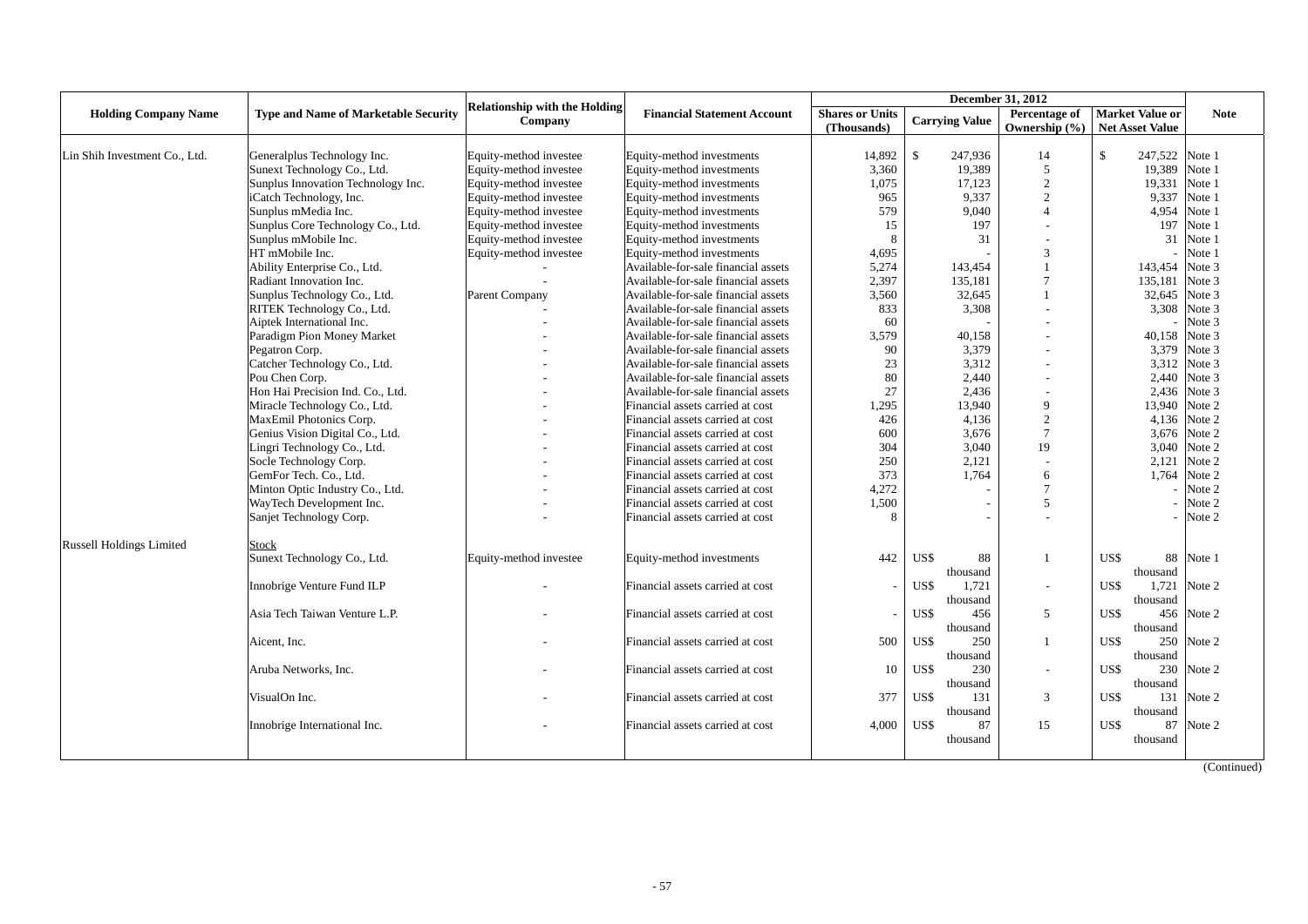| Holding Company Name | Type and Name of Marketable Security | Relationship with the Holding Company | Financial Statement Account | December 31, 2012 | | | | Note |
|---|---|---|---|---|---|---|---|---|
| | | | | Shares or Units (Thousands) | Carrying Value | Percentage of Ownership (%) | Market Value or Net Asset Value | |
| Lin Shih Investment Co., Ltd. | Generalplus Technology Inc. | Equity-method investee | Equity-method investments | 14,892 | $ 247,936 | 14 | $ 247,522 | Note 1 |
| | Sunext Technology Co., Ltd. | Equity-method investee | Equity-method investments | 3,360 | 19,389 | 5 | 19,389 | Note 1 |
| | Sunplus Innovation Technology Inc. | Equity-method investee | Equity-method investments | 1,075 | 17,123 | 2 | 19,331 | Note 1 |
| | iCatch Technology, Inc. | Equity-method investee | Equity-method investments | 965 | 9,337 | 2 | 9,337 | Note 1 |
| | Sunplus mMedia Inc. | Equity-method investee | Equity-method investments | 579 | 9,040 | 4 | 4,954 | Note 1 |
| | Sunplus Core Technology Co., Ltd. | Equity-method investee | Equity-method investments | 15 | 197 | - | 197 | Note 1 |
| | Sunplus mMobile Inc. | Equity-method investee | Equity-method investments | 8 | 31 | - | 31 | Note 1 |
| | HT mMobile Inc. | Equity-method investee | Equity-method investments | 4,695 | - | 3 | - | Note 1 |
| | Ability Enterprise Co., Ltd. | - | Available-for-sale financial assets | 5,274 | 143,454 | 1 | 143,454 | Note 3 |
| | Radiant Innovation Inc. | - | Available-for-sale financial assets | 2,397 | 135,181 | 7 | 135,181 | Note 3 |
| | Sunplus Technology Co., Ltd. | Parent Company | Available-for-sale financial assets | 3,560 | 32,645 | 1 | 32,645 | Note 3 |
| | RITEK Technology Co., Ltd. | - | Available-for-sale financial assets | 833 | 3,308 | - | 3,308 | Note 3 |
| | Aiptek International Inc. | - | Available-for-sale financial assets | 60 | - | - | - | Note 3 |
| | Paradigm Pion Money Market | - | Available-for-sale financial assets | 3,579 | 40,158 | - | 40,158 | Note 3 |
| | Pegatron Corp. | - | Available-for-sale financial assets | 90 | 3,379 | - | 3,379 | Note 3 |
| | Catcher Technology Co., Ltd. | - | Available-for-sale financial assets | 23 | 3,312 | - | 3,312 | Note 3 |
| | Pou Chen Corp. | - | Available-for-sale financial assets | 80 | 2,440 | - | 2,440 | Note 3 |
| | Hon Hai Precision Ind. Co., Ltd. | - | Available-for-sale financial assets | 27 | 2,436 | - | 2,436 | Note 3 |
| | Miracle Technology Co., Ltd. | - | Financial assets carried at cost | 1,295 | 13,940 | 9 | 13,940 | Note 2 |
| | MaxEmil Photonics Corp. | - | Financial assets carried at cost | 426 | 4,136 | 2 | 4,136 | Note 2 |
| | Genius Vision Digital Co., Ltd. | - | Financial assets carried at cost | 600 | 3,676 | 7 | 3,676 | Note 2 |
| | Lingri Technology Co., Ltd. | - | Financial assets carried at cost | 304 | 3,040 | 19 | 3,040 | Note 2 |
| | Socle Technology Corp. | - | Financial assets carried at cost | 250 | 2,121 | - | 2,121 | Note 2 |
| | GemFor Tech. Co., Ltd. | - | Financial assets carried at cost | 373 | 1,764 | 6 | 1,764 | Note 2 |
| | Minton Optic Industry Co., Ltd. | - | Financial assets carried at cost | 4,272 | - | 7 | - | Note 2 |
| | WayTech Development Inc. | - | Financial assets carried at cost | 1,500 | - | 5 | - | Note 2 |
| | Sanjet Technology Corp. | - | Financial assets carried at cost | 8 | - | - | - | Note 2 |
| Russell Holdings Limited | Stock | | | | | | | |
| | Sunext Technology Co., Ltd. | Equity-method investee | Equity-method investments | 442 | US$ 88 thousand | 1 | US$ 88 thousand | Note 1 |
| | Innobrige Venture Fund ILP | - | Financial assets carried at cost | - | US$ 1,721 thousand | - | US$ 1,721 thousand | Note 2 |
| | Asia Tech Taiwan Venture L.P. | - | Financial assets carried at cost | - | US$ 456 thousand | 5 | US$ 456 thousand | Note 2 |
| | Aicent, Inc. | - | Financial assets carried at cost | 500 | US$ 250 thousand | 1 | US$ 250 thousand | Note 2 |
| | Aruba Networks, Inc. | - | Financial assets carried at cost | 10 | US$ 230 thousand | - | US$ 230 thousand | Note 2 |
| | VisualOn Inc. | - | Financial assets carried at cost | 377 | US$ 131 thousand | 3 | US$ 131 thousand | Note 2 |
| | Innobrige International Inc. | - | Financial assets carried at cost | 4,000 | US$ 87 thousand | 15 | US$ 87 thousand | Note 2 |

(Continued)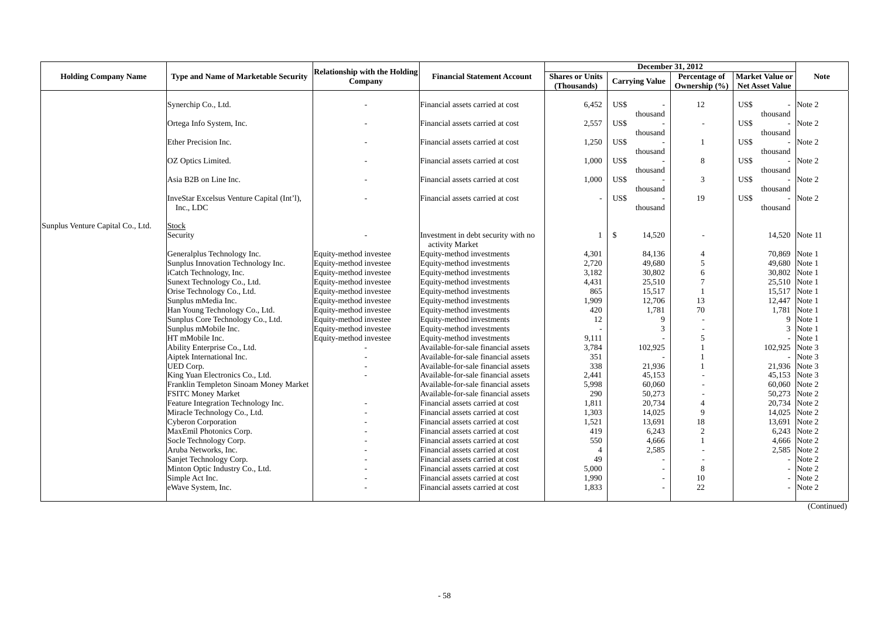| Holding Company Name | Type and Name of Marketable Security | Relationship with the Holding Company | Financial Statement Account | December 31, 2012 | | | | Note |
|---|---|---|---|---|---|---|---|---|
| | | | | Shares or Units (Thousands) | Carrying Value | Percentage of Ownership (%) | Market Value or Net Asset Value | |
| | Synerchip Co., Ltd. | - | Financial assets carried at cost | 6,452 | US$ - thousand | 12 | US$ - thousand | Note 2 |
| | Ortega Info System, Inc. | - | Financial assets carried at cost | 2,557 | US$ - thousand | - | US$ - thousand | Note 2 |
| | Ether Precision Inc. | - | Financial assets carried at cost | 1,250 | US$ - thousand | 1 | US$ - thousand | Note 2 |
| | OZ Optics Limited. | - | Financial assets carried at cost | 1,000 | US$ - thousand | 8 | US$ - thousand | Note 2 |
| | Asia B2B on Line Inc. | - | Financial assets carried at cost | 1,000 | US$ - thousand | 3 | US$ - thousand | Note 2 |
| | InveStar Excelsus Venture Capital (Int'l), Inc., LDC | - | Financial assets carried at cost | - | US$ - thousand | 19 | US$ - thousand | Note 2 |
| Sunplus Venture Capital Co., Ltd. | Stock | | | | | | | |
| | Security | - | Investment in debt security with no activity Market | 1 | $ 14,520 | - | 14,520 | Note 11 |
| | Generalplus Technology Inc. | Equity-method investee | Equity-method investments | 4,301 | 84,136 | 4 | 70,869 | Note 1 |
| | Sunplus Innovation Technology Inc. | Equity-method investee | Equity-method investments | 2,720 | 49,680 | 5 | 49,680 | Note 1 |
| | iCatch Technology, Inc. | Equity-method investee | Equity-method investments | 3,182 | 30,802 | 6 | 30,802 | Note 1 |
| | Sunext Technology Co., Ltd. | Equity-method investee | Equity-method investments | 4,431 | 25,510 | 7 | 25,510 | Note 1 |
| | Orise Technology Co., Ltd. | Equity-method investee | Equity-method investments | 865 | 15,517 | 1 | 15,517 | Note 1 |
| | Sunplus mMedia Inc. | Equity-method investee | Equity-method investments | 1,909 | 12,706 | 13 | 12,447 | Note 1 |
| | Han Young Technology Co., Ltd. | Equity-method investee | Equity-method investments | 420 | 1,781 | 70 | 1,781 | Note 1 |
| | Sunplus Core Technology Co., Ltd. | Equity-method investee | Equity-method investments | 12 | 9 | - | 9 | Note 1 |
| | Sunplus mMobile Inc. | Equity-method investee | Equity-method investments | - | 3 | - | 3 | Note 1 |
| | HT mMobile Inc. | Equity-method investee | Equity-method investments | 9,111 | - | 5 | - | Note 1 |
| | Ability Enterprise Co., Ltd. | - | Available-for-sale financial assets | 3,784 | 102,925 | 1 | 102,925 | Note 3 |
| | Aiptek International Inc. | - | Available-for-sale financial assets | 351 | - | 1 | - | Note 3 |
| | UED Corp. | - | Available-for-sale financial assets | 338 | 21,936 | 1 | 21,936 | Note 3 |
| | King Yuan Electronics Co., Ltd. | - | Available-for-sale financial assets | 2,441 | 45,153 | - | 45,153 | Note 3 |
| | Franklin Templeton Sinoam Money Market | | Available-for-sale financial assets | 5,998 | 60,060 | - | 60,060 | Note 2 |
| | FSITC Money Market | | Available-for-sale financial assets | 290 | 50,273 | - | 50,273 | Note 2 |
| | Feature Integration Technology Inc. | - | Financial assets carried at cost | 1,811 | 20,734 | 4 | 20,734 | Note 2 |
| | Miracle Technology Co., Ltd. | - | Financial assets carried at cost | 1,303 | 14,025 | 9 | 14,025 | Note 2 |
| | Cyberon Corporation | - | Financial assets carried at cost | 1,521 | 13,691 | 18 | 13,691 | Note 2 |
| | MaxEmil Photonics Corp. | - | Financial assets carried at cost | 419 | 6,243 | 2 | 6,243 | Note 2 |
| | Socle Technology Corp. | - | Financial assets carried at cost | 550 | 4,666 | 1 | 4,666 | Note 2 |
| | Aruba Networks, Inc. | - | Financial assets carried at cost | 4 | 2,585 | - | 2,585 | Note 2 |
| | Sanjet Technology Corp. | - | Financial assets carried at cost | 49 | - | - | - | Note 2 |
| | Minton Optic Industry Co., Ltd. | - | Financial assets carried at cost | 5,000 | - | 8 | - | Note 2 |
| | Simple Act Inc. | - | Financial assets carried at cost | 1,990 | - | 10 | - | Note 2 |
| | eWave System, Inc. | - | Financial assets carried at cost | 1,833 | - | 22 | - | Note 2 |

(Continued)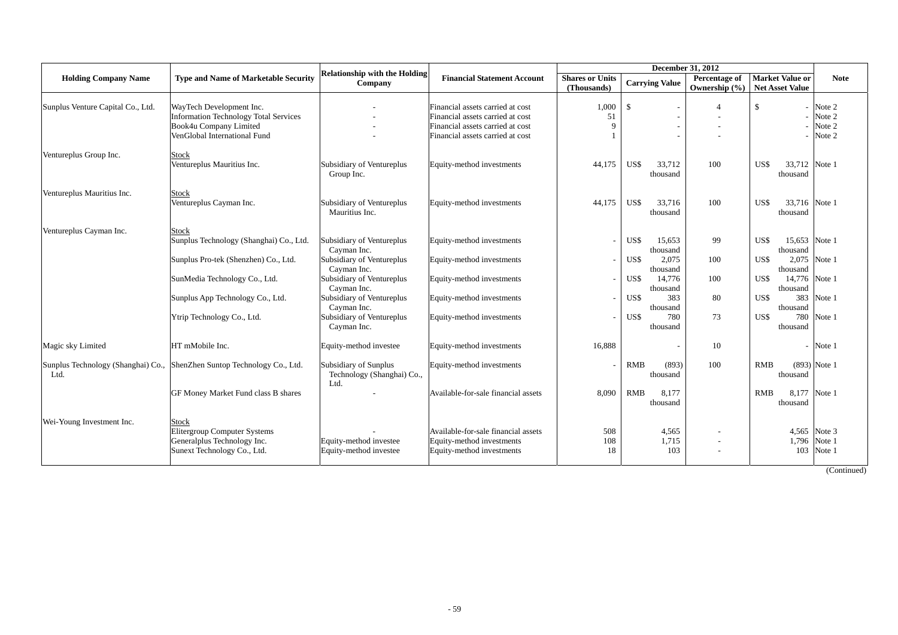| Holding Company Name | Type and Name of Marketable Security | Relationship with the Holding Company | Financial Statement Account | December 31, 2012 | | | | Note |
|---|---|---|---|---|---|---|---|---|
| | | | | Shares or Units (Thousands) | Carrying Value | Percentage of Ownership (%) | Market Value or Net Asset Value | |
| Sunplus Venture Capital Co., Ltd. | WayTech Development Inc. | - | Financial assets carried at cost | 1,000 | $ - | 4 | $ - | Note 2 |
| | Information Technology Total Services | - | Financial assets carried at cost | 51 | - | - | - | Note 2 |
| | Book4u Company Limited | - | Financial assets carried at cost | 9 | - | - | - | Note 2 |
| | VenGlobal International Fund | - | Financial assets carried at cost | 1 | - | - | - | Note 2 |
| Ventureplus Group Inc. | Stock | | | | | | | |
| | Ventureplus Mauritius Inc. | Subsidiary of Ventureplus Group Inc. | Equity-method investments | 44,175 | US$ 33,712 thousand | 100 | US$ 33,712 thousand | Note 1 |
| Ventureplus Mauritius Inc. | Stock | | | | | | | |
| | Ventureplus Cayman Inc. | Subsidiary of Ventureplus Mauritius Inc. | Equity-method investments | 44,175 | US$ 33,716 thousand | 100 | US$ 33,716 thousand | Note 1 |
| Ventureplus Cayman Inc. | Stock | | | | | | | |
| | Sunplus Technology (Shanghai) Co., Ltd. | Subsidiary of Ventureplus Cayman Inc. | Equity-method investments | - | US$ 15,653 thousand | 99 | US$ 15,653 thousand | Note 1 |
| | Sunplus Pro-tek (Shenzhen) Co., Ltd. | Subsidiary of Ventureplus Cayman Inc. | Equity-method investments | - | US$ 2,075 thousand | 100 | US$ 2,075 thousand | Note 1 |
| | SunMedia Technology Co., Ltd. | Subsidiary of Ventureplus Cayman Inc. | Equity-method investments | - | US$ 14,776 thousand | 100 | US$ 14,776 thousand | Note 1 |
| | Sunplus App Technology Co., Ltd. | Subsidiary of Ventureplus Cayman Inc. | Equity-method investments | - | US$ 383 thousand | 80 | US$ 383 thousand | Note 1 |
| | Ytrip Technology Co., Ltd. | Subsidiary of Ventureplus Cayman Inc. | Equity-method investments | - | US$ 780 thousand | 73 | US$ 780 thousand | Note 1 |
| Magic sky Limited | HT mMobile Inc. | Equity-method investee | Equity-method investments | 16,888 | - | 10 | - | Note 1 |
| Sunplus Technology (Shanghai) Co., Ltd. | ShenZhen Suntop Technology Co., Ltd. | Subsidiary of Sunplus Technology (Shanghai) Co., Ltd. | Equity-method investments | - | RMB (893) thousand | 100 | RMB (893) thousand | Note 1 |
| | GF Money Market Fund class B shares | - | Available-for-sale financial assets | 8,090 | RMB 8,177 thousand | | RMB 8,177 thousand | Note 1 |
| Wei-Young Investment Inc. | Stock | | | | | | | |
| | Elitergroup Computer Systems | - | Available-for-sale financial assets | 508 | 4,565 | - | 4,565 | Note 3 |
| | Generalplus Technology Inc. | Equity-method investee | Equity-method investments | 108 | 1,715 | - | 1,796 | Note 1 |
| | Sunext Technology Co., Ltd. | Equity-method investee | Equity-method investments | 18 | 103 | - | 103 | Note 1 |

(Continued)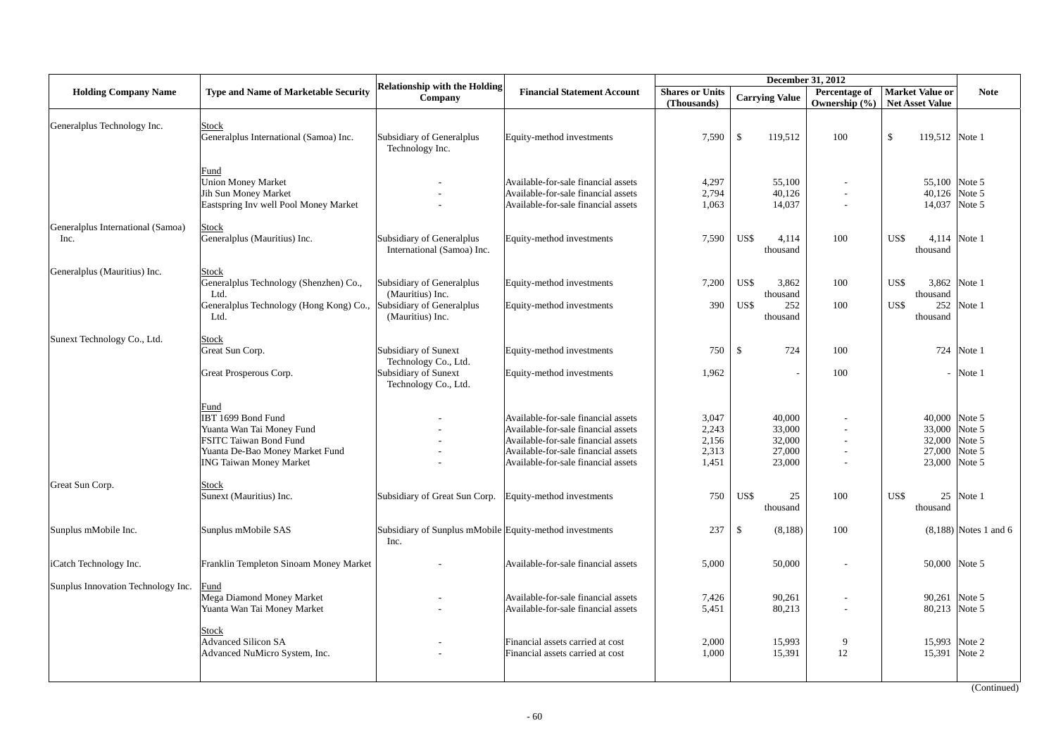| Holding Company Name | Type and Name of Marketable Security | Relationship with the Holding Company | Financial Statement Account | December 31, 2012 | | | | Note |
|---|---|---|---|---|---|---|---|---|
| | | | | Shares or Units (Thousands) | Carrying Value | Percentage of Ownership (%) | Market Value or Net Asset Value | |
| Generalplus Technology Inc. | Stock | | | | | | | |
| | Generalplus International (Samoa) Inc. | Subsidiary of Generalplus Technology Inc. | Equity-method investments | 7,590 | $ 119,512 | 100 | $ 119,512 | Note 1 |
| | Fund | | | | | | | |
| | Union Money Market | - | Available-for-sale financial assets | 4,297 | 55,100 | - | 55,100 | Note 5 |
| | Jih Sun Money Market | - | Available-for-sale financial assets | 2,794 | 40,126 | - | 40,126 | Note 5 |
| | Eastspring Inv well Pool Money Market | - | Available-for-sale financial assets | 1,063 | 14,037 | - | 14,037 | Note 5 |
| Generalplus International (Samoa) Inc. | Stock | | | | | | | |
| | Generalplus (Mauritius) Inc. | Subsidiary of Generalplus International (Samoa) Inc. | Equity-method investments | 7,590 | US$ 4,114 thousand | 100 | US$ 4,114 thousand | Note 1 |
| Generalplus (Mauritius) Inc. | Stock | | | | | | | |
| | Generalplus Technology (Shenzhen) Co., Ltd. | Subsidiary of Generalplus (Mauritius) Inc. | Equity-method investments | 7,200 | US$ 3,862 thousand | 100 | US$ 3,862 thousand | Note 1 |
| | Generalplus Technology (Hong Kong) Co., Ltd. | Subsidiary of Generalplus (Mauritius) Inc. | Equity-method investments | 390 | US$ 252 thousand | 100 | US$ 252 thousand | Note 1 |
| Sunext Technology Co., Ltd. | Stock | | | | | | | |
| | Great Sun Corp. | Subsidiary of Sunext Technology Co., Ltd. | Equity-method investments | 750 | $ 724 | 100 | 724 | Note 1 |
| | Great Prosperous Corp. | Subsidiary of Sunext Technology Co., Ltd. | Equity-method investments | 1,962 | - | 100 | - | Note 1 |
| | Fund | | | | | | | |
| | IBT 1699 Bond Fund | - | Available-for-sale financial assets | 3,047 | 40,000 | - | 40,000 | Note 5 |
| | Yuanta Wan Tai Money Fund | - | Available-for-sale financial assets | 2,243 | 33,000 | - | 33,000 | Note 5 |
| | FSITC Taiwan Bond Fund | - | Available-for-sale financial assets | 2,156 | 32,000 | - | 32,000 | Note 5 |
| | Yuanta De-Bao Money Market Fund | - | Available-for-sale financial assets | 2,313 | 27,000 | - | 27,000 | Note 5 |
| | ING Taiwan Money Market | - | Available-for-sale financial assets | 1,451 | 23,000 | - | 23,000 | Note 5 |
| Great Sun Corp. | Stock | | | | | | | |
| | Sunext (Mauritius) Inc. | Subsidiary of Great Sun Corp. | Equity-method investments | 750 | US$ 25 thousand | 100 | US$ 25 thousand | Note 1 |
| Sunplus mMobile Inc. | Sunplus mMobile SAS | Subsidiary of Sunplus mMobile Inc. | Equity-method investments | 237 | $ (8,188) | 100 | (8,188) | Notes 1 and 6 |
| iCatch Technology Inc. | Franklin Templeton Sinoam Money Market | - | Available-for-sale financial assets | 5,000 | 50,000 | - | 50,000 | Note 5 |
| Sunplus Innovation Technology Inc. | Fund | | | | | | | |
| | Mega Diamond Money Market | - | Available-for-sale financial assets | 7,426 | 90,261 | - | 90,261 | Note 5 |
| | Yuanta Wan Tai Money Market | - | Available-for-sale financial assets | 5,451 | 80,213 | - | 80,213 | Note 5 |
| | Stock | | | | | | | |
| | Advanced Silicon SA | - | Financial assets carried at cost | 2,000 | 15,993 | 9 | 15,993 | Note 2 |
| | Advanced NuMicro System, Inc. | - | Financial assets carried at cost | 1,000 | 15,391 | 12 | 15,391 | Note 2 |

(Continued)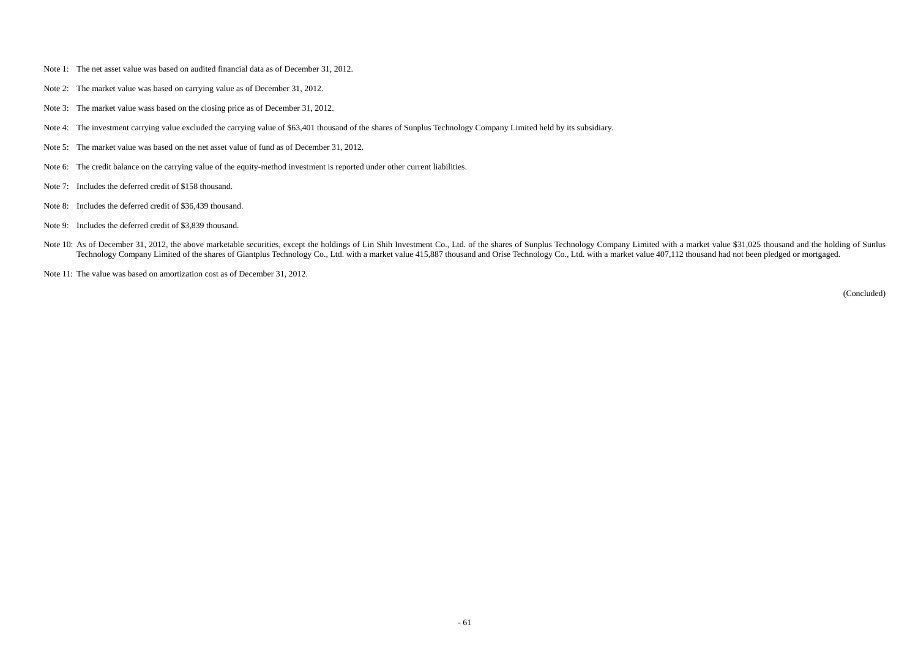Note 1: The net asset value was based on audited financial data as of December 31, 2012.

Note 2: The market value was based on carrying value as of December 31, 2012.

Note 3: The market value wass based on the closing price as of December 31, 2012.

Note 4: The investment carrying value excluded the carrying value of $63,401 thousand of the shares of Sunplus Technology Company Limited held by its subsidiary.

Note 5: The market value was based on the net asset value of fund as of December 31, 2012.

Note 6: The credit balance on the carrying value of the equity-method investment is reported under other current liabilities.

Note 7: Includes the deferred credit of $158 thousand.

Note 8: Includes the deferred credit of $36,439 thousand.

Note 9: Includes the deferred credit of $3,839 thousand.

Note 10: As of December 31, 2012, the above marketable securities, except the holdings of Lin Shih Investment Co., Ltd. of the shares of Sunplus Technology Company Limited with a market value $31,025 thousand and the holding of Sunlus Technology Company Limited of the shares of Giantplus Technology Co., Ltd. with a market value 415,887 thousand and Orise Technology Co., Ltd. with a market value 407,112 thousand had not been pledged or mortgaged.

Note 11: The value was based on amortization cost as of December 31, 2012.

(Concluded)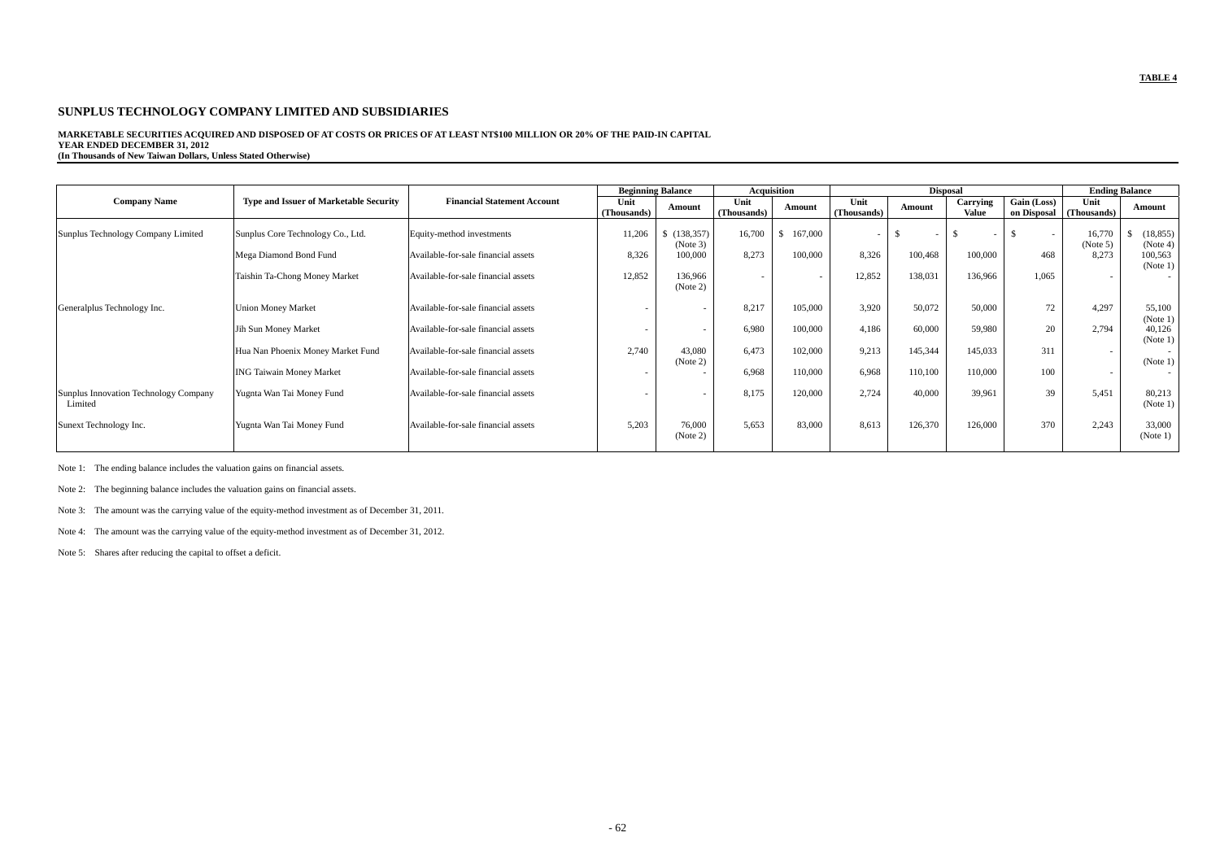**TABLE 4**

## SUNPLUS TECHNOLOGY COMPANY LIMITED AND SUBSIDIARIES

**MARKETABLE SECURITIES ACQUIRED AND DISPOSED OF AT COSTS OR PRICES OF AT LEAST NT$100 MILLION OR 20% OF THE PAID-IN CAPITAL**
**YEAR ENDED DECEMBER 31, 2012**
**(In Thousands of New Taiwan Dollars, Unless Stated Otherwise)**

| Company Name | Type and Issuer of Marketable Security | Financial Statement Account | Beginning Balance | | Acquisition | | Disposal | | | | Ending Balance | |
|---|---|---|---|---|---|---|---|---|---|---|---|---|
| | | | Unit (Thousands) | Amount | Unit (Thousands) | Amount | Unit (Thousands) | Amount | Carrying Value | Gain (Loss) on Disposal | Unit (Thousands) | Amount |
| Sunplus Technology Company Limited | Sunplus Core Technology Co., Ltd. | Equity-method investments | 11,206 | $ (138,357) (Note 3) | 16,700 | $ 167,000 | - | $ - | $ - | $ - | 16,770 (Note 5) | $ (18,855) (Note 4) |
| | Mega Diamond Bond Fund | Available-for-sale financial assets | 8,326 | 100,000 | 8,273 | 100,000 | 8,326 | 100,468 | 100,000 | 468 | 8,273 | 100,563 (Note 1) |
| | Taishin Ta-Chong Money Market | Available-for-sale financial assets | 12,852 | 136,966 (Note 2) | - | - | 12,852 | 138,031 | 136,966 | 1,065 | - | - |
| Generalplus Technology Inc. | Union Money Market | Available-for-sale financial assets | - | - | 8,217 | 105,000 | 3,920 | 50,072 | 50,000 | 72 | 4,297 | 55,100 (Note 1) |
| | Jih Sun Money Market | Available-for-sale financial assets | - | - | 6,980 | 100,000 | 4,186 | 60,000 | 59,980 | 20 | 2,794 | 40,126 (Note 1) |
| | Hua Nan Phoenix Money Market Fund | Available-for-sale financial assets | 2,740 | 43,080 (Note 2) | 6,473 | 102,000 | 9,213 | 145,344 | 145,033 | 311 | - | - (Note 1) |
| | ING Taiwain Money Market | Available-for-sale financial assets | - | - | 6,968 | 110,000 | 6,968 | 110,100 | 110,000 | 100 | - | - |
| Sunplus Innovation Technology Company Limited | Yugnta Wan Tai Money Fund | Available-for-sale financial assets | - | - | 8,175 | 120,000 | 2,724 | 40,000 | 39,961 | 39 | 5,451 | 80,213 (Note 1) |
| Sunext Technology Inc. | Yugnta Wan Tai Money Fund | Available-for-sale financial assets | 5,203 | 76,000 (Note 2) | 5,653 | 83,000 | 8,613 | 126,370 | 126,000 | 370 | 2,243 | 33,000 (Note 1) |

Note 1: The ending balance includes the valuation gains on financial assets.

Note 2: The beginning balance includes the valuation gains on financial assets.

Note 3: The amount was the carrying value of the equity-method investment as of December 31, 2011.

Note 4: The amount was the carrying value of the equity-method investment as of December 31, 2012.

Note 5: Shares after reducing the capital to offset a deficit.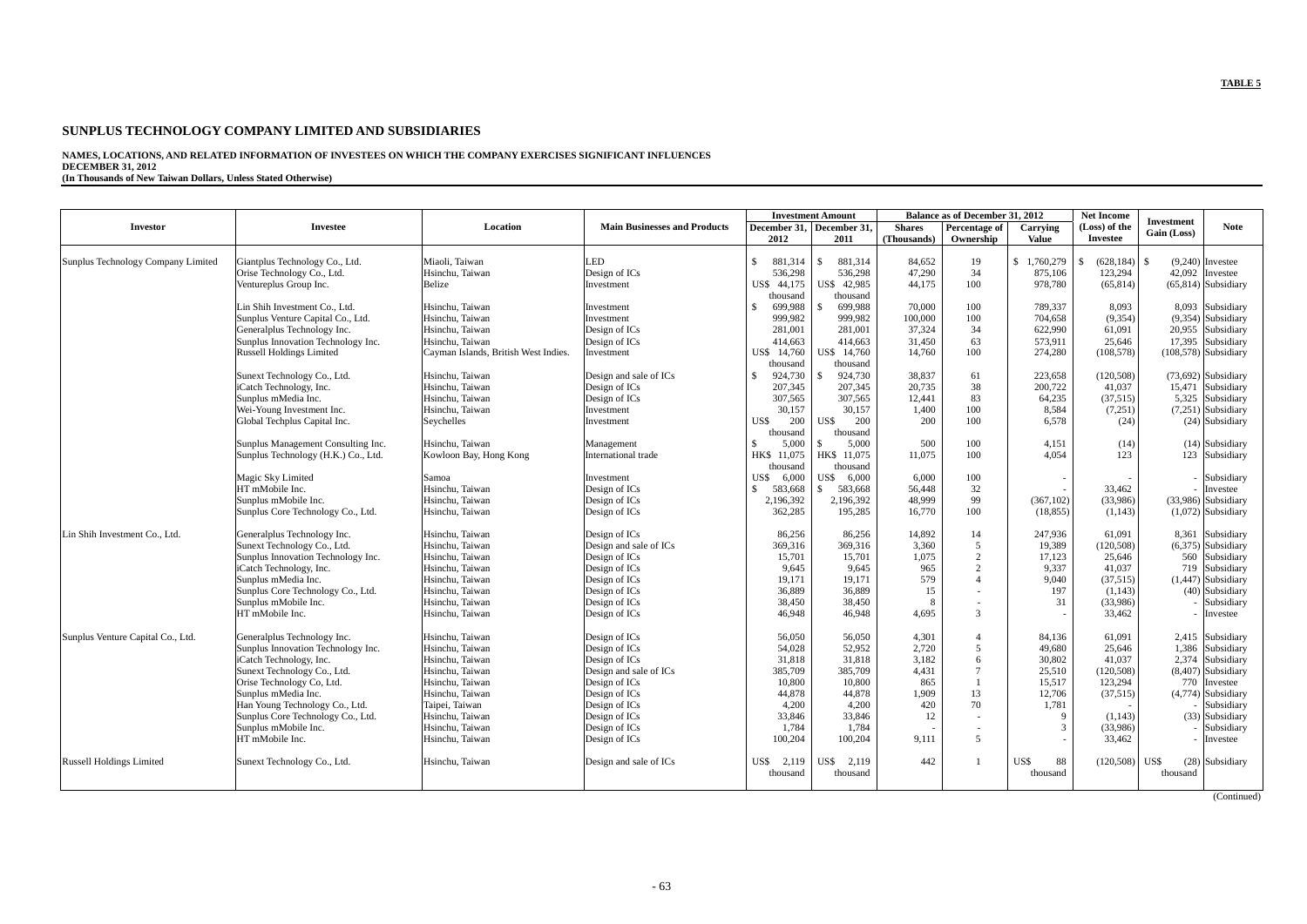**TABLE 5**

# SUNPLUS TECHNOLOGY COMPANY LIMITED AND SUBSIDIARIES

**NAMES, LOCATIONS, AND RELATED INFORMATION OF INVESTEES ON WHICH THE COMPANY EXERCISES SIGNIFICANT INFLUENCES**
**DECEMBER 31, 2012**
**(In Thousands of New Taiwan Dollars, Unless Stated Otherwise)**

| Investor | Investee | Location | Main Businesses and Products | Investment Amount | | Balance as of December 31, 2012 | | | Net Income (Loss) of the Investee | Investment Gain (Loss) | Note |
|---|---|---|---|---|---|---|---|---|---|---|---|
| | | | | December 31, 2012 | December 31, 2011 | Shares (Thousands) | Percentage of Ownership | Carrying Value | | | |
| Sunplus Technology Company Limited | Giantplus Technology Co., Ltd. | Miaoli, Taiwan | LED | $ 881,314 | $ 881,314 | 84,652 | 19 | $ 1,760,279 | $ (628,184) | $ (9,240) | Investee |
| | Orise Technology Co., Ltd. | Hsinchu, Taiwan | Design of ICs | 536,298 | 536,298 | 47,290 | 34 | 875,106 | 123,294 | 42,092 | Investee |
| | Ventureplus Group Inc. | Belize | Investment | US$ 44,175 thousand | US$ 42,985 thousand | 44,175 | 100 | 978,780 | (65,814) | (65,814) | Subsidiary |
| | Lin Shih Investment Co., Ltd. | Hsinchu, Taiwan | Investment | $ 699,988 | $ 699,988 | 70,000 | 100 | 789,337 | 8,093 | 8,093 | Subsidiary |
| | Sunplus Venture Capital Co., Ltd. | Hsinchu, Taiwan | Investment | 999,982 | 999,982 | 100,000 | 100 | 704,658 | (9,354) | (9,354) | Subsidiary |
| | Generalplus Technology Inc. | Hsinchu, Taiwan | Design of ICs | 281,001 | 281,001 | 37,324 | 34 | 622,990 | 61,091 | 20,955 | Subsidiary |
| | Sunplus Innovation Technology Inc. | Hsinchu, Taiwan | Design of ICs | 414,663 | 414,663 | 31,450 | 63 | 573,911 | 25,646 | 17,395 | Subsidiary |
| | Russell Holdings Limited | Cayman Islands, British West Indies. | Investment | US$ 14,760 thousand | US$ 14,760 thousand | 14,760 | 100 | 274,280 | (108,578) | (108,578) | Subsidiary |
| | Sunext Technology Co., Ltd. | Hsinchu, Taiwan | Design and sale of ICs | $ 924,730 | $ 924,730 | 38,837 | 61 | 223,658 | (120,508) | (73,692) | Subsidiary |
| | iCatch Technology, Inc. | Hsinchu, Taiwan | Design of ICs | 207,345 | 207,345 | 20,735 | 38 | 200,722 | 41,037 | 15,471 | Subsidiary |
| | Sunplus mMedia Inc. | Hsinchu, Taiwan | Design of ICs | 307,565 | 307,565 | 12,441 | 83 | 64,235 | (37,515) | 5,325 | Subsidiary |
| | Wei-Young Investment Inc. | Hsinchu, Taiwan | Investment | 30,157 | 30,157 | 1,400 | 100 | 8,584 | (7,251) | (7,251) | Subsidiary |
| | Global Techplus Capital Inc. | Seychelles | Investment | US$ 200 thousand | US$ 200 thousand | 200 | 100 | 6,578 | (24) | (24) | Subsidiary |
| | Sunplus Management Consulting Inc. | Hsinchu, Taiwan | Management | $ 5,000 | $ 5,000 | 500 | 100 | 4,151 | (14) | (14) | Subsidiary |
| | Sunplus Technology (H.K.) Co., Ltd. | Kowloon Bay, Hong Kong | International trade | HK$ 11,075 thousand | HK$ 11,075 thousand | 11,075 | 100 | 4,054 | 123 | 123 | Subsidiary |
| | Magic Sky Limited | Samoa | Investment | US$ 6,000 | US$ 6,000 | 6,000 | 100 | - | - | - | Subsidiary |
| | HT mMobile Inc. | Hsinchu, Taiwan | Design of ICs | $ 583,668 | $ 583,668 | 56,448 | 32 | - | 33,462 | - | Investee |
| | Sunplus mMobile Inc. | Hsinchu, Taiwan | Design of ICs | 2,196,392 | 2,196,392 | 48,999 | 99 | (367,102) | (33,986) | (33,986) | Subsidiary |
| | Sunplus Core Technology Co., Ltd. | Hsinchu, Taiwan | Design of ICs | 362,285 | 195,285 | 16,770 | 100 | (18,855) | (1,143) | (1,072) | Subsidiary |
| Lin Shih Investment Co., Ltd. | Generalplus Technology Inc. | Hsinchu, Taiwan | Design of ICs | 86,256 | 86,256 | 14,892 | 14 | 247,936 | 61,091 | 8,361 | Subsidiary |
| | Sunext Technology Co., Ltd. | Hsinchu, Taiwan | Design and sale of ICs | 369,316 | 369,316 | 3,360 | 5 | 19,389 | (120,508) | (6,375) | Subsidiary |
| | Sunplus Innovation Technology Inc. | Hsinchu, Taiwan | Design of ICs | 15,701 | 15,701 | 1,075 | 2 | 17,123 | 25,646 | 560 | Subsidiary |
| | iCatch Technology, Inc. | Hsinchu, Taiwan | Design of ICs | 9,645 | 9,645 | 965 | 2 | 9,337 | 41,037 | 719 | Subsidiary |
| | Sunplus mMedia Inc. | Hsinchu, Taiwan | Design of ICs | 19,171 | 19,171 | 579 | 4 | 9,040 | (37,515) | (1,447) | Subsidiary |
| | Sunplus Core Technology Co., Ltd. | Hsinchu, Taiwan | Design of ICs | 36,889 | 36,889 | 15 | - | 197 | (1,143) | (40) | Subsidiary |
| | Sunplus mMobile Inc. | Hsinchu, Taiwan | Design of ICs | 38,450 | 38,450 | 8 | - | 31 | (33,986) | - | Subsidiary |
| | HT mMobile Inc. | Hsinchu, Taiwan | Design of ICs | 46,948 | 46,948 | 4,695 | 3 | - | 33,462 | - | Investee |
| Sunplus Venture Capital Co., Ltd. | Generalplus Technology Inc. | Hsinchu, Taiwan | Design of ICs | 56,050 | 56,050 | 4,301 | 4 | 84,136 | 61,091 | 2,415 | Subsidiary |
| | Sunplus Innovation Technology Inc. | Hsinchu, Taiwan | Design of ICs | 54,028 | 52,952 | 2,720 | 5 | 49,680 | 25,646 | 1,386 | Subsidiary |
| | iCatch Technology, Inc. | Hsinchu, Taiwan | Design of ICs | 31,818 | 31,818 | 3,182 | 6 | 30,802 | 41,037 | 2,374 | Subsidiary |
| | Sunext Technology Co., Ltd. | Hsinchu, Taiwan | Design and sale of ICs | 385,709 | 385,709 | 4,431 | 7 | 25,510 | (120,508) | (8,407) | Subsidiary |
| | Orise Technology Co, Ltd. | Hsinchu, Taiwan | Design of ICs | 10,800 | 10,800 | 865 | 1 | 15,517 | 123,294 | 770 | Investee |
| | Sunplus mMedia Inc. | Hsinchu, Taiwan | Design of ICs | 44,878 | 44,878 | 1,909 | 13 | 12,706 | (37,515) | (4,774) | Subsidiary |
| | Han Young Technology Co., Ltd. | Taipei, Taiwan | Design of ICs | 4,200 | 4,200 | 420 | 70 | 1,781 | - | - | Subsidiary |
| | Sunplus Core Technology Co., Ltd. | Hsinchu, Taiwan | Design of ICs | 33,846 | 33,846 | 12 | - | 9 | (1,143) | (33) | Subsidiary |
| | Sunplus mMobile Inc. | Hsinchu, Taiwan | Design of ICs | 1,784 | 1,784 | - | - | 3 | (33,986) | - | Subsidiary |
| | HT mMobile Inc. | Hsinchu, Taiwan | Design of ICs | 100,204 | 100,204 | 9,111 | 5 | - | 33,462 | - | Investee |
| Russell Holdings Limited | Sunext Technology Co., Ltd. | Hsinchu, Taiwan | Design and sale of ICs | US$ 2,119 thousand | US$ 2,119 thousand | 442 | 1 | US$ 88 thousand | (120,508) | US$ (28) thousand | Subsidiary |

(Continued)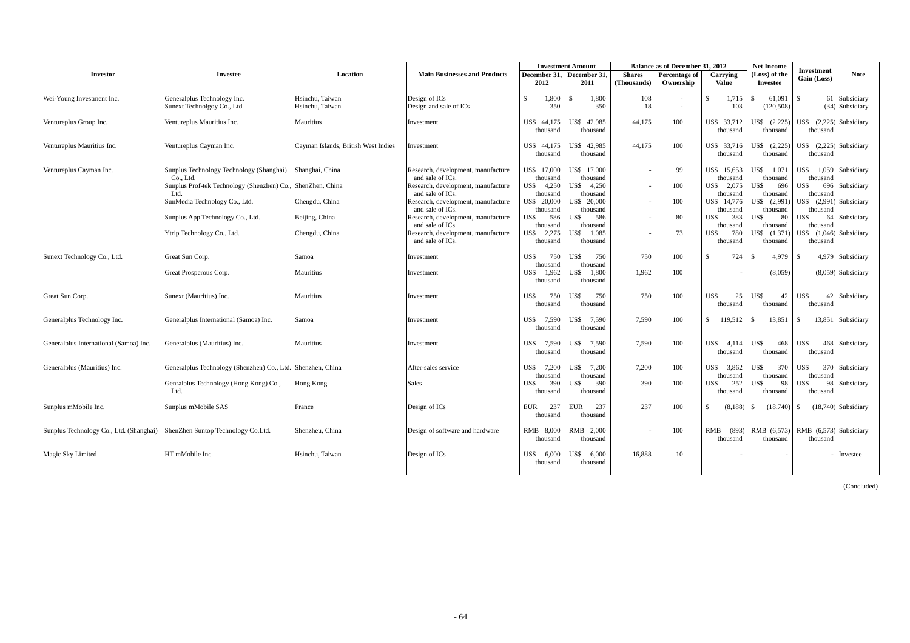| Investor | Investee | Location | Main Businesses and Products | Investment Amount | | Balance as of December 31, 2012 | | | Net Income (Loss) of the Investee | Investment Gain (Loss) | Note |
|---|---|---|---|---|---|---|---|---|---|---|---|
| | | | | December 31, 2012 | December 31, 2011 | Shares (Thousands) | Percentage of Ownership | Carrying Value | | | |
| Wei-Young Investment Inc. | Generalplus Technology Inc. | Hsinchu, Taiwan | Design of ICs | $ 1,800 | $ 1,800 | 108 | - | $ 1,715 | $ 61,091 | $ 61 | Subsidiary |
| | Sunext Technolgoy Co., Ltd. | Hsinchu, Taiwan | Design and sale of ICs | 350 | 350 | 18 | - | 103 | (120,508) | (34) | Subsidiary |
| Ventureplus Group Inc. | Ventureplus Mauritius Inc. | Mauritius | Investment | US$ 44,175 thousand | US$ 42,985 thousand | 44,175 | 100 | US$ 33,712 thousand | US$ (2,225) thousand | US$ (2,225) thousand | Subsidiary |
| Ventureplus Mauritius Inc. | Ventureplus Cayman Inc. | Cayman Islands, British West Indies | Investment | US$ 44,175 thousand | US$ 42,985 thousand | 44,175 | 100 | US$ 33,716 thousand | US$ (2,225) thousand | US$ (2,225) thousand | Subsidiary |
| Ventureplus Cayman Inc. | Sunplus Technology Technology (Shanghai) Co., Ltd. | Shanghai, China | Research, development, manufacture and sale of ICs. | US$ 17,000 thousand | US$ 17,000 thousand | - | 99 | US$ 15,653 thousand | US$ 1,071 thousand | US$ 1,059 thousand | Subsidiary |
| | Sunplus Prof-tek Technology (Shenzhen) Co., Ltd. | ShenZhen, China | Research, development, manufacture and sale of ICs. | US$ 4,250 thousand | US$ 4,250 thousand | - | 100 | US$ 2,075 thousand | US$ 696 thousand | US$ 696 thousand | Subsidiary |
| | SunMedia Technology Co., Ltd. | Chengdu, China | Research, development, manufacture and sale of ICs. | US$ 20,000 thousand | US$ 20,000 thousand | - | 100 | US$ 14,776 thousand | US$ (2,991) thousand | US$ (2,991) thousand | Subsidiary |
| | Sunplus App Technology Co., Ltd. | Beijing, China | Research, development, manufacture and sale of ICs. | US$ 586 thousand | US$ 586 thousand | - | 80 | US$ 383 thousand | US$ 80 thousand | US$ 64 thousand | Subsidiary |
| | Ytrip Technology Co., Ltd. | Chengdu, China | Research, development, manufacture and sale of ICs. | US$ 2,275 thousand | US$ 1,085 thousand | - | 73 | US$ 780 thousand | US$ (1,371) thousand | US$ (1,046) thousand | Subsidiary |
| Sunext Technology Co., Ltd. | Great Sun Corp. | Samoa | Investment | US$ 750 thousand | US$ 750 thousand | 750 | 100 | $ 724 | $ 4,979 | $ 4,979 | Subsidiary |
| | Great Prosperous Corp. | Mauritius | Investment | US$ 1,962 thousand | US$ 1,800 thousand | 1,962 | 100 | - | (8,059) | (8,059) | Subsidiary |
| Great Sun Corp. | Sunext (Mauritius) Inc. | Mauritius | Investment | US$ 750 thousand | US$ 750 thousand | 750 | 100 | US$ 25 thousand | US$ 42 thousand | US$ 42 thousand | Subsidiary |
| Generalplus Technology Inc. | Generalplus International (Samoa) Inc. | Samoa | Investment | US$ 7,590 thousand | US$ 7,590 thousand | 7,590 | 100 | $ 119,512 | $ 13,851 | $ 13,851 | Subsidiary |
| Generalplus International (Samoa) Inc. | Generalplus (Mauritius) Inc. | Mauritius | Investment | US$ 7,590 thousand | US$ 7,590 thousand | 7,590 | 100 | US$ 4,114 thousand | US$ 468 thousand | US$ 468 thousand | Subsidiary |
| Generalplus (Mauritius) Inc. | Generalplus Technology (Shenzhen) Co., Ltd. | Shenzhen, China | After-sales service | US$ 7,200 thousand | US$ 7,200 thousand | 7,200 | 100 | US$ 3,862 thousand | US$ 370 thousand | US$ 370 thousand | Subsidiary |
| | Genralplus Technology (Hong Kong) Co., Ltd. | Hong Kong | Sales | US$ 390 thousand | US$ 390 thousand | 390 | 100 | US$ 252 thousand | US$ 98 thousand | US$ 98 thousand | Subsidiary |
| Sunplus mMobile Inc. | Sunplus mMobile SAS | France | Design of ICs | EUR 237 thousand | EUR 237 thousand | 237 | 100 | $ (8,188) | $ (18,740) | $ (18,740) | Subsidiary |
| Sunplus Technology Co., Ltd. (Shanghai) | ShenZhen Suntop Technology Co,Ltd. | Shenzheu, China | Design of software and hardware | RMB 8,000 thousand | RMB 2,000 thousand | - | 100 | RMB (893) thousand | RMB (6,573) thousand | RMB (6,573) thousand | Subsidiary |
| Magic Sky Limited | HT mMobile Inc. | Hsinchu, Taiwan | Design of ICs | US$ 6,000 thousand | US$ 6,000 thousand | 16,888 | 10 | - | - | - | Investee |

(Concluded)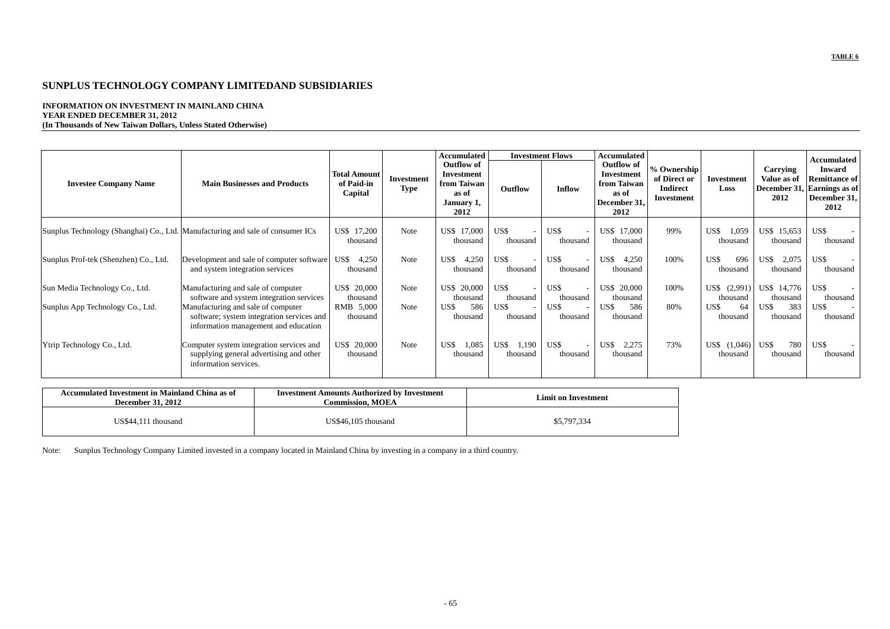**TABLE 6**

# SUNPLUS TECHNOLOGY COMPANY LIMITEDAND SUBSIDIARIES

**INFORMATION ON INVESTMENT IN MAINLAND CHINA**
**YEAR ENDED DECEMBER 31, 2012**
**(In Thousands of New Taiwan Dollars, Unless Stated Otherwise)**

| Investee Company Name | Main Businesses and Products | Total Amount of Paid-in Capital | Investment Type | Accumulated Outflow of Investment from Taiwan as of January 1, 2012 | Investment Flows | | Accumulated Outflow of Investment from Taiwan as of December 31, 2012 | % Ownership of Direct or Indirect Investment | Investment Loss | Carrying Value as of December 31, 2012 | Accumulated Inward Remittance of Earnings as of December 31, 2012 |
|---|---|---|---|---|---|---|---|---|---|---|---|
| | | | | | Outflow | Inflow | | | | | |
| Sunplus Technology (Shanghai) Co., Ltd. | Manufacturing and sale of consumer ICs | US$ 17,200 thousand | Note | US$ 17,000 thousand | US$ - thousand | US$ - thousand | US$ 17,000 thousand | 99% | US$ 1,059 thousand | US$ 15,653 thousand | US$ - thousand |
| Sunplus Prof-tek (Shenzhen) Co., Ltd. | Development and sale of computer software and system integration services | US$ 4,250 thousand | Note | US$ 4,250 thousand | US$ - thousand | US$ - thousand | US$ 4,250 thousand | 100% | US$ 696 thousand | US$ 2,075 thousand | US$ - thousand |
| Sun Media Technology Co., Ltd. | Manufacturing and sale of computer software and system integration services | US$ 20,000 thousand | Note | US$ 20,000 thousand | US$ - thousand | US$ - thousand | US$ 20,000 thousand | 100% | US$ (2,991) thousand | US$ 14,776 thousand | US$ - thousand |
| Sunplus App Technology Co., Ltd. | Manufacturing and sale of computer software; system integration services and information management and education | RMB 5,000 thousand | Note | US$ 586 thousand | US$ - thousand | US$ - thousand | US$ 586 thousand | 80% | US$ 64 thousand | US$ 383 thousand | US$ - thousand |
| Ytrip Technology Co., Ltd. | Computer system integration services and supplying general advertising and other information services. | US$ 20,000 thousand | Note | US$ 1,085 thousand | US$ 1,190 thousand | US$ - thousand | US$ 2,275 thousand | 73% | US$ (1,046) thousand | US$ 780 thousand | US$ - thousand |

| Accumulated Investment in Mainland China as of December 31, 2012 | Investment Amounts Authorized by Investment Commission, MOEA | Limit on Investment |
|---|---|---|
| US$44,111 thousand | US$46,105 thousand | $5,797,334 |

Note: Sunplus Technology Company Limited invested in a company located in Mainland China by investing in a company in a third country.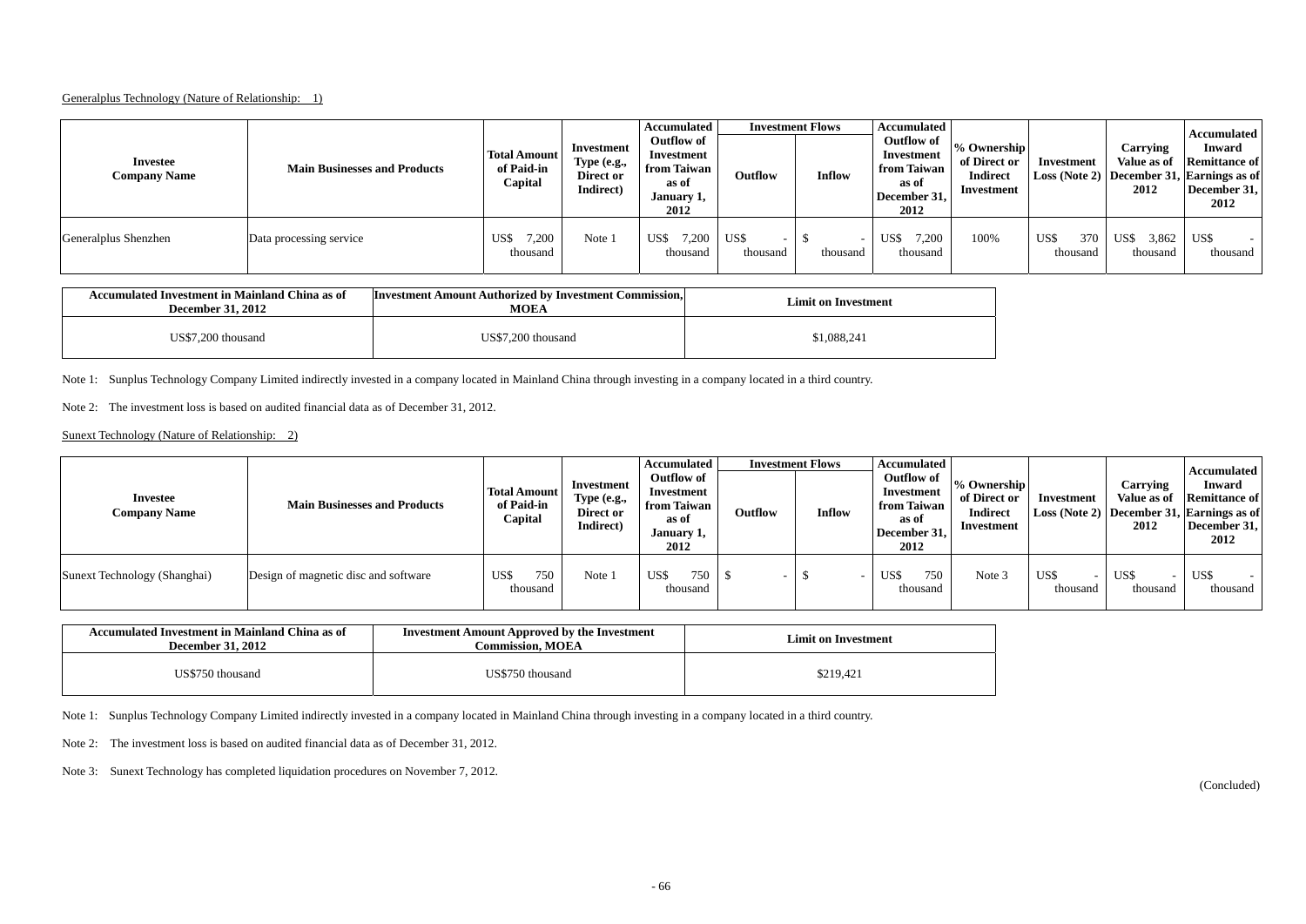Generalplus Technology (Nature of Relationship: 1)

| Investee Company Name | Main Businesses and Products | Total Amount of Paid-in Capital | Investment Type (e.g., Direct or Indirect) | Accumulated Outflow of Investment from Taiwan as of January 1, 2012 | Investment Flows | | Accumulated Outflow of Investment from Taiwan as of December 31, 2012 | % Ownership of Direct or Indirect Investment | Investment Loss (Note 2) | Carrying Value as of December 31, 2012 | Accumulated Inward Remittance of Earnings as of December 31, 2012 |
|---|---|---|---|---|---|---|---|---|---|---|---|
| | | | | | Outflow | Inflow | | | | | |
| Generalplus Shenzhen | Data processing service | US$ 7,200 thousand | Note 1 | US$ 7,200 thousand | US$ - thousand | $ - thousand | US$ 7,200 thousand | 100% | US$ 370 thousand | US$ 3,862 thousand | US$ - thousand |

| Accumulated Investment in Mainland China as of December 31, 2012 | Investment Amount Authorized by Investment Commission, MOEA | Limit on Investment |
|---|---|---|
| US$7,200 thousand | US$7,200 thousand | $1,088,241 |

Note 1: Sunplus Technology Company Limited indirectly invested in a company located in Mainland China through investing in a company located in a third country.

Note 2: The investment loss is based on audited financial data as of December 31, 2012.

Sunext Technology (Nature of Relationship: 2)

| Investee Company Name | Main Businesses and Products | Total Amount of Paid-in Capital | Investment Type (e.g., Direct or Indirect) | Accumulated Outflow of Investment from Taiwan as of January 1, 2012 | Investment Flows | | Accumulated Outflow of Investment from Taiwan as of December 31, 2012 | % Ownership of Direct or Indirect Investment | Investment Loss (Note 2) | Carrying Value as of December 31, 2012 | Accumulated Inward Remittance of Earnings as of December 31, 2012 |
|---|---|---|---|---|---|---|---|---|---|---|---|
| | | | | | Outflow | Inflow | | | | | |
| Sunext Technology (Shanghai) | Design of magnetic disc and software | US$ 750 thousand | Note 1 | US$ 750 thousand | $ - | $ - | US$ 750 thousand | Note 3 | US$ - thousand | US$ - thousand | US$ - thousand |

| Accumulated Investment in Mainland China as of December 31, 2012 | Investment Amount Approved by the Investment Commission, MOEA | Limit on Investment |
|---|---|---|
| US$750 thousand | US$750 thousand | $219,421 |

Note 1: Sunplus Technology Company Limited indirectly invested in a company located in Mainland China through investing in a company located in a third country.

Note 2: The investment loss is based on audited financial data as of December 31, 2012.

Note 3: Sunext Technology has completed liquidation procedures on November 7, 2012.

(Concluded)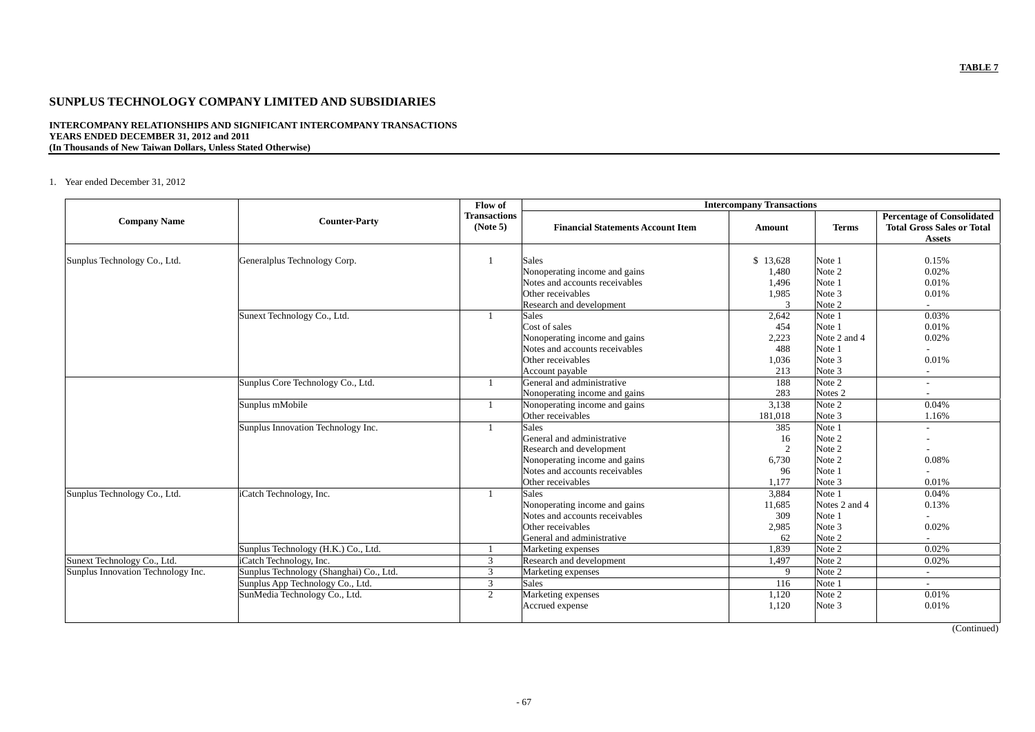**TABLE 7**

# SUNPLUS TECHNOLOGY COMPANY LIMITED AND SUBSIDIARIES

**INTERCOMPANY RELATIONSHIPS AND SIGNIFICANT INTERCOMPANY TRANSACTIONS**
**YEARS ENDED DECEMBER 31, 2012 and 2011**
**(In Thousands of New Taiwan Dollars, Unless Stated Otherwise)**

1. Year ended December 31, 2012

| Company Name | Counter-Party | Flow of Transactions (Note 5) | Intercompany Transactions | | | |
|---|---|---|---|---|---|---|
| | | | Financial Statements Account Item | Amount | Terms | Percentage of Consolidated Total Gross Sales or Total Assets |
| Sunplus Technology Co., Ltd. | Generalplus Technology Corp. | 1 | Sales | $ 13,628 | Note 1 | 0.15% |
| | | | Nonoperating income and gains | 1,480 | Note 2 | 0.02% |
| | | | Notes and accounts receivables | 1,496 | Note 1 | 0.01% |
| | | | Other receivables | 1,985 | Note 3 | 0.01% |
| | | | Research and development | 3 | Note 2 | - |
| | Sunext Technology Co., Ltd. | 1 | Sales | 2,642 | Note 1 | 0.03% |
| | | | Cost of sales | 454 | Note 1 | 0.01% |
| | | | Nonoperating income and gains | 2,223 | Note 2 and 4 | 0.02% |
| | | | Notes and accounts receivables | 488 | Note 1 | - |
| | | | Other receivables | 1,036 | Note 3 | 0.01% |
| | | | Account payable | 213 | Note 3 | - |
| | Sunplus Core Technology Co., Ltd. | 1 | General and administrative | 188 | Note 2 | - |
| | | | Nonoperating income and gains | 283 | Notes 2 | - |
| | Sunplus mMobile | 1 | Nonoperating income and gains | 3,138 | Note 2 | 0.04% |
| | | | Other receivables | 181,018 | Note 3 | 1.16% |
| | Sunplus Innovation Technology Inc. | 1 | Sales | 385 | Note 1 | - |
| | | | General and administrative | 16 | Note 2 | - |
| | | | Research and development | 2 | Note 2 | - |
| | | | Nonoperating income and gains | 6,730 | Note 2 | 0.08% |
| | | | Notes and accounts receivables | 96 | Note 1 | - |
| | | | Other receivables | 1,177 | Note 3 | 0.01% |
| Sunplus Technology Co., Ltd. | iCatch Technology, Inc. | 1 | Sales | 3,884 | Note 1 | 0.04% |
| | | | Nonoperating income and gains | 11,685 | Notes 2 and 4 | 0.13% |
| | | | Notes and accounts receivables | 309 | Note 1 | - |
| | | | Other receivables | 2,985 | Note 3 | 0.02% |
| | | | General and administrative | 62 | Note 2 | - |
| | Sunplus Technology (H.K.) Co., Ltd. | 1 | Marketing expenses | 1,839 | Note 2 | 0.02% |
| Sunext Technology Co., Ltd. | iCatch Technology, Inc. | 3 | Research and development | 1,497 | Note 2 | 0.02% |
| Sunplus Innovation Technology Inc. | Sunplus Technology (Shanghai) Co., Ltd. | 3 | Marketing expenses | 9 | Note 2 | - |
| | Sunplus App Technology Co., Ltd. | 3 | Sales | 116 | Note 1 | - |
| | SunMedia Technology Co., Ltd. | 2 | Marketing expenses | 1,120 | Note 2 | 0.01% |
| | | | Accrued expense | 1,120 | Note 3 | 0.01% |

(Continued)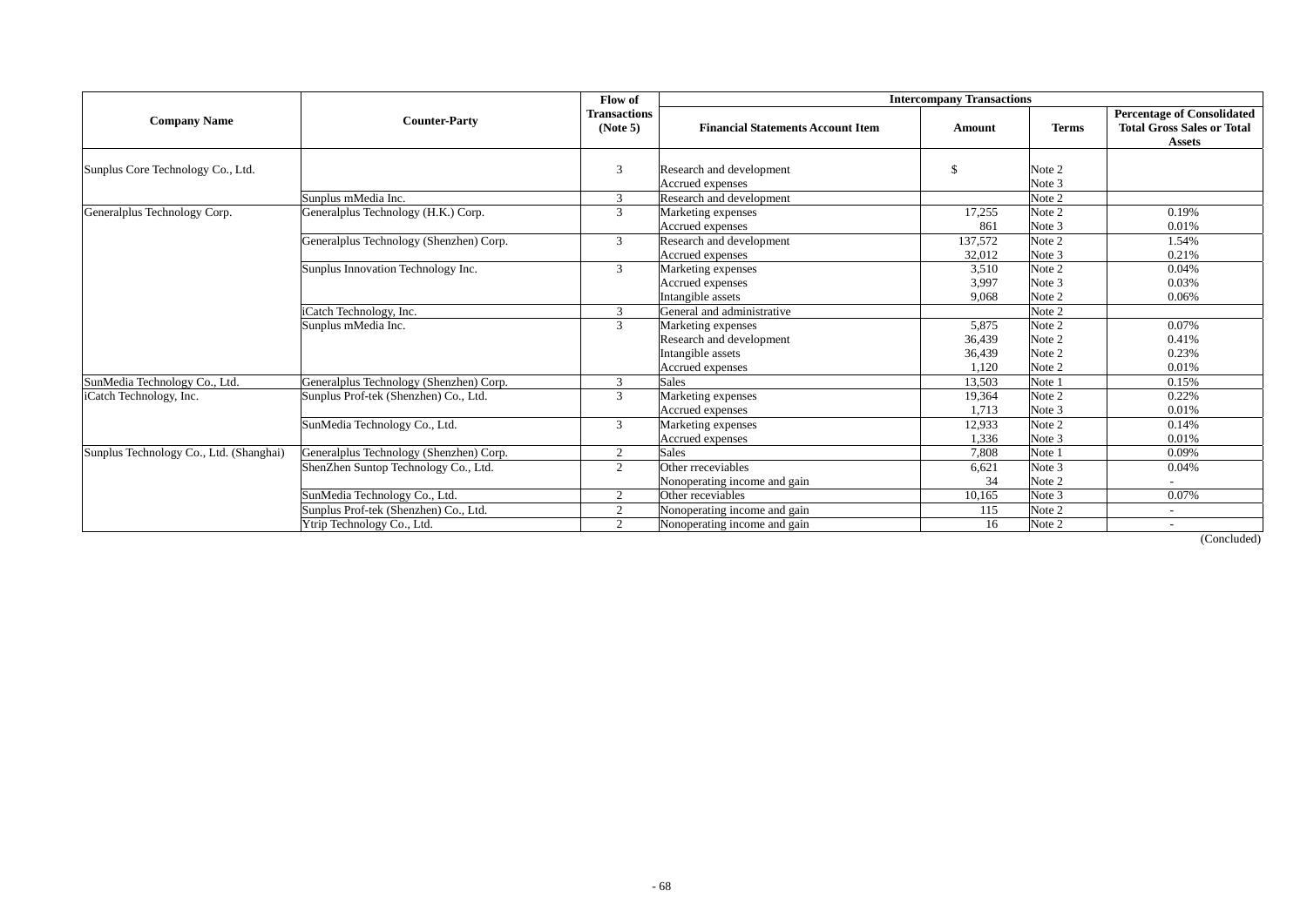| Company Name | Counter-Party | Flow of Transactions (Note 5) | Intercompany Transactions | | | |
|---|---|---|---|---|---|---|
| | | | Financial Statements Account Item | Amount | Terms | Percentage of Consolidated Total Gross Sales or Total Assets |
| Sunplus Core Technology Co., Ltd. | | 3 | Research and development | $ | Note 2 | |
| | | | Accrued expenses | | Note 3 | |
| | Sunplus mMedia Inc. | 3 | Research and development | | Note 2 | |
| Generalplus Technology Corp. | Generalplus Technology (H.K.) Corp. | 3 | Marketing expenses | 17,255 | Note 2 | 0.19% |
| | | | Accrued expenses | 861 | Note 3 | 0.01% |
| | Generalplus Technology (Shenzhen) Corp. | 3 | Research and development | 137,572 | Note 2 | 1.54% |
| | | | Accrued expenses | 32,012 | Note 3 | 0.21% |
| | Sunplus Innovation Technology Inc. | 3 | Marketing expenses | 3,510 | Note 2 | 0.04% |
| | | | Accrued expenses | 3,997 | Note 3 | 0.03% |
| | | | Intangible assets | 9,068 | Note 2 | 0.06% |
| | iCatch Technology, Inc. | 3 | General and administrative | | Note 2 | |
| | Sunplus mMedia Inc. | 3 | Marketing expenses | 5,875 | Note 2 | 0.07% |
| | | | Research and development | 36,439 | Note 2 | 0.41% |
| | | | Intangible assets | 36,439 | Note 2 | 0.23% |
| | | | Accrued expenses | 1,120 | Note 2 | 0.01% |
| SunMedia Technology Co., Ltd. | Generalplus Technology (Shenzhen) Corp. | 3 | Sales | 13,503 | Note 1 | 0.15% |
| iCatch Technology, Inc. | Sunplus Prof-tek (Shenzhen) Co., Ltd. | 3 | Marketing expenses | 19,364 | Note 2 | 0.22% |
| | | | Accrued expenses | 1,713 | Note 3 | 0.01% |
| | SunMedia Technology Co., Ltd. | 3 | Marketing expenses | 12,933 | Note 2 | 0.14% |
| | | | Accrued expenses | 1,336 | Note 3 | 0.01% |
| Sunplus Technology Co., Ltd. (Shanghai) | Generalplus Technology (Shenzhen) Corp. | 2 | Sales | 7,808 | Note 1 | 0.09% |
| | ShenZhen Suntop Technology Co., Ltd. | 2 | Other rreceviables | 6,621 | Note 3 | 0.04% |
| | | | Nonoperating income and gain | 34 | Note 2 | - |
| | SunMedia Technology Co., Ltd. | 2 | Other receviables | 10,165 | Note 3 | 0.07% |
| | Sunplus Prof-tek (Shenzhen) Co., Ltd. | 2 | Nonoperating income and gain | 115 | Note 2 | - |
| | Ytrip Technology Co., Ltd. | 2 | Nonoperating income and gain | 16 | Note 2 | - |

(Concluded)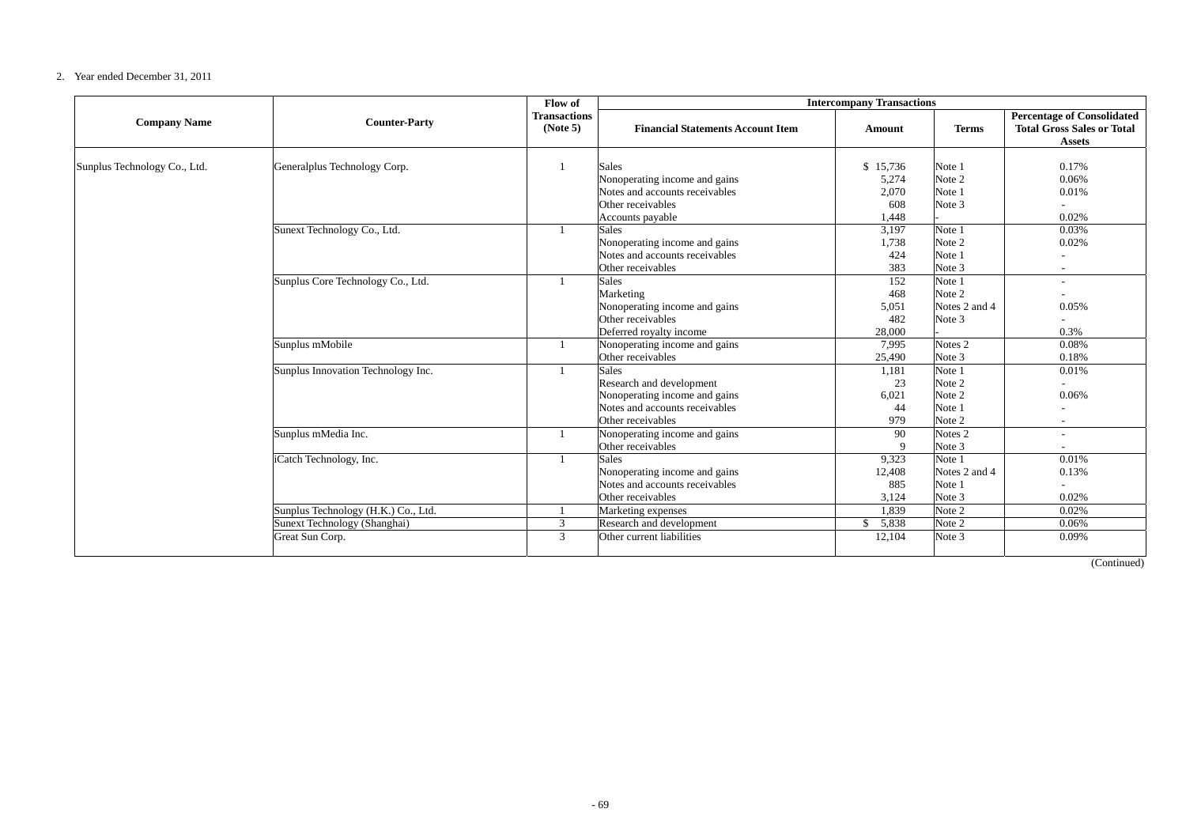2. Year ended December 31, 2011

| Company Name | Counter-Party | Flow of Transactions (Note 5) | Intercompany Transactions | | | |
|---|---|---|---|---|---|---|
| | | | Financial Statements Account Item | Amount | Terms | Percentage of Consolidated Total Gross Sales or Total Assets |
| Sunplus Technology Co., Ltd. | Generalplus Technology Corp. | 1 | Sales | $ 15,736 | Note 1 | 0.17% |
| | | | Nonoperating income and gains | 5,274 | Note 2 | 0.06% |
| | | | Notes and accounts receivables | 2,070 | Note 1 | 0.01% |
| | | | Other receivables | 608 | Note 3 | - |
| | | | Accounts payable | 1,448 | - | 0.02% |
| | Sunext Technology Co., Ltd. | 1 | Sales | 3,197 | Note 1 | 0.03% |
| | | | Nonoperating income and gains | 1,738 | Note 2 | 0.02% |
| | | | Notes and accounts receivables | 424 | Note 1 | - |
| | | | Other receivables | 383 | Note 3 | - |
| | Sunplus Core Technology Co., Ltd. | 1 | Sales | 152 | Note 1 | - |
| | | | Marketing | 468 | Note 2 | - |
| | | | Nonoperating income and gains | 5,051 | Notes 2 and 4 | 0.05% |
| | | | Other receivables | 482 | Note 3 | - |
| | | | Deferred royalty income | 28,000 | - | 0.3% |
| | Sunplus mMobile | 1 | Nonoperating income and gains | 7,995 | Notes 2 | 0.08% |
| | | | Other receivables | 25,490 | Note 3 | 0.18% |
| | Sunplus Innovation Technology Inc. | 1 | Sales | 1,181 | Note 1 | 0.01% |
| | | | Research and development | 23 | Note 2 | - |
| | | | Nonoperating income and gains | 6,021 | Note 2 | 0.06% |
| | | | Notes and accounts receivables | 44 | Note 1 | - |
| | | | Other receivables | 979 | Note 2 | - |
| | Sunplus mMedia Inc. | 1 | Nonoperating income and gains | 90 | Notes 2 | - |
| | | | Other receivables | 9 | Note 3 | - |
| | iCatch Technology, Inc. | 1 | Sales | 9,323 | Note 1 | 0.01% |
| | | | Nonoperating income and gains | 12,408 | Notes 2 and 4 | 0.13% |
| | | | Notes and accounts receivables | 885 | Note 1 | - |
| | | | Other receivables | 3,124 | Note 3 | 0.02% |
| | Sunplus Technology (H.K.) Co., Ltd. | 1 | Marketing expenses | 1,839 | Note 2 | 0.02% |
| | Sunext Technology (Shanghai) | 3 | Research and development | $ 5,838 | Note 2 | 0.06% |
| | Great Sun Corp. | 3 | Other current liabilities | 12,104 | Note 3 | 0.09% |

(Continued)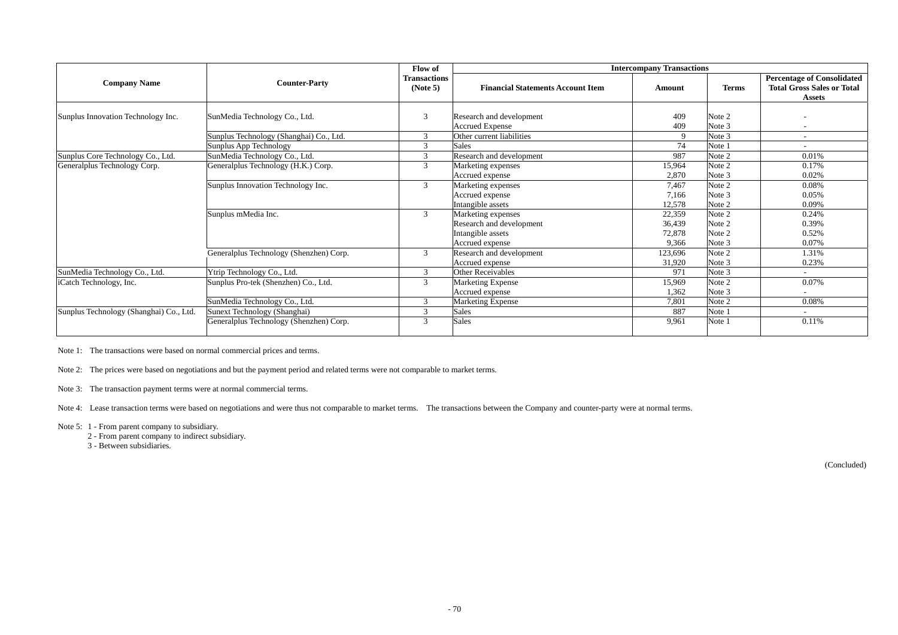| Company Name | Counter-Party | Flow of Transactions (Note 5) | Intercompany Transactions | | | |
|---|---|---|---|---|---|---|
| | | | Financial Statements Account Item | Amount | Terms | Percentage of Consolidated Total Gross Sales or Total Assets |
| Sunplus Innovation Technology Inc. | SunMedia Technology Co., Ltd. | 3 | Research and development | 409 | Note 2 | - |
| | | | Accrued Expense | 409 | Note 3 | - |
| | Sunplus Technology (Shanghai) Co., Ltd. | 3 | Other current liabilities | 9 | Note 3 | - |
| | Sunplus App Technology | 3 | Sales | 74 | Note 1 | - |
| Sunplus Core Technology Co., Ltd. | SunMedia Technology Co., Ltd. | 3 | Research and development | 987 | Note 2 | 0.01% |
| Generalplus Technology Corp. | Generalplus Technology (H.K.) Corp. | 3 | Marketing expenses | 15,964 | Note 2 | 0.17% |
| | | | Accrued expense | 2,870 | Note 3 | 0.02% |
| | Sunplus Innovation Technology Inc. | 3 | Marketing expenses | 7,467 | Note 2 | 0.08% |
| | | | Accrued expense | 7,166 | Note 3 | 0.05% |
| | | | Intangible assets | 12,578 | Note 2 | 0.09% |
| | Sunplus mMedia Inc. | 3 | Marketing expenses | 22,359 | Note 2 | 0.24% |
| | | | Research and development | 36,439 | Note 2 | 0.39% |
| | | | Intangible assets | 72,878 | Note 2 | 0.52% |
| | | | Accrued expense | 9,366 | Note 3 | 0.07% |
| | Generalplus Technology (Shenzhen) Corp. | 3 | Research and development | 123,696 | Note 2 | 1.31% |
| | | | Accrued expense | 31,920 | Note 3 | 0.23% |
| SunMedia Technology Co., Ltd. | Ytrip Technology Co., Ltd. | 3 | Other Receivables | 971 | Note 3 | - |
| iCatch Technology, Inc. | Sunplus Pro-tek (Shenzhen) Co., Ltd. | 3 | Marketing Expense | 15,969 | Note 2 | 0.07% |
| | | | Accrued expense | 1,362 | Note 3 | - |
| | SunMedia Technology Co., Ltd. | 3 | Marketing Expense | 7,801 | Note 2 | 0.08% |
| Sunplus Technology (Shanghai) Co., Ltd. | Sunext Technology (Shanghai) | 3 | Sales | 887 | Note 1 | - |
| | Generalplus Technology (Shenzhen) Corp. | 3 | Sales | 9,961 | Note 1 | 0.11% |

Note 1: The transactions were based on normal commercial prices and terms.

Note 2: The prices were based on negotiations and but the payment period and related terms were not comparable to market terms.

Note 3: The transaction payment terms were at normal commercial terms.

Note 4: Lease transaction terms were based on negotiations and were thus not comparable to market terms. The transactions between the Company and counter-party were at normal terms.

Note 5: 1 - From parent company to subsidiary.
2 - From parent company to indirect subsidiary.
3 - Between subsidiaries.

(Concluded)